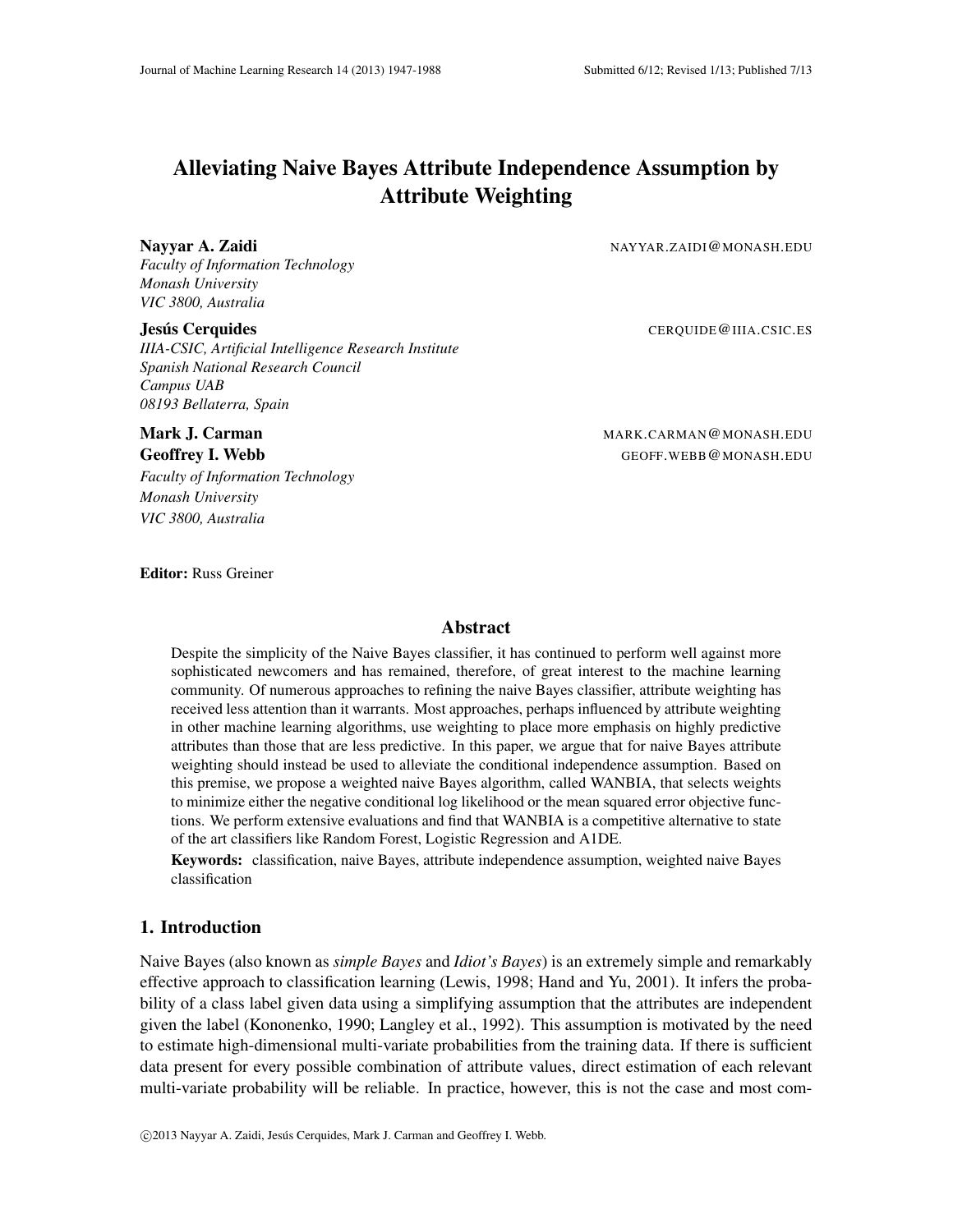# Alleviating Naive Bayes Attribute Independence Assumption by Attribute Weighting

**Nayyar A. Zaidi** NAYYAR.ZAIDI@MONASH.EDU
*Faculty of Information Technology*
*Monash University*
*VIC 3800, Australia*

**Jesús Cerquides** CERQUIDE@IIIA.CSIC.ES
*IIIA-CSIC, Artificial Intelligence Research Institute*
*Spanish National Research Council*
*Campus UAB*
*08193 Bellaterra, Spain*

**Mark J. Carman** MARK.CARMAN@MONASH.EDU
**Geoffrey I. Webb** GEOFF.WEBB@MONASH.EDU
*Faculty of Information Technology*
*Monash University*
*VIC 3800, Australia*

**Editor:** Russ Greiner

## Abstract

Despite the simplicity of the Naive Bayes classifier, it has continued to perform well against more sophisticated newcomers and has remained, therefore, of great interest to the machine learning community. Of numerous approaches to refining the naive Bayes classifier, attribute weighting has received less attention than it warrants. Most approaches, perhaps influenced by attribute weighting in other machine learning algorithms, use weighting to place more emphasis on highly predictive attributes than those that are less predictive. In this paper, we argue that for naive Bayes attribute weighting should instead be used to alleviate the conditional independence assumption. Based on this premise, we propose a weighted naive Bayes algorithm, called WANBIA, that selects weights to minimize either the negative conditional log likelihood or the mean squared error objective functions. We perform extensive evaluations and find that WANBIA is a competitive alternative to state of the art classifiers like Random Forest, Logistic Regression and A1DE.

**Keywords:** classification, naive Bayes, attribute independence assumption, weighted naive Bayes classification

## 1. Introduction

Naive Bayes (also known as *simple Bayes* and *Idiot's Bayes*) is an extremely simple and remarkably effective approach to classification learning (Lewis, 1998; Hand and Yu, 2001). It infers the probability of a class label given data using a simplifying assumption that the attributes are independent given the label (Kononenko, 1990; Langley et al., 1992). This assumption is motivated by the need to estimate high-dimensional multi-variate probabilities from the training data. If there is sufficient data present for every possible combination of attribute values, direct estimation of each relevant multi-variate probability will be reliable. In practice, however, this is not the case and most com-

©2013 Nayyar A. Zaidi, Jesús Cerquides, Mark J. Carman and Geoffrey I. Webb.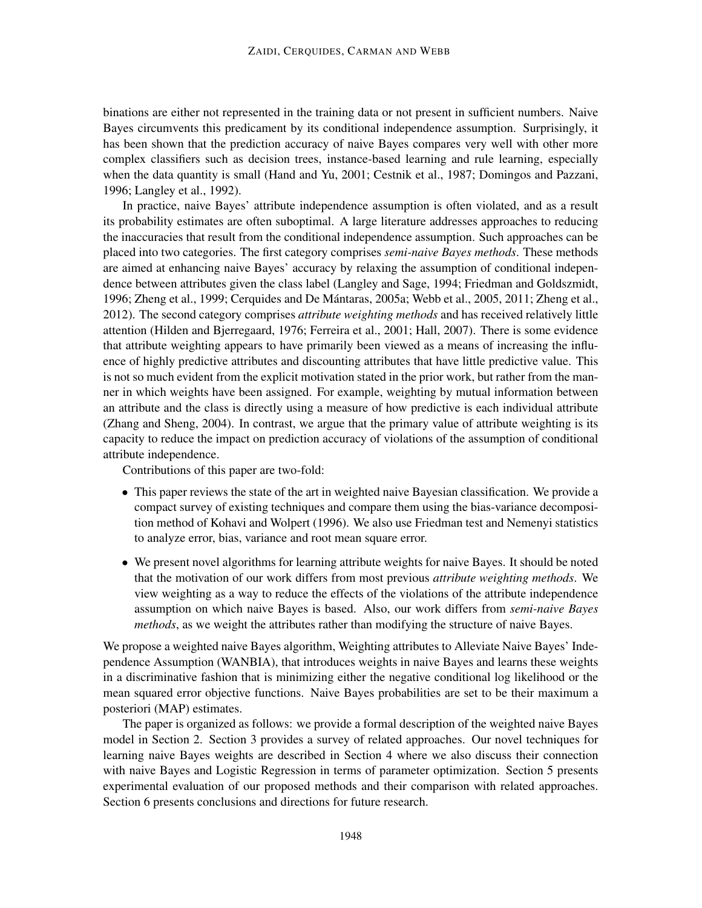binations are either not represented in the training data or not present in sufficient numbers. Naive Bayes circumvents this predicament by its conditional independence assumption. Surprisingly, it has been shown that the prediction accuracy of naive Bayes compares very well with other more complex classifiers such as decision trees, instance-based learning and rule learning, especially when the data quantity is small (Hand and Yu, 2001; Cestnik et al., 1987; Domingos and Pazzani, 1996; Langley et al., 1992).

In practice, naive Bayes' attribute independence assumption is often violated, and as a result its probability estimates are often suboptimal. A large literature addresses approaches to reducing the inaccuracies that result from the conditional independence assumption. Such approaches can be placed into two categories. The first category comprises *semi-naive Bayes methods*. These methods are aimed at enhancing naive Bayes' accuracy by relaxing the assumption of conditional independence between attributes given the class label (Langley and Sage, 1994; Friedman and Goldszmidt, 1996; Zheng et al., 1999; Cerquides and De Mántaras, 2005a; Webb et al., 2005, 2011; Zheng et al., 2012). The second category comprises *attribute weighting methods* and has received relatively little attention (Hilden and Bjerregaard, 1976; Ferreira et al., 2001; Hall, 2007). There is some evidence that attribute weighting appears to have primarily been viewed as a means of increasing the influence of highly predictive attributes and discounting attributes that have little predictive value. This is not so much evident from the explicit motivation stated in the prior work, but rather from the manner in which weights have been assigned. For example, weighting by mutual information between an attribute and the class is directly using a measure of how predictive is each individual attribute (Zhang and Sheng, 2004). In contrast, we argue that the primary value of attribute weighting is its capacity to reduce the impact on prediction accuracy of violations of the assumption of conditional attribute independence.

Contributions of this paper are two-fold:

- This paper reviews the state of the art in weighted naive Bayesian classification. We provide a compact survey of existing techniques and compare them using the bias-variance decomposition method of Kohavi and Wolpert (1996). We also use Friedman test and Nemenyi statistics to analyze error, bias, variance and root mean square error.
- We present novel algorithms for learning attribute weights for naive Bayes. It should be noted that the motivation of our work differs from most previous *attribute weighting methods*. We view weighting as a way to reduce the effects of the violations of the attribute independence assumption on which naive Bayes is based. Also, our work differs from *semi-naive Bayes methods*, as we weight the attributes rather than modifying the structure of naive Bayes.

We propose a weighted naive Bayes algorithm, Weighting attributes to Alleviate Naive Bayes' Independence Assumption (WANBIA), that introduces weights in naive Bayes and learns these weights in a discriminative fashion that is minimizing either the negative conditional log likelihood or the mean squared error objective functions. Naive Bayes probabilities are set to be their maximum a posteriori (MAP) estimates.

The paper is organized as follows: we provide a formal description of the weighted naive Bayes model in Section 2. Section 3 provides a survey of related approaches. Our novel techniques for learning naive Bayes weights are described in Section 4 where we also discuss their connection with naive Bayes and Logistic Regression in terms of parameter optimization. Section 5 presents experimental evaluation of our proposed methods and their comparison with related approaches. Section 6 presents conclusions and directions for future research.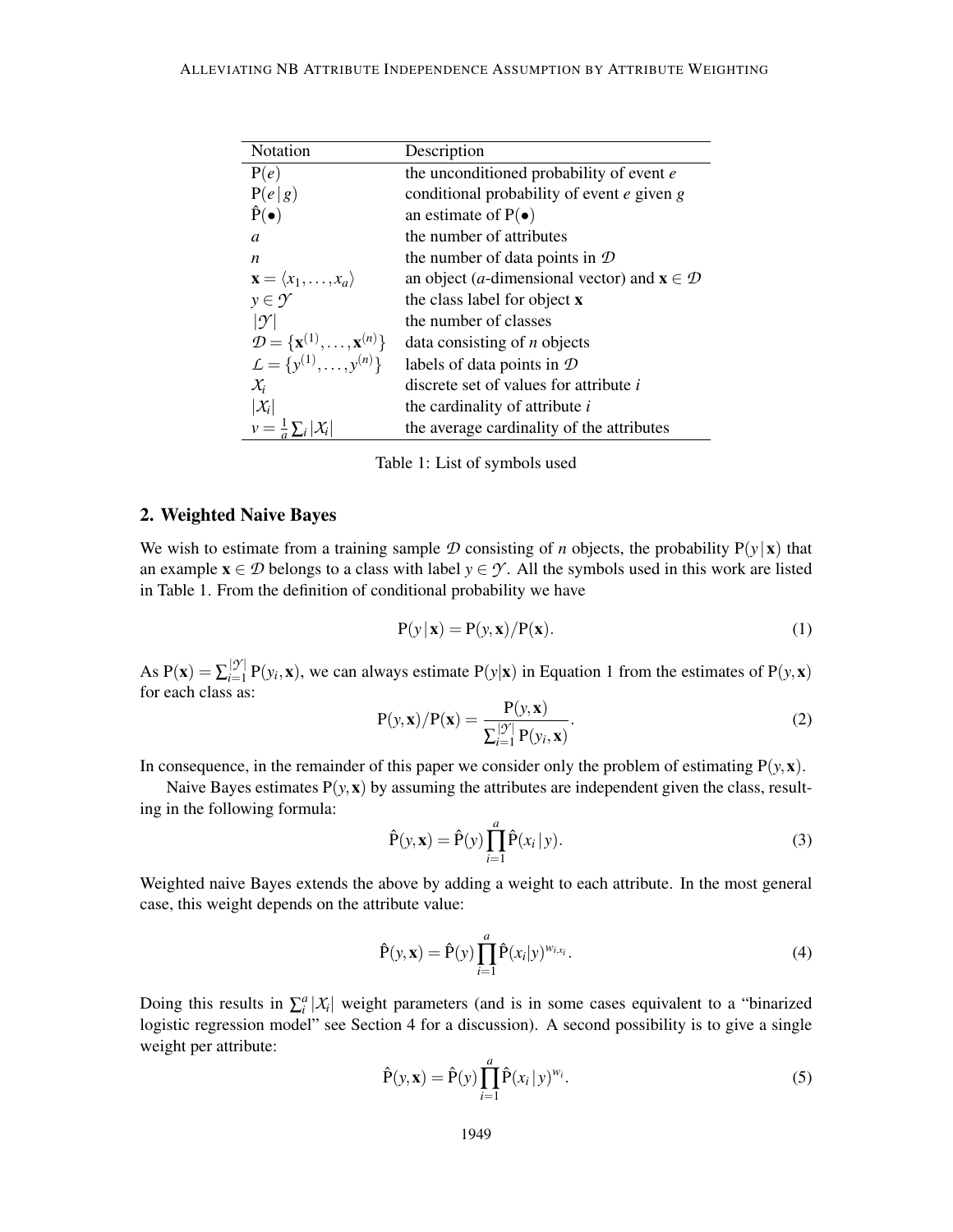| Notation | Description |
|---|---|
| $\mathrm{P}(e)$ | the unconditioned probability of event $e$ |
| $\mathrm{P}(e \mid g)$ | conditional probability of event $e$ given $g$ |
| $\hat{\mathrm{P}}(\bullet)$ | an estimate of $\mathrm{P}(\bullet)$ |
| $a$ | the number of attributes |
| $n$ | the number of data points in $\mathcal{D}$ |
| $\mathbf{x} = \langle x_1, \ldots, x_a \rangle$ | an object ($a$-dimensional vector) and $\mathbf{x} \in \mathcal{D}$ |
| $y \in \mathcal{Y}$ | the class label for object $\mathbf{x}$ |
| $\lvert\mathcal{Y}\rvert$ | the number of classes |
| $\mathcal{D} = \{\mathbf{x}^{(1)}, \ldots, \mathbf{x}^{(n)}\}$ | data consisting of $n$ objects |
| $\mathcal{L} = \{y^{(1)}, \ldots, y^{(n)}\}$ | labels of data points in $\mathcal{D}$ |
| $\mathcal{X}_i$ | discrete set of values for attribute $i$ |
| $\lvert\mathcal{X}_i\rvert$ | the cardinality of attribute $i$ |
| $v = \frac{1}{a}\sum_i \lvert\mathcal{X}_i\rvert$ | the average cardinality of the attributes |

Table 1: List of symbols used

## 2. Weighted Naive Bayes

We wish to estimate from a training sample $\mathcal{D}$ consisting of $n$ objects, the probability $\mathrm{P}(y \mid \mathbf{x})$ that an example $\mathbf{x} \in \mathcal{D}$ belongs to a class with label $y \in \mathcal{Y}$. All the symbols used in this work are listed in Table 1. From the definition of conditional probability we have

$$\mathrm{P}(y \mid \mathbf{x}) = \mathrm{P}(y, \mathbf{x}) / \mathrm{P}(\mathbf{x}). \tag{1}$$

As $\mathrm{P}(\mathbf{x}) = \sum_{i=1}^{|\mathcal{Y}|} \mathrm{P}(y_i, \mathbf{x})$, we can always estimate $\mathrm{P}(y|\mathbf{x})$ in Equation 1 from the estimates of $\mathrm{P}(y, \mathbf{x})$ for each class as:

$$\mathrm{P}(y, \mathbf{x}) / \mathrm{P}(\mathbf{x}) = \frac{\mathrm{P}(y, \mathbf{x})}{\sum_{i=1}^{|\mathcal{Y}|} \mathrm{P}(y_i, \mathbf{x})}. \tag{2}$$

In consequence, in the remainder of this paper we consider only the problem of estimating $\mathrm{P}(y, \mathbf{x})$.

Naive Bayes estimates $\mathrm{P}(y, \mathbf{x})$ by assuming the attributes are independent given the class, resulting in the following formula:

$$\hat{\mathrm{P}}(y, \mathbf{x}) = \hat{\mathrm{P}}(y) \prod_{i=1}^{a} \hat{\mathrm{P}}(x_i \mid y). \tag{3}$$

Weighted naive Bayes extends the above by adding a weight to each attribute. In the most general case, this weight depends on the attribute value:

$$\hat{\mathrm{P}}(y, \mathbf{x}) = \hat{\mathrm{P}}(y) \prod_{i=1}^{a} \hat{\mathrm{P}}(x_i|y)^{w_{i,x_i}}. \tag{4}$$

Doing this results in $\sum_i^a |\mathcal{X}_i|$ weight parameters (and is in some cases equivalent to a "binarized logistic regression model" see Section 4 for a discussion). A second possibility is to give a single weight per attribute:

$$\hat{\mathrm{P}}(y, \mathbf{x}) = \hat{\mathrm{P}}(y) \prod_{i=1}^{a} \hat{\mathrm{P}}(x_i \mid y)^{w_i}. \tag{5}$$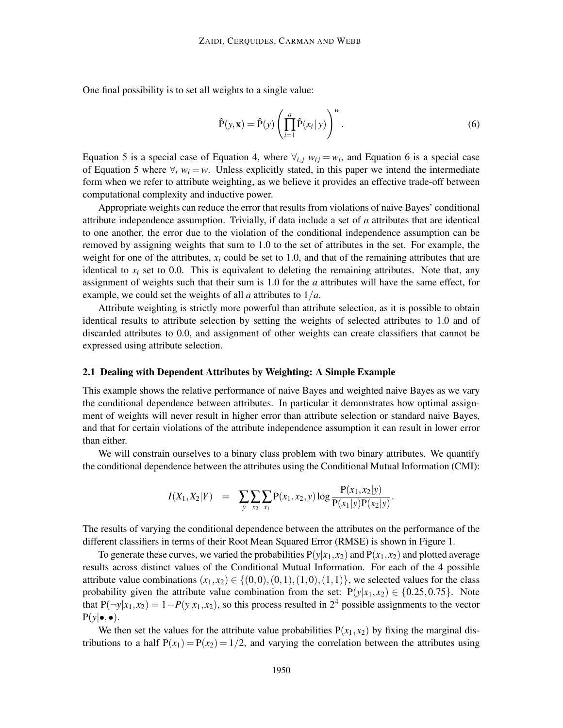One final possibility is to set all weights to a single value:

$$\hat{\mathrm{P}}(y, \mathbf{x}) = \hat{\mathrm{P}}(y) \left( \prod_{i=1}^{a} \hat{\mathrm{P}}(x_i \,|\, y) \right)^{w}. \tag{6}$$

Equation 5 is a special case of Equation 4, where $\forall_{i,j}\ w_{ij} = w_i$, and Equation 6 is a special case of Equation 5 where $\forall_i\ w_i = w$. Unless explicitly stated, in this paper we intend the intermediate form when we refer to attribute weighting, as we believe it provides an effective trade-off between computational complexity and inductive power.

Appropriate weights can reduce the error that results from violations of naive Bayes' conditional attribute independence assumption. Trivially, if data include a set of $a$ attributes that are identical to one another, the error due to the violation of the conditional independence assumption can be removed by assigning weights that sum to 1.0 to the set of attributes in the set. For example, the weight for one of the attributes, $x_i$ could be set to 1.0, and that of the remaining attributes that are identical to $x_i$ set to 0.0. This is equivalent to deleting the remaining attributes. Note that, any assignment of weights such that their sum is 1.0 for the $a$ attributes will have the same effect, for example, we could set the weights of all $a$ attributes to $1/a$.

Attribute weighting is strictly more powerful than attribute selection, as it is possible to obtain identical results to attribute selection by setting the weights of selected attributes to 1.0 and of discarded attributes to 0.0, and assignment of other weights can create classifiers that cannot be expressed using attribute selection.

### 2.1 Dealing with Dependent Attributes by Weighting: A Simple Example

This example shows the relative performance of naive Bayes and weighted naive Bayes as we vary the conditional dependence between attributes. In particular it demonstrates how optimal assignment of weights will never result in higher error than attribute selection or standard naive Bayes, and that for certain violations of the attribute independence assumption it can result in lower error than either.

We will constrain ourselves to a binary class problem with two binary attributes. We quantify the conditional dependence between the attributes using the Conditional Mutual Information (CMI):

$$I(X_1, X_2|Y) \quad = \quad \sum_{y}\sum_{x_2}\sum_{x_1} \mathrm{P}(x_1, x_2, y) \log \frac{\mathrm{P}(x_1, x_2|y)}{\mathrm{P}(x_1|y)\mathrm{P}(x_2|y)}.$$

The results of varying the conditional dependence between the attributes on the performance of the different classifiers in terms of their Root Mean Squared Error (RMSE) is shown in Figure 1.

To generate these curves, we varied the probabilities $\mathrm{P}(y|x_1, x_2)$ and $\mathrm{P}(x_1, x_2)$ and plotted average results across distinct values of the Conditional Mutual Information. For each of the 4 possible attribute value combinations $(x_1, x_2) \in \{(0,0), (0,1), (1,0), (1,1)\}$, we selected values for the class probability given the attribute value combination from the set: $\mathrm{P}(y|x_1, x_2) \in \{0.25, 0.75\}$. Note that $\mathrm{P}(\neg y|x_1, x_2) = 1 - P(y|x_1, x_2)$, so this process resulted in $2^4$ possible assignments to the vector $\mathrm{P}(y|\bullet, \bullet)$.

We then set the values for the attribute value probabilities $\mathrm{P}(x_1, x_2)$ by fixing the marginal distributions to a half $\mathrm{P}(x_1) = \mathrm{P}(x_2) = 1/2$, and varying the correlation between the attributes using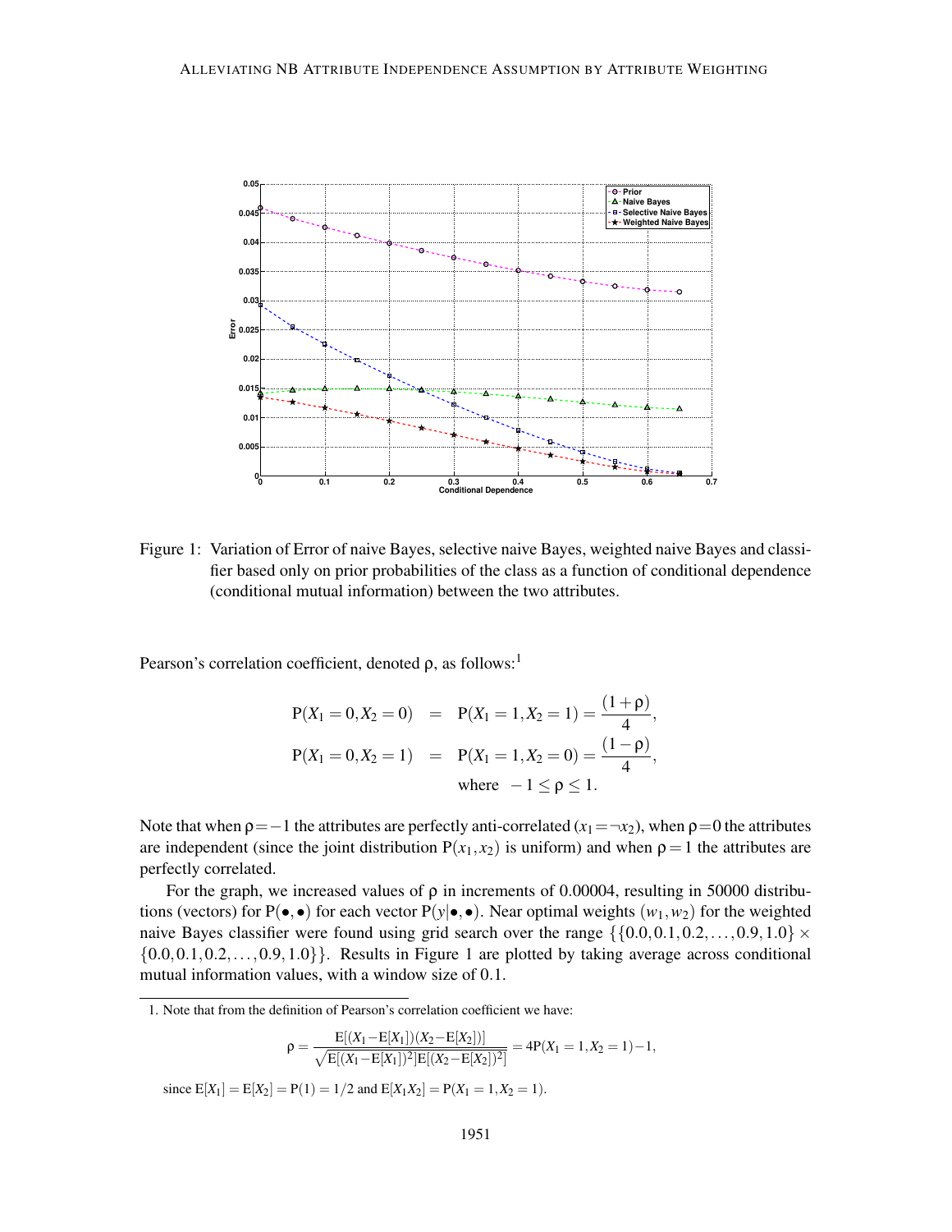Figure 1: Variation of Error of naive Bayes, selective naive Bayes, weighted naive Bayes and classifier based only on prior probabilities of the class as a function of conditional dependence (conditional mutual information) between the two attributes.

Pearson's correlation coefficient, denoted ρ, as follows:[1]

$$
\begin{aligned}
P(X_1 = 0, X_2 = 0) &= P(X_1 = 1, X_2 = 1) = \frac{(1+\rho)}{4}, \\
P(X_1 = 0, X_2 = 1) &= P(X_1 = 1, X_2 = 0) = \frac{(1-\rho)}{4}, \\
&\quad \text{where } \; -1 \leq \rho \leq 1.
\end{aligned}
$$

Note that when $\rho = -1$ the attributes are perfectly anti-correlated ($x_1 = \neg x_2$), when $\rho = 0$ the attributes are independent (since the joint distribution $P(x_1, x_2)$ is uniform) and when $\rho = 1$ the attributes are perfectly correlated.

For the graph, we increased values of ρ in increments of 0.00004, resulting in 50000 distributions (vectors) for $P(\bullet, \bullet)$ for each vector $P(y|\bullet, \bullet)$. Near optimal weights $(w_1, w_2)$ for the weighted naive Bayes classifier were found using grid search over the range $\{\{0.0, 0.1, 0.2, \ldots, 0.9, 1.0\} \times \{0.0, 0.1, 0.2, \ldots, 0.9, 1.0\}\}$. Results in Figure 1 are plotted by taking average across conditional mutual information values, with a window size of 0.1.

1. Note that from the definition of Pearson's correlation coefficient we have:

$$
\rho = \frac{E[(X_1 - E[X_1])(X_2 - E[X_2])]}{\sqrt{E[(X_1 - E[X_1])^2]E[(X_2 - E[X_2])^2]}} = 4P(X_1 = 1, X_2 = 1) - 1,
$$

since $E[X_1] = E[X_2] = P(1) = 1/2$ and $E[X_1 X_2] = P(X_1 = 1, X_2 = 1)$.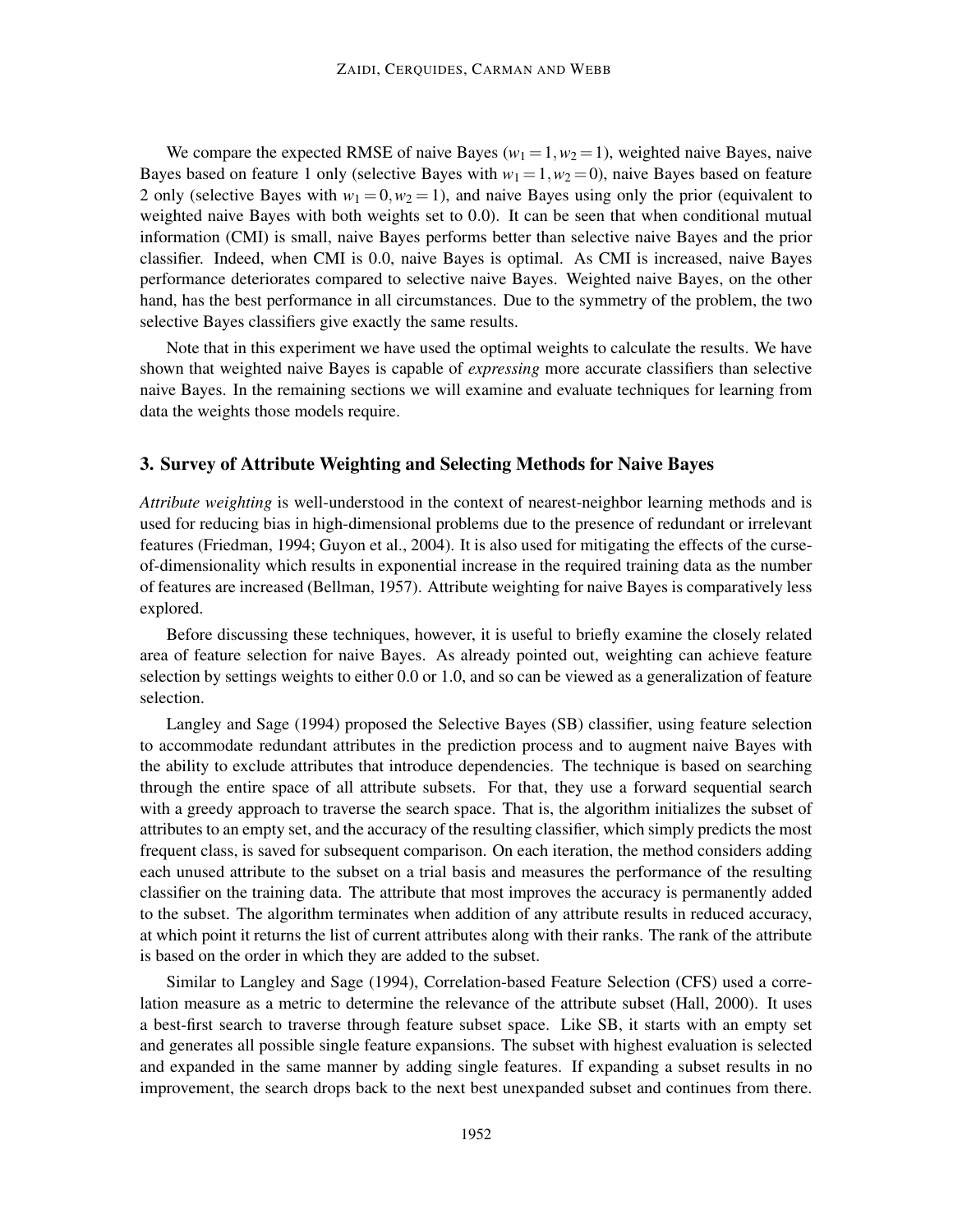We compare the expected RMSE of naive Bayes ($w_1 = 1, w_2 = 1$), weighted naive Bayes, naive Bayes based on feature 1 only (selective Bayes with $w_1 = 1, w_2 = 0$), naive Bayes based on feature 2 only (selective Bayes with $w_1 = 0, w_2 = 1$), and naive Bayes using only the prior (equivalent to weighted naive Bayes with both weights set to 0.0). It can be seen that when conditional mutual information (CMI) is small, naive Bayes performs better than selective naive Bayes and the prior classifier. Indeed, when CMI is 0.0, naive Bayes is optimal. As CMI is increased, naive Bayes performance deteriorates compared to selective naive Bayes. Weighted naive Bayes, on the other hand, has the best performance in all circumstances. Due to the symmetry of the problem, the two selective Bayes classifiers give exactly the same results.

Note that in this experiment we have used the optimal weights to calculate the results. We have shown that weighted naive Bayes is capable of *expressing* more accurate classifiers than selective naive Bayes. In the remaining sections we will examine and evaluate techniques for learning from data the weights those models require.

## 3. Survey of Attribute Weighting and Selecting Methods for Naive Bayes

*Attribute weighting* is well-understood in the context of nearest-neighbor learning methods and is used for reducing bias in high-dimensional problems due to the presence of redundant or irrelevant features (Friedman, 1994; Guyon et al., 2004). It is also used for mitigating the effects of the curse-of-dimensionality which results in exponential increase in the required training data as the number of features are increased (Bellman, 1957). Attribute weighting for naive Bayes is comparatively less explored.

Before discussing these techniques, however, it is useful to briefly examine the closely related area of feature selection for naive Bayes. As already pointed out, weighting can achieve feature selection by settings weights to either 0.0 or 1.0, and so can be viewed as a generalization of feature selection.

Langley and Sage (1994) proposed the Selective Bayes (SB) classifier, using feature selection to accommodate redundant attributes in the prediction process and to augment naive Bayes with the ability to exclude attributes that introduce dependencies. The technique is based on searching through the entire space of all attribute subsets. For that, they use a forward sequential search with a greedy approach to traverse the search space. That is, the algorithm initializes the subset of attributes to an empty set, and the accuracy of the resulting classifier, which simply predicts the most frequent class, is saved for subsequent comparison. On each iteration, the method considers adding each unused attribute to the subset on a trial basis and measures the performance of the resulting classifier on the training data. The attribute that most improves the accuracy is permanently added to the subset. The algorithm terminates when addition of any attribute results in reduced accuracy, at which point it returns the list of current attributes along with their ranks. The rank of the attribute is based on the order in which they are added to the subset.

Similar to Langley and Sage (1994), Correlation-based Feature Selection (CFS) used a correlation measure as a metric to determine the relevance of the attribute subset (Hall, 2000). It uses a best-first search to traverse through feature subset space. Like SB, it starts with an empty set and generates all possible single feature expansions. The subset with highest evaluation is selected and expanded in the same manner by adding single features. If expanding a subset results in no improvement, the search drops back to the next best unexpanded subset and continues from there.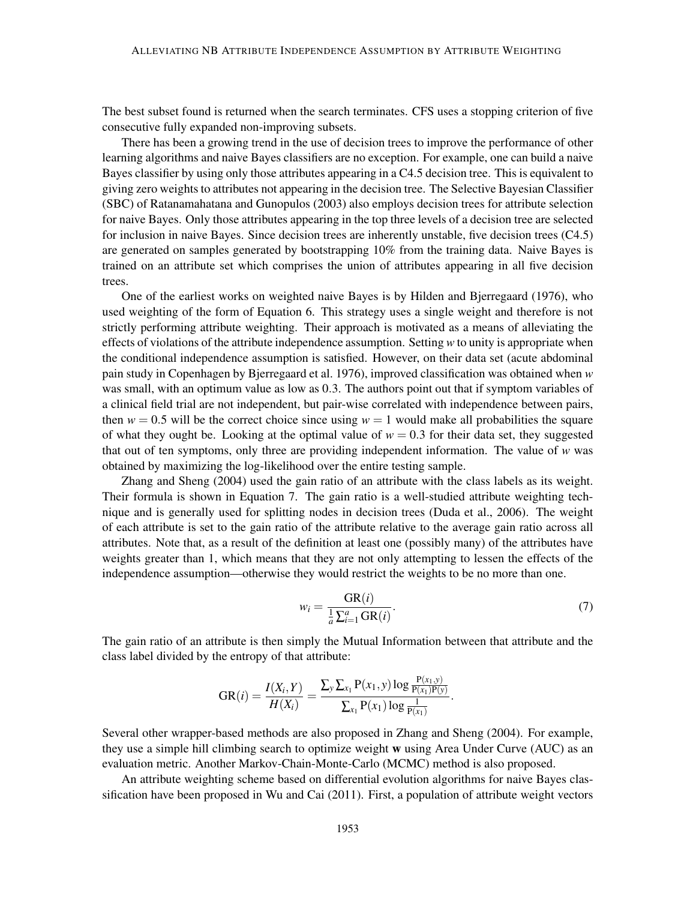The best subset found is returned when the search terminates. CFS uses a stopping criterion of five consecutive fully expanded non-improving subsets.

There has been a growing trend in the use of decision trees to improve the performance of other learning algorithms and naive Bayes classifiers are no exception. For example, one can build a naive Bayes classifier by using only those attributes appearing in a C4.5 decision tree. This is equivalent to giving zero weights to attributes not appearing in the decision tree. The Selective Bayesian Classifier (SBC) of Ratanamahatana and Gunopulos (2003) also employs decision trees for attribute selection for naive Bayes. Only those attributes appearing in the top three levels of a decision tree are selected for inclusion in naive Bayes. Since decision trees are inherently unstable, five decision trees (C4.5) are generated on samples generated by bootstrapping 10% from the training data. Naive Bayes is trained on an attribute set which comprises the union of attributes appearing in all five decision trees.

One of the earliest works on weighted naive Bayes is by Hilden and Bjerregaard (1976), who used weighting of the form of Equation 6. This strategy uses a single weight and therefore is not strictly performing attribute weighting. Their approach is motivated as a means of alleviating the effects of violations of the attribute independence assumption. Setting $w$ to unity is appropriate when the conditional independence assumption is satisfied. However, on their data set (acute abdominal pain study in Copenhagen by Bjerregaard et al. 1976), improved classification was obtained when $w$ was small, with an optimum value as low as 0.3. The authors point out that if symptom variables of a clinical field trial are not independent, but pair-wise correlated with independence between pairs, then $w = 0.5$ will be the correct choice since using $w = 1$ would make all probabilities the square of what they ought be. Looking at the optimal value of $w = 0.3$ for their data set, they suggested that out of ten symptoms, only three are providing independent information. The value of $w$ was obtained by maximizing the log-likelihood over the entire testing sample.

Zhang and Sheng (2004) used the gain ratio of an attribute with the class labels as its weight. Their formula is shown in Equation 7. The gain ratio is a well-studied attribute weighting technique and is generally used for splitting nodes in decision trees (Duda et al., 2006). The weight of each attribute is set to the gain ratio of the attribute relative to the average gain ratio across all attributes. Note that, as a result of the definition at least one (possibly many) of the attributes have weights greater than 1, which means that they are not only attempting to lessen the effects of the independence assumption—otherwise they would restrict the weights to be no more than one.

$$w_i = \frac{\mathrm{GR}(i)}{\frac{1}{a}\sum_{i=1}^{a}\mathrm{GR}(i)}. \tag{7}$$

The gain ratio of an attribute is then simply the Mutual Information between that attribute and the class label divided by the entropy of that attribute:

$$\mathrm{GR}(i) = \frac{I(X_i, Y)}{H(X_i)} = \frac{\sum_y \sum_{x_1} \mathrm{P}(x_1, y) \log \frac{\mathrm{P}(x_1, y)}{\mathrm{P}(x_1)\mathrm{P}(y)}}{\sum_{x_1} \mathrm{P}(x_1) \log \frac{1}{\mathrm{P}(x_1)}}.$$

Several other wrapper-based methods are also proposed in Zhang and Sheng (2004). For example, they use a simple hill climbing search to optimize weight $\mathbf{w}$ using Area Under Curve (AUC) as an evaluation metric. Another Markov-Chain-Monte-Carlo (MCMC) method is also proposed.

An attribute weighting scheme based on differential evolution algorithms for naive Bayes classification have been proposed in Wu and Cai (2011). First, a population of attribute weight vectors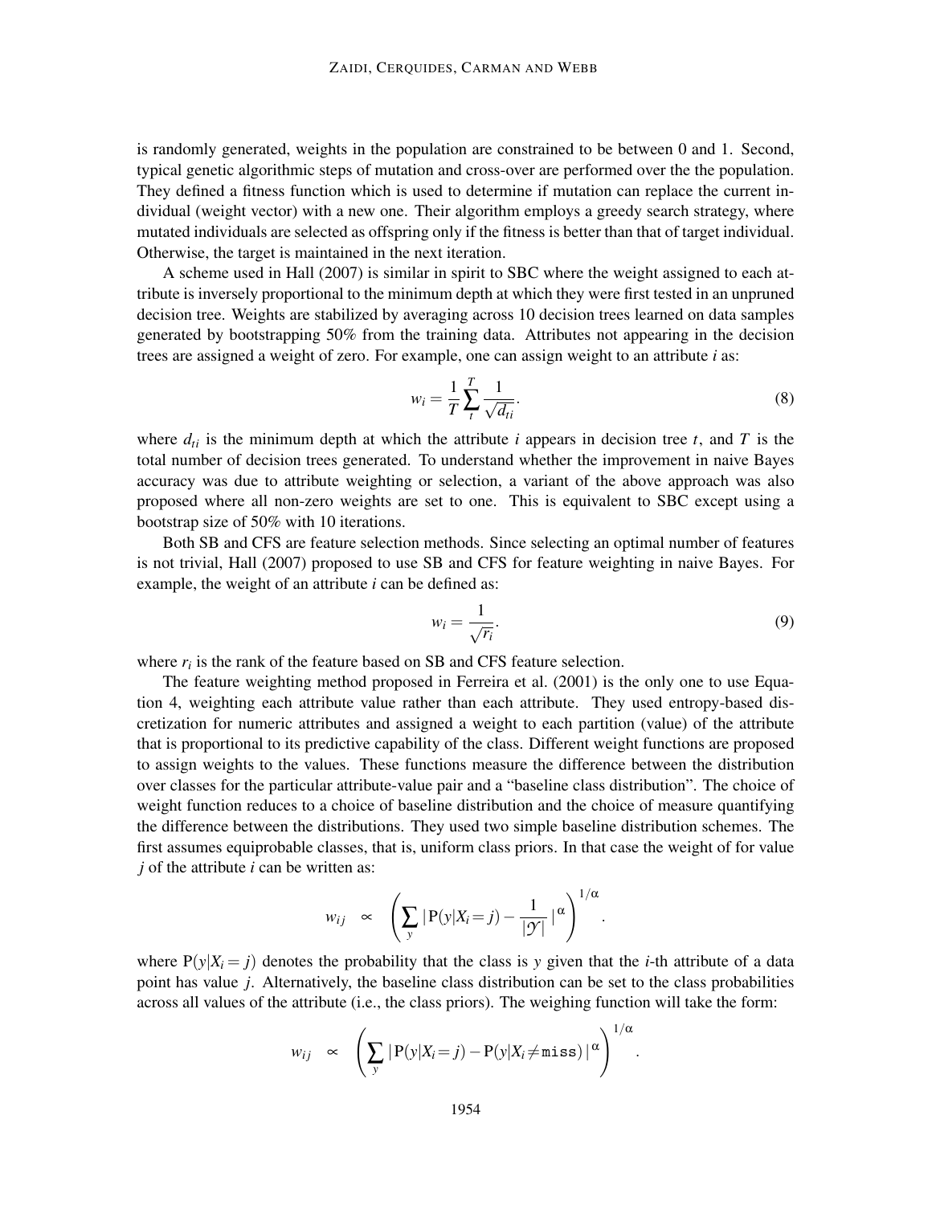is randomly generated, weights in the population are constrained to be between 0 and 1. Second, typical genetic algorithmic steps of mutation and cross-over are performed over the the population. They defined a fitness function which is used to determine if mutation can replace the current individual (weight vector) with a new one. Their algorithm employs a greedy search strategy, where mutated individuals are selected as offspring only if the fitness is better than that of target individual. Otherwise, the target is maintained in the next iteration.

A scheme used in Hall (2007) is similar in spirit to SBC where the weight assigned to each attribute is inversely proportional to the minimum depth at which they were first tested in an unpruned decision tree. Weights are stabilized by averaging across 10 decision trees learned on data samples generated by bootstrapping 50% from the training data. Attributes not appearing in the decision trees are assigned a weight of zero. For example, one can assign weight to an attribute $i$ as:

$$w_i = \frac{1}{T} \sum_{t}^{T} \frac{1}{\sqrt{d_{ti}}}. \tag{8}$$

where $d_{ti}$ is the minimum depth at which the attribute $i$ appears in decision tree $t$, and $T$ is the total number of decision trees generated. To understand whether the improvement in naive Bayes accuracy was due to attribute weighting or selection, a variant of the above approach was also proposed where all non-zero weights are set to one. This is equivalent to SBC except using a bootstrap size of 50% with 10 iterations.

Both SB and CFS are feature selection methods. Since selecting an optimal number of features is not trivial, Hall (2007) proposed to use SB and CFS for feature weighting in naive Bayes. For example, the weight of an attribute $i$ can be defined as:

$$w_i = \frac{1}{\sqrt{r_i}}. \tag{9}$$

where $r_i$ is the rank of the feature based on SB and CFS feature selection.

The feature weighting method proposed in Ferreira et al. (2001) is the only one to use Equation 4, weighting each attribute value rather than each attribute. They used entropy-based discretization for numeric attributes and assigned a weight to each partition (value) of the attribute that is proportional to its predictive capability of the class. Different weight functions are proposed to assign weights to the values. These functions measure the difference between the distribution over classes for the particular attribute-value pair and a "baseline class distribution". The choice of weight function reduces to a choice of baseline distribution and the choice of measure quantifying the difference between the distributions. They used two simple baseline distribution schemes. The first assumes equiprobable classes, that is, uniform class priors. In that case the weight of for value $j$ of the attribute $i$ can be written as:

$$w_{ij} \propto \left( \sum_{y} |\, \mathrm{P}(y|X_i = j) - \frac{1}{|\mathcal{Y}|} \,|^{\alpha} \right)^{1/\alpha}.$$

where $\mathrm{P}(y|X_i = j)$ denotes the probability that the class is $y$ given that the $i$-th attribute of a data point has value $j$. Alternatively, the baseline class distribution can be set to the class probabilities across all values of the attribute (i.e., the class priors). The weighing function will take the form:

$$w_{ij} \propto \left( \sum_{y} |\, \mathrm{P}(y|X_i = j) - \mathrm{P}(y|X_i \neq \texttt{miss}) \,|^{\alpha} \right)^{1/\alpha}.$$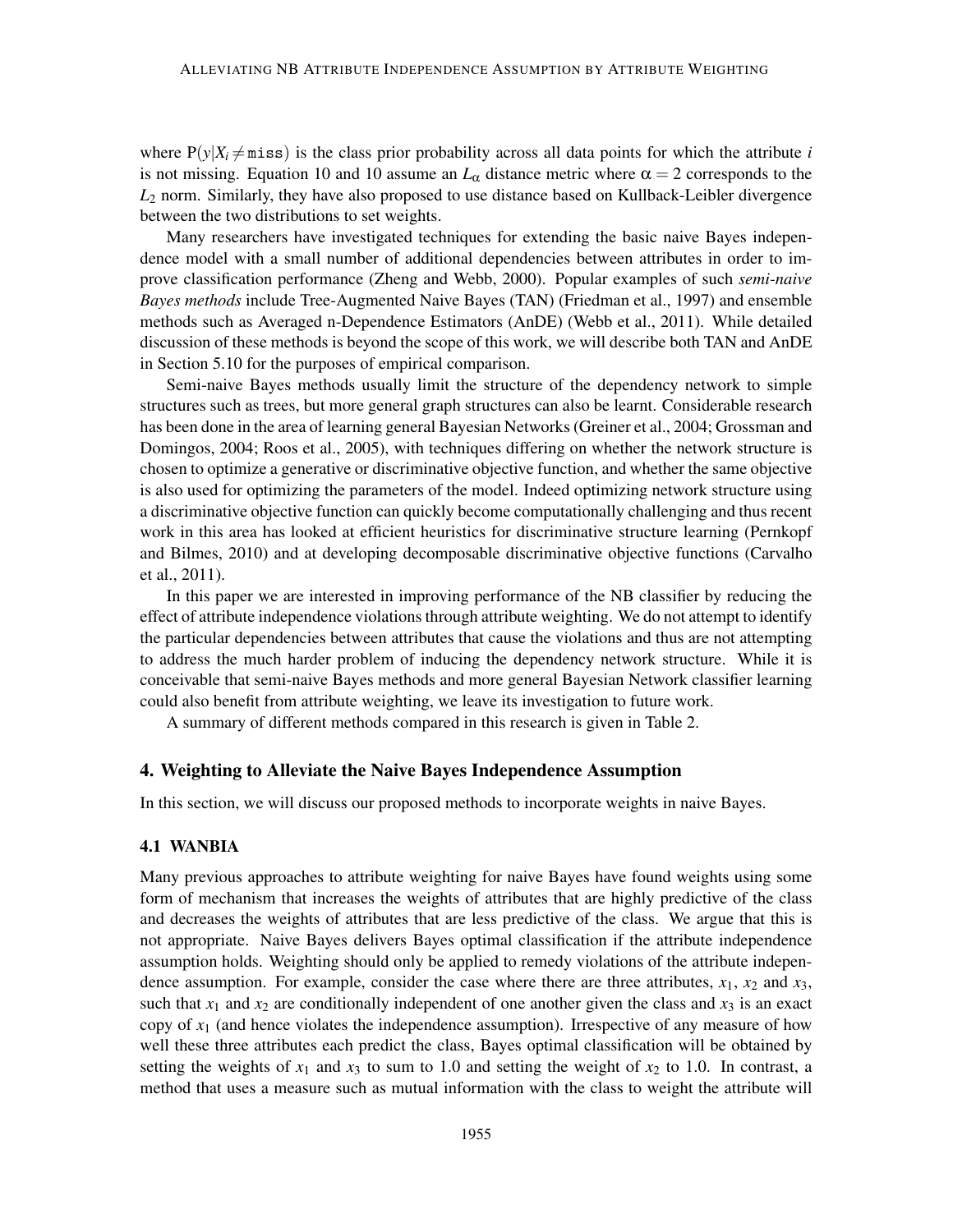where $\mathrm{P}(y|X_i \neq \texttt{miss})$ is the class prior probability across all data points for which the attribute $i$ is not missing. Equation 10 and 10 assume an $L_\alpha$ distance metric where $\alpha = 2$ corresponds to the $L_2$ norm. Similarly, they have also proposed to use distance based on Kullback-Leibler divergence between the two distributions to set weights.

Many researchers have investigated techniques for extending the basic naive Bayes independence model with a small number of additional dependencies between attributes in order to improve classification performance (Zheng and Webb, 2000). Popular examples of such *semi-naive Bayes methods* include Tree-Augmented Naive Bayes (TAN) (Friedman et al., 1997) and ensemble methods such as Averaged n-Dependence Estimators (AnDE) (Webb et al., 2011). While detailed discussion of these methods is beyond the scope of this work, we will describe both TAN and AnDE in Section 5.10 for the purposes of empirical comparison.

Semi-naive Bayes methods usually limit the structure of the dependency network to simple structures such as trees, but more general graph structures can also be learnt. Considerable research has been done in the area of learning general Bayesian Networks (Greiner et al., 2004; Grossman and Domingos, 2004; Roos et al., 2005), with techniques differing on whether the network structure is chosen to optimize a generative or discriminative objective function, and whether the same objective is also used for optimizing the parameters of the model. Indeed optimizing network structure using a discriminative objective function can quickly become computationally challenging and thus recent work in this area has looked at efficient heuristics for discriminative structure learning (Pernkopf and Bilmes, 2010) and at developing decomposable discriminative objective functions (Carvalho et al., 2011).

In this paper we are interested in improving performance of the NB classifier by reducing the effect of attribute independence violations through attribute weighting. We do not attempt to identify the particular dependencies between attributes that cause the violations and thus are not attempting to address the much harder problem of inducing the dependency network structure. While it is conceivable that semi-naive Bayes methods and more general Bayesian Network classifier learning could also benefit from attribute weighting, we leave its investigation to future work.

A summary of different methods compared in this research is given in Table 2.

## 4. Weighting to Alleviate the Naive Bayes Independence Assumption

In this section, we will discuss our proposed methods to incorporate weights in naive Bayes.

### 4.1 WANBIA

Many previous approaches to attribute weighting for naive Bayes have found weights using some form of mechanism that increases the weights of attributes that are highly predictive of the class and decreases the weights of attributes that are less predictive of the class. We argue that this is not appropriate. Naive Bayes delivers Bayes optimal classification if the attribute independence assumption holds. Weighting should only be applied to remedy violations of the attribute independence assumption. For example, consider the case where there are three attributes, $x_1$, $x_2$ and $x_3$, such that $x_1$ and $x_2$ are conditionally independent of one another given the class and $x_3$ is an exact copy of $x_1$ (and hence violates the independence assumption). Irrespective of any measure of how well these three attributes each predict the class, Bayes optimal classification will be obtained by setting the weights of $x_1$ and $x_3$ to sum to 1.0 and setting the weight of $x_2$ to 1.0. In contrast, a method that uses a measure such as mutual information with the class to weight the attribute will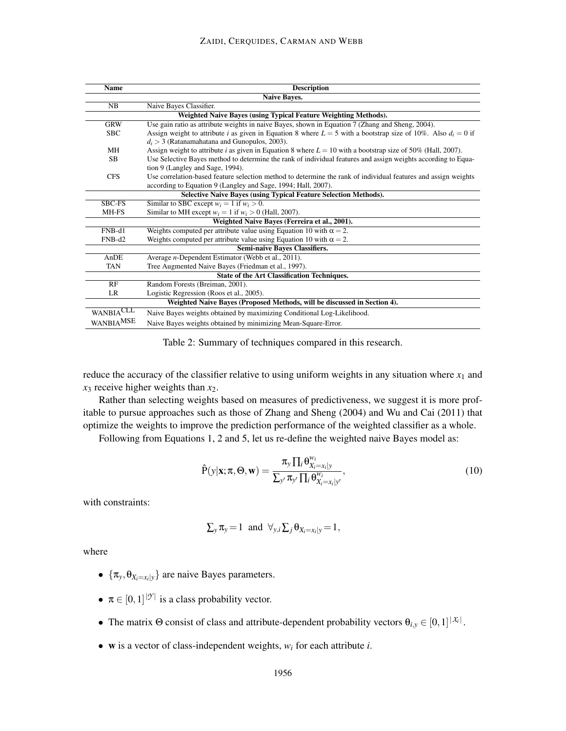| Name | Description |
|---|---|
| **Naive Bayes.** | |
| NB | Naive Bayes Classifier. |
| **Weighted Naive Bayes (using Typical Feature Weighting Methods).** | |
| GRW | Use gain ratio as attribute weights in naive Bayes, shown in Equation 7 (Zhang and Sheng, 2004). |
| SBC | Assign weight to attribute $i$ as given in Equation 8 where $L = 5$ with a bootstrap size of 10%. Also $d_i = 0$ if $d_i > 3$ (Ratanamahatana and Gunopulos, 2003). |
| MH | Assign weight to attribute $i$ as given in Equation 8 where $L = 10$ with a bootstrap size of 50% (Hall, 2007). |
| SB | Use Selective Bayes method to determine the rank of individual features and assign weights according to Equation 9 (Langley and Sage, 1994). |
| CFS | Use correlation-based feature selection method to determine the rank of individual features and assign weights according to Equation 9 (Langley and Sage, 1994; Hall, 2007). |
| **Selective Naive Bayes (using Typical Feature Selection Methods).** | |
| SBC-FS | Similar to SBC except $w_i = 1$ if $w_i > 0$. |
| MH-FS | Similar to MH except $w_i = 1$ if $w_i > 0$ (Hall, 2007). |
| **Weighted Naive Bayes (Ferreira et al., 2001).** | |
| FNB-d1 | Weights computed per attribute value using Equation 10 with $\alpha = 2$. |
| FNB-d2 | Weights computed per attribute value using Equation 10 with $\alpha = 2$. |
| **Semi-naive Bayes Classifiers.** | |
| AnDE | Average $n$-Dependent Estimator (Webb et al., 2011). |
| TAN | Tree Augmented Naive Bayes (Friedman et al., 1997). |
| **State of the Art Classification Techniques.** | |
| RF | Random Forests (Breiman, 2001). |
| LR | Logistic Regression (Roos et al., 2005). |
| **Weighted Naive Bayes (Proposed Methods, will be discussed in Section 4).** | |
| WANBIA$^{\text{CLL}}$ | Naive Bayes weights obtained by maximizing Conditional Log-Likelihood. |
| WANBIA$^{\text{MSE}}$ | Naive Bayes weights obtained by minimizing Mean-Square-Error. |

Table 2: Summary of techniques compared in this research.

reduce the accuracy of the classifier relative to using uniform weights in any situation where $x_1$ and $x_3$ receive higher weights than $x_2$.

Rather than selecting weights based on measures of predictiveness, we suggest it is more profitable to pursue approaches such as those of Zhang and Sheng (2004) and Wu and Cai (2011) that optimize the weights to improve the prediction performance of the weighted classifier as a whole.

Following from Equations 1, 2 and 5, let us re-define the weighted naive Bayes model as:

$$\hat{\mathrm{P}}(y|\mathbf{x};\pi,\Theta,\mathbf{w}) = \frac{\pi_y \prod_i \theta^{w_i}_{X_i=x_i|y}}{\sum_{y'} \pi_{y'} \prod_i \theta^{w_i}_{X_i=x_i|y'}}, \tag{10}$$

with constraints:

$$\textstyle\sum_y \pi_y = 1 \;\text{ and }\; \forall_{y,i} \sum_j \theta_{X_i=x_i|y} = 1,$$

where

- $\{\pi_y, \theta_{X_i=x_i|y}\}$ are naive Bayes parameters.
- $\pi \in [0,1]^{|\mathcal{Y}|}$ is a class probability vector.
- The matrix $\Theta$ consist of class and attribute-dependent probability vectors $\theta_{i,y} \in [0,1]^{|\mathcal{X}_i|}$.
- $\mathbf{w}$ is a vector of class-independent weights, $w_i$ for each attribute $i$.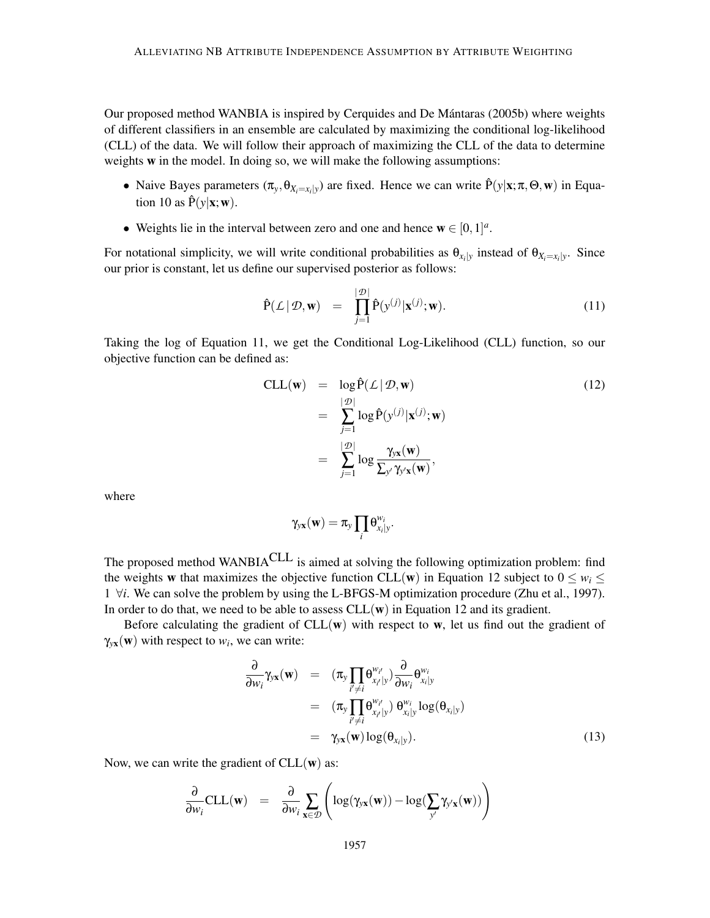Our proposed method WANBIA is inspired by Cerquides and De Mántaras (2005b) where weights of different classifiers in an ensemble are calculated by maximizing the conditional log-likelihood (CLL) of the data. We will follow their approach of maximizing the CLL of the data to determine weights $\mathbf{w}$ in the model. In doing so, we will make the following assumptions:

- Naive Bayes parameters $(\pi_y, \theta_{X_i=x_i|y})$ are fixed. Hence we can write $\hat{P}(y|\mathbf{x};\pi,\Theta,\mathbf{w})$ in Equation 10 as $\hat{P}(y|\mathbf{x};\mathbf{w})$.
- Weights lie in the interval between zero and one and hence $\mathbf{w} \in [0,1]^a$.

For notational simplicity, we will write conditional probabilities as $\theta_{x_i|y}$ instead of $\theta_{X_i=x_i|y}$. Since our prior is constant, let us define our supervised posterior as follows:

$$\hat{P}(\mathcal{L}\,|\,\mathcal{D},\mathbf{w}) = \prod_{j=1}^{|\mathcal{D}|} \hat{P}(y^{(j)}|\mathbf{x}^{(j)};\mathbf{w}). \tag{11}$$

Taking the log of Equation 11, we get the Conditional Log-Likelihood (CLL) function, so our objective function can be defined as:

$$\begin{aligned} \mathrm{CLL}(\mathbf{w}) &= \log \hat{P}(\mathcal{L}\,|\,\mathcal{D},\mathbf{w}) \\ &= \sum_{j=1}^{|\mathcal{D}|} \log \hat{P}(y^{(j)}|\mathbf{x}^{(j)};\mathbf{w}) \\ &= \sum_{j=1}^{|\mathcal{D}|} \log \frac{\gamma_{y\mathbf{x}}(\mathbf{w})}{\sum_{y'} \gamma_{y'\mathbf{x}}(\mathbf{w})}, \end{aligned} \tag{12}$$

where

$$\gamma_{y\mathbf{x}}(\mathbf{w}) = \pi_y \prod_i \theta_{x_i|y}^{w_i}.$$

The proposed method WANBIA$^{\mathrm{CLL}}$ is aimed at solving the following optimization problem: find the weights $\mathbf{w}$ that maximizes the objective function $\mathrm{CLL}(\mathbf{w})$ in Equation 12 subject to $0 \leq w_i \leq 1\ \forall i$. We can solve the problem by using the L-BFGS-M optimization procedure (Zhu et al., 1997). In order to do that, we need to be able to assess $\mathrm{CLL}(\mathbf{w})$ in Equation 12 and its gradient.

Before calculating the gradient of $\mathrm{CLL}(\mathbf{w})$ with respect to $\mathbf{w}$, let us find out the gradient of $\gamma_{y\mathbf{x}}(\mathbf{w})$ with respect to $w_i$, we can write:

$$\begin{aligned} \frac{\partial}{\partial w_i}\gamma_{y\mathbf{x}}(\mathbf{w}) &= (\pi_y \prod_{i' \neq i} \theta_{x_{i'}|y}^{w_{i'}}) \frac{\partial}{\partial w_i} \theta_{x_i|y}^{w_i} \\ &= (\pi_y \prod_{i' \neq i} \theta_{x_{i'}|y}^{w_{i'}})\ \theta_{x_i|y}^{w_i} \log(\theta_{x_i|y}) \\ &= \gamma_{y\mathbf{x}}(\mathbf{w}) \log(\theta_{x_i|y}). \end{aligned} \tag{13}$$

Now, we can write the gradient of $\mathrm{CLL}(\mathbf{w})$ as:

$$\frac{\partial}{\partial w_i}\mathrm{CLL}(\mathbf{w}) = \frac{\partial}{\partial w_i} \sum_{\mathbf{x} \in \mathcal{D}} \left( \log(\gamma_{y\mathbf{x}}(\mathbf{w})) - \log(\sum_{y'} \gamma_{y'\mathbf{x}}(\mathbf{w})) \right)$$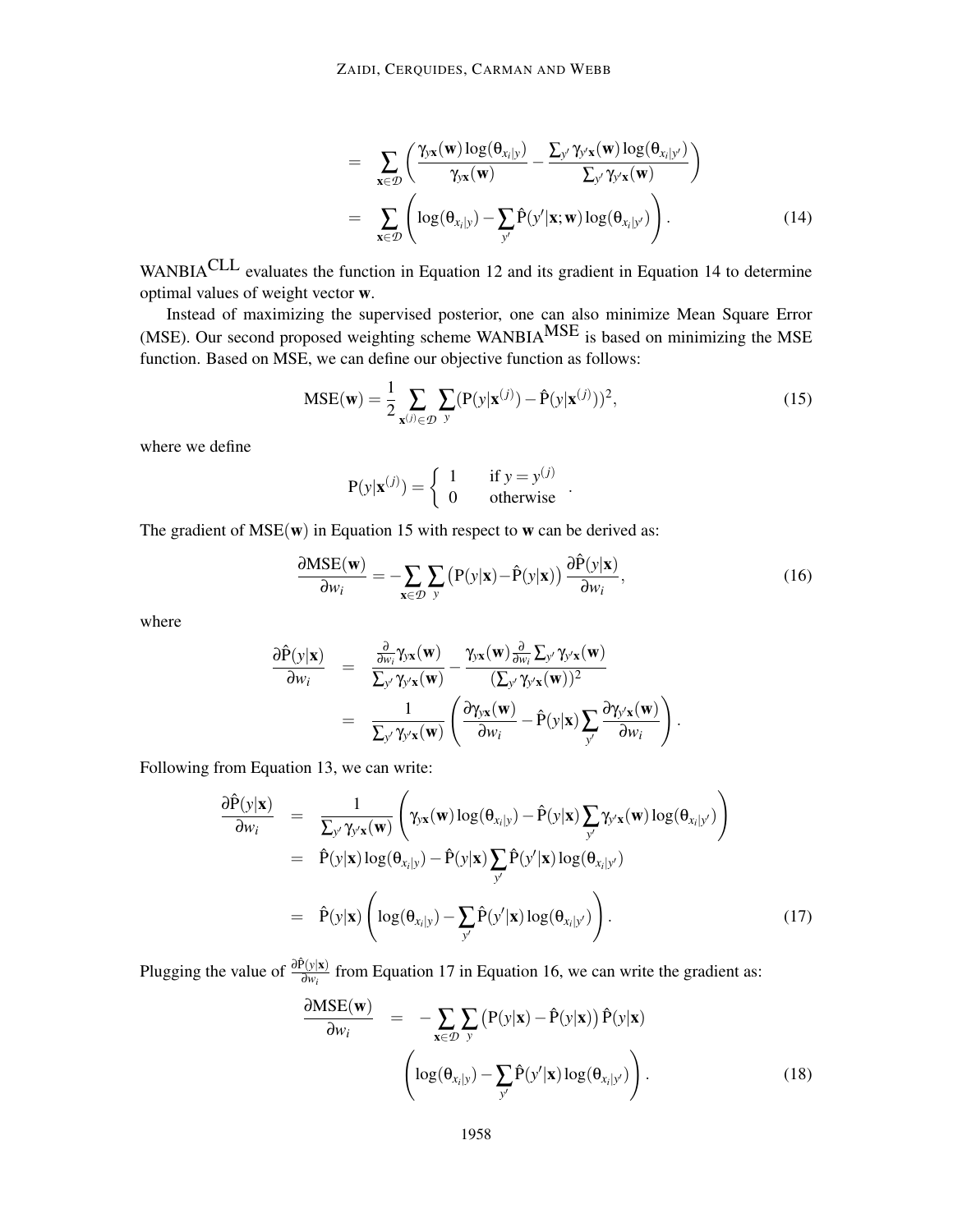$$
\begin{aligned}
&= \sum_{\mathbf{x} \in \mathcal{D}} \left( \frac{\gamma_{y\mathbf{x}}(\mathbf{w}) \log(\theta_{x_i|y})}{\gamma_{y\mathbf{x}}(\mathbf{w})} - \frac{\sum_{y'} \gamma_{y'\mathbf{x}}(\mathbf{w}) \log(\theta_{x_i|y'})}{\sum_{y'} \gamma_{y'\mathbf{x}}(\mathbf{w})} \right) \\
&= \sum_{\mathbf{x} \in \mathcal{D}} \left( \log(\theta_{x_i|y}) - \sum_{y'} \hat{\mathrm{P}}(y'|\mathbf{x};\mathbf{w}) \log(\theta_{x_i|y'}) \right). \qquad (14)
\end{aligned}
$$

WANBIA$^{\text{CLL}}$ evaluates the function in Equation 12 and its gradient in Equation 14 to determine optimal values of weight vector $\mathbf{w}$.

Instead of maximizing the supervised posterior, one can also minimize Mean Square Error (MSE). Our second proposed weighting scheme WANBIA$^{\text{MSE}}$ is based on minimizing the MSE function. Based on MSE, we can define our objective function as follows:

$$
\mathrm{MSE}(\mathbf{w}) = \frac{1}{2} \sum_{\mathbf{x}^{(j)} \in \mathcal{D}} \sum_{y} (\mathrm{P}(y|\mathbf{x}^{(j)}) - \hat{\mathrm{P}}(y|\mathbf{x}^{(j)}))^2, \qquad (15)
$$

where we define

$$
\mathrm{P}(y|\mathbf{x}^{(j)}) = \begin{cases} 1 & \text{if } y = y^{(j)} \\ 0 & \text{otherwise} \end{cases}.
$$

The gradient of $\mathrm{MSE}(\mathbf{w})$ in Equation 15 with respect to $\mathbf{w}$ can be derived as:

$$
\frac{\partial \mathrm{MSE}(\mathbf{w})}{\partial w_i} = -\sum_{\mathbf{x} \in \mathcal{D}} \sum_{y} \left( \mathrm{P}(y|\mathbf{x}) - \hat{\mathrm{P}}(y|\mathbf{x}) \right) \frac{\partial \hat{\mathrm{P}}(y|\mathbf{x})}{\partial w_i}, \qquad (16)
$$

where

$$
\begin{aligned}
\frac{\partial \hat{\mathrm{P}}(y|\mathbf{x})}{\partial w_i} &= \frac{\frac{\partial}{\partial w_i} \gamma_{y\mathbf{x}}(\mathbf{w})}{\sum_{y'} \gamma_{y'\mathbf{x}}(\mathbf{w})} - \frac{\gamma_{y\mathbf{x}}(\mathbf{w}) \frac{\partial}{\partial w_i} \sum_{y'} \gamma_{y'\mathbf{x}}(\mathbf{w})}{(\sum_{y'} \gamma_{y'\mathbf{x}}(\mathbf{w}))^2} \\
&= \frac{1}{\sum_{y'} \gamma_{y'\mathbf{x}}(\mathbf{w})} \left( \frac{\partial \gamma_{y\mathbf{x}}(\mathbf{w})}{\partial w_i} - \hat{\mathrm{P}}(y|\mathbf{x}) \sum_{y'} \frac{\partial \gamma_{y'\mathbf{x}}(\mathbf{w})}{\partial w_i} \right).
\end{aligned}
$$

Following from Equation 13, we can write:

$$
\begin{aligned}
\frac{\partial \hat{\mathrm{P}}(y|\mathbf{x})}{\partial w_i} &= \frac{1}{\sum_{y'} \gamma_{y'\mathbf{x}}(\mathbf{w})} \left( \gamma_{y\mathbf{x}}(\mathbf{w}) \log(\theta_{x_i|y}) - \hat{\mathrm{P}}(y|\mathbf{x}) \sum_{y'} \gamma_{y'\mathbf{x}}(\mathbf{w}) \log(\theta_{x_i|y'}) \right) \\
&= \hat{\mathrm{P}}(y|\mathbf{x}) \log(\theta_{x_i|y}) - \hat{\mathrm{P}}(y|\mathbf{x}) \sum_{y'} \hat{\mathrm{P}}(y'|\mathbf{x}) \log(\theta_{x_i|y'}) \\
&= \hat{\mathrm{P}}(y|\mathbf{x}) \left( \log(\theta_{x_i|y}) - \sum_{y'} \hat{\mathrm{P}}(y'|\mathbf{x}) \log(\theta_{x_i|y'}) \right). \qquad (17)
\end{aligned}
$$

Plugging the value of $\frac{\partial \hat{\mathrm{P}}(y|\mathbf{x})}{\partial w_i}$ from Equation 17 in Equation 16, we can write the gradient as:

$$
\begin{aligned}
\frac{\partial \mathrm{MSE}(\mathbf{w})}{\partial w_i} = & -\sum_{\mathbf{x} \in \mathcal{D}} \sum_{y} \left( \mathrm{P}(y|\mathbf{x}) - \hat{\mathrm{P}}(y|\mathbf{x}) \right) \hat{\mathrm{P}}(y|\mathbf{x}) \\
& \left( \log(\theta_{x_i|y}) - \sum_{y'} \hat{\mathrm{P}}(y'|\mathbf{x}) \log(\theta_{x_i|y'}) \right). \qquad (18)
\end{aligned}
$$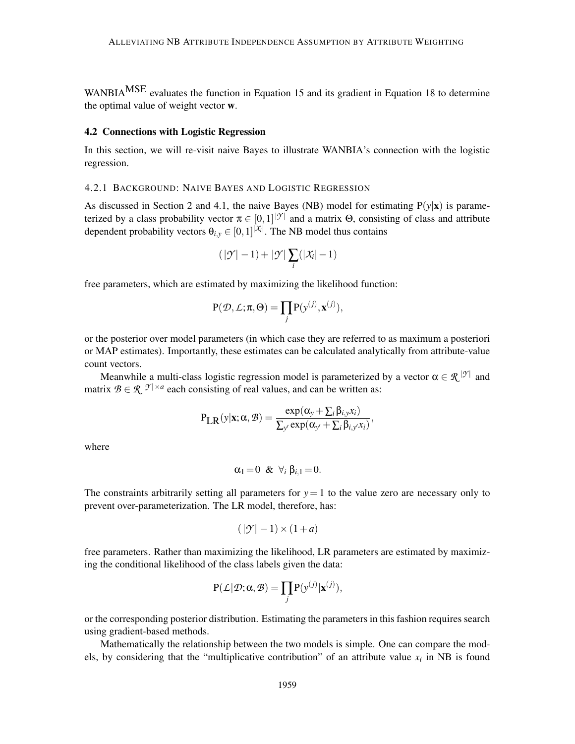WANBIA$^{\text{MSE}}$ evaluates the function in Equation 15 and its gradient in Equation 18 to determine the optimal value of weight vector $\mathbf{w}$.

### 4.2 Connections with Logistic Regression

In this section, we will re-visit naive Bayes to illustrate WANBIA's connection with the logistic regression.

#### 4.2.1 Background: Naive Bayes and Logistic Regression

As discussed in Section 2 and 4.1, the naive Bayes (NB) model for estimating $\mathrm{P}(y|\mathbf{x})$ is parameterized by a class probability vector $\pi \in [0,1]^{|\mathcal{Y}|}$ and a matrix $\Theta$, consisting of class and attribute dependent probability vectors $\theta_{i,y} \in [0,1]^{|\mathcal{X}_i|}$. The NB model thus contains

$$(|\mathcal{Y}| - 1) + |\mathcal{Y}| \sum_i (|\mathcal{X}_i| - 1)$$

free parameters, which are estimated by maximizing the likelihood function:

$$\mathrm{P}(\mathcal{D}, \mathcal{L}; \pi, \Theta) = \prod_j \mathrm{P}(y^{(j)}, \mathbf{x}^{(j)}),$$

or the posterior over model parameters (in which case they are referred to as maximum a posteriori or MAP estimates). Importantly, these estimates can be calculated analytically from attribute-value count vectors.

Meanwhile a multi-class logistic regression model is parameterized by a vector $\alpha \in \mathcal{R}^{|\mathcal{Y}|}$ and matrix $\mathcal{B} \in \mathcal{R}^{|\mathcal{Y}| \times a}$ each consisting of real values, and can be written as:

$$\mathrm{P}_{\mathrm{LR}}(y|\mathbf{x}; \alpha, \mathcal{B}) = \frac{\exp(\alpha_y + \sum_i \beta_{i,y} x_i)}{\sum_{y'} \exp(\alpha_{y'} + \sum_i \beta_{i,y'} x_i)},$$

where

$$\alpha_1 = 0 \;\; \& \;\; \forall_i \; \beta_{i,1} = 0.$$

The constraints arbitrarily setting all parameters for $y = 1$ to the value zero are necessary only to prevent over-parameterization. The LR model, therefore, has:

$$(|\mathcal{Y}| - 1) \times (1 + a)$$

free parameters. Rather than maximizing the likelihood, LR parameters are estimated by maximizing the conditional likelihood of the class labels given the data:

$$\mathrm{P}(\mathcal{L}|\mathcal{D}; \alpha, \mathcal{B}) = \prod_j \mathrm{P}(y^{(j)}|\mathbf{x}^{(j)}),$$

or the corresponding posterior distribution. Estimating the parameters in this fashion requires search using gradient-based methods.

Mathematically the relationship between the two models is simple. One can compare the models, by considering that the "multiplicative contribution" of an attribute value $x_i$ in NB is found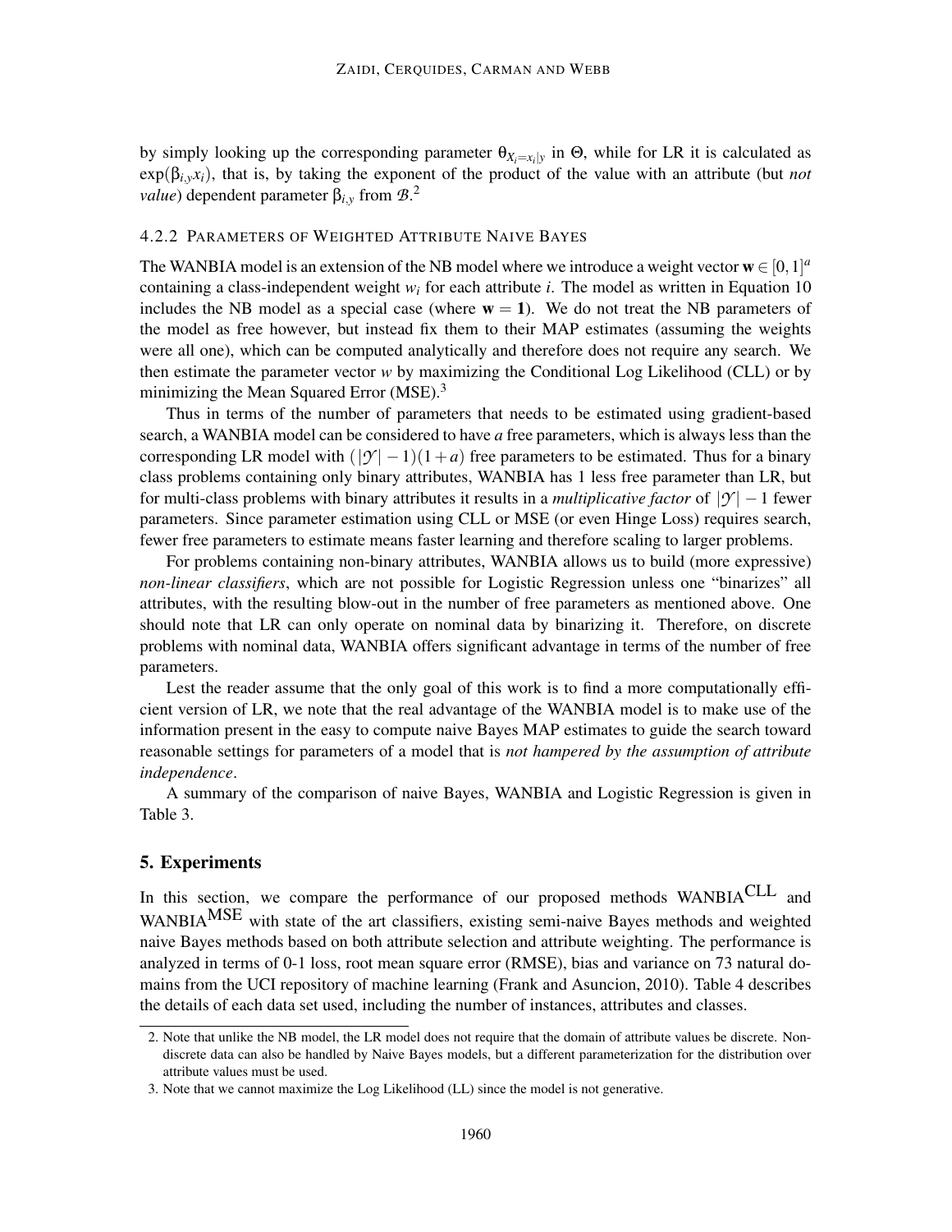by simply looking up the corresponding parameter $\theta_{X_i=x_i|y}$ in $\Theta$, while for LR it is calculated as $\exp(\beta_{i,y}x_i)$, that is, by taking the exponent of the product of the value with an attribute (but *not value*) dependent parameter $\beta_{i,y}$ from $\mathcal{B}$.[2]

#### 4.2.2 Parameters of Weighted Attribute Naive Bayes

The WANBIA model is an extension of the NB model where we introduce a weight vector $\mathbf{w} \in [0,1]^a$ containing a class-independent weight $w_i$ for each attribute $i$. The model as written in Equation 10 includes the NB model as a special case (where $\mathbf{w} = \mathbf{1}$). We do not treat the NB parameters of the model as free however, but instead fix them to their MAP estimates (assuming the weights were all one), which can be computed analytically and therefore does not require any search. We then estimate the parameter vector $w$ by maximizing the Conditional Log Likelihood (CLL) or by minimizing the Mean Squared Error (MSE).[3]

Thus in terms of the number of parameters that needs to be estimated using gradient-based search, a WANBIA model can be considered to have $a$ free parameters, which is always less than the corresponding LR model with $(|\mathcal{Y}|-1)(1+a)$ free parameters to be estimated. Thus for a binary class problems containing only binary attributes, WANBIA has 1 less free parameter than LR, but for multi-class problems with binary attributes it results in a *multiplicative factor* of $|\mathcal{Y}|-1$ fewer parameters. Since parameter estimation using CLL or MSE (or even Hinge Loss) requires search, fewer free parameters to estimate means faster learning and therefore scaling to larger problems.

For problems containing non-binary attributes, WANBIA allows us to build (more expressive) *non-linear classifiers*, which are not possible for Logistic Regression unless one "binarizes" all attributes, with the resulting blow-out in the number of free parameters as mentioned above. One should note that LR can only operate on nominal data by binarizing it. Therefore, on discrete problems with nominal data, WANBIA offers significant advantage in terms of the number of free parameters.

Lest the reader assume that the only goal of this work is to find a more computationally efficient version of LR, we note that the real advantage of the WANBIA model is to make use of the information present in the easy to compute naive Bayes MAP estimates to guide the search toward reasonable settings for parameters of a model that is *not hampered by the assumption of attribute independence*.

A summary of the comparison of naive Bayes, WANBIA and Logistic Regression is given in Table 3.

## 5. Experiments

In this section, we compare the performance of our proposed methods WANBIA$^{\text{CLL}}$ and WANBIA$^{\text{MSE}}$ with state of the art classifiers, existing semi-naive Bayes methods and weighted naive Bayes methods based on both attribute selection and attribute weighting. The performance is analyzed in terms of 0-1 loss, root mean square error (RMSE), bias and variance on 73 natural domains from the UCI repository of machine learning (Frank and Asuncion, 2010). Table 4 describes the details of each data set used, including the number of instances, attributes and classes.

2. Note that unlike the NB model, the LR model does not require that the domain of attribute values be discrete. Non-discrete data can also be handled by Naive Bayes models, but a different parameterization for the distribution over attribute values must be used.

3. Note that we cannot maximize the Log Likelihood (LL) since the model is not generative.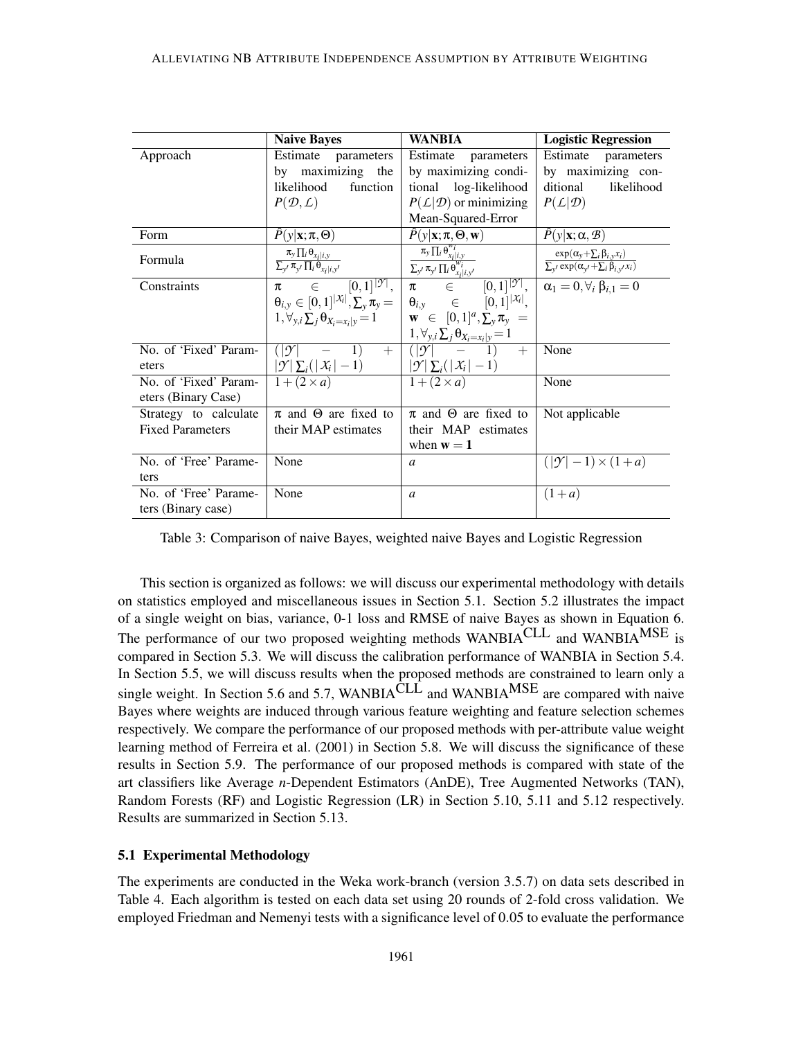|  | **Naive Bayes** | **WANBIA** | **Logistic Regression** |
|---|---|---|---|
| Approach | Estimate parameters by maximizing the likelihood function $P(\mathcal{D}, \mathcal{L})$ | Estimate parameters by maximizing conditional log-likelihood $P(\mathcal{L}\vert\mathcal{D})$ or minimizing Mean-Squared-Error | Estimate parameters by maximizing conditional likelihood $P(\mathcal{L}\vert\mathcal{D})$ |
| Form | $\hat{P}(y\vert\mathbf{x};\pi,\Theta)$ | $\hat{P}(y\vert\mathbf{x};\pi,\Theta,\mathbf{w})$ | $\hat{P}(y\vert\mathbf{x};\alpha,\mathcal{B})$ |
| Formula | $\frac{\pi_y \prod_i \theta_{x_i\vert i,y}}{\sum_{y'} \pi_{y'} \prod_i \theta_{x_i\vert i,y'}}$ | $\frac{\pi_y \prod_i \theta_{x_i\vert i,y}^{w_i}}{\sum_{y'} \pi_{y'} \prod_i \theta_{x_i\vert i,y'}^{w_i}}$ | $\frac{\exp(\alpha_y + \sum_i \beta_{i,y} x_i)}{\sum_{y'} \exp(\alpha_{y'} + \sum_i \beta_{i,y'} x_i)}$ |
| Constraints | $\pi \in [0,1]^{\vert\mathcal{Y}\vert}$, $\theta_{i,y} \in [0,1]^{\vert\mathcal{X}_i\vert}, \sum_y \pi_y = 1, \forall_{y,i} \sum_j \theta_{X_i=x_i\vert y} = 1$ | $\pi \in [0,1]^{\vert\mathcal{Y}\vert}$, $\theta_{i,y} \in [0,1]^{\vert\mathcal{X}_i\vert}$, $\mathbf{w} \in [0,1]^a, \sum_y \pi_y = 1, \forall_{y,i} \sum_j \theta_{X_i=x_i\vert y} = 1$ | $\alpha_1 = 0, \forall_i\ \beta_{i,1} = 0$ |
| No. of 'Fixed' Parameters | $(\vert\mathcal{Y}\vert - 1) + \vert\mathcal{Y}\vert \sum_i (\vert\mathcal{X}_i\vert - 1)$ | $(\vert\mathcal{Y}\vert - 1) + \vert\mathcal{Y}\vert \sum_i (\vert\mathcal{X}_i\vert - 1)$ | None |
| No. of 'Fixed' Parameters (Binary Case) | $1 + (2 \times a)$ | $1 + (2 \times a)$ | None |
| Strategy to calculate Fixed Parameters | $\pi$ and $\Theta$ are fixed to their MAP estimates | $\pi$ and $\Theta$ are fixed to their MAP estimates when $\mathbf{w} = \mathbf{1}$ | Not applicable |
| No. of 'Free' Parameters | None | $a$ | $(\vert\mathcal{Y}\vert - 1) \times (1 + a)$ |
| No. of 'Free' Parameters (Binary case) | None | $a$ | $(1 + a)$ |

Table 3: Comparison of naive Bayes, weighted naive Bayes and Logistic Regression

This section is organized as follows: we will discuss our experimental methodology with details on statistics employed and miscellaneous issues in Section 5.1. Section 5.2 illustrates the impact of a single weight on bias, variance, 0-1 loss and RMSE of naive Bayes as shown in Equation 6. The performance of our two proposed weighting methods WANBIA$^{\text{CLL}}$ and WANBIA$^{\text{MSE}}$ is compared in Section 5.3. We will discuss the calibration performance of WANBIA in Section 5.4. In Section 5.5, we will discuss results when the proposed methods are constrained to learn only a single weight. In Section 5.6 and 5.7, WANBIA$^{\text{CLL}}$ and WANBIA$^{\text{MSE}}$ are compared with naive Bayes where weights are induced through various feature weighting and feature selection schemes respectively. We compare the performance of our proposed methods with per-attribute value weight learning method of Ferreira et al. (2001) in Section 5.8. We will discuss the significance of these results in Section 5.9. The performance of our proposed methods is compared with state of the art classifiers like Average *n*-Dependent Estimators (AnDE), Tree Augmented Networks (TAN), Random Forests (RF) and Logistic Regression (LR) in Section 5.10, 5.11 and 5.12 respectively. Results are summarized in Section 5.13.

### 5.1 Experimental Methodology

The experiments are conducted in the Weka work-branch (version 3.5.7) on data sets described in Table 4. Each algorithm is tested on each data set using 20 rounds of 2-fold cross validation. We employed Friedman and Nemenyi tests with a significance level of 0.05 to evaluate the performance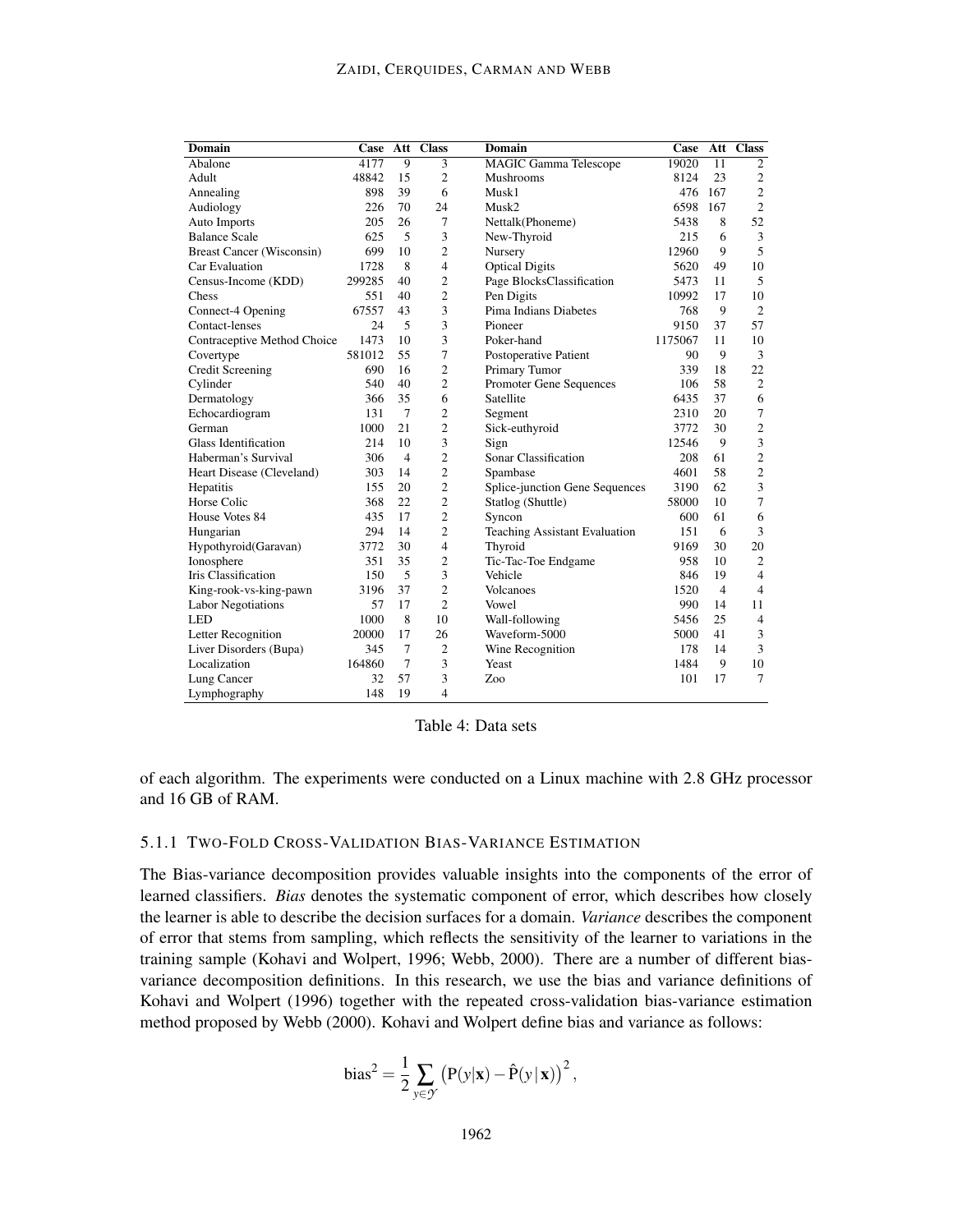| Domain | Case | Att | Class | Domain | Case | Att | Class |
|---|---|---|---|---|---|---|---|
| Abalone | 4177 | 9 | 3 | MAGIC Gamma Telescope | 19020 | 11 | 2 |
| Adult | 48842 | 15 | 2 | Mushrooms | 8124 | 23 | 2 |
| Annealing | 898 | 39 | 6 | Musk1 | 476 | 167 | 2 |
| Audiology | 226 | 70 | 24 | Musk2 | 6598 | 167 | 2 |
| Auto Imports | 205 | 26 | 7 | Nettalk(Phoneme) | 5438 | 8 | 52 |
| Balance Scale | 625 | 5 | 3 | New-Thyroid | 215 | 6 | 3 |
| Breast Cancer (Wisconsin) | 699 | 10 | 2 | Nursery | 12960 | 9 | 5 |
| Car Evaluation | 1728 | 8 | 4 | Optical Digits | 5620 | 49 | 10 |
| Census-Income (KDD) | 299285 | 40 | 2 | Page BlocksClassification | 5473 | 11 | 5 |
| Chess | 551 | 40 | 2 | Pen Digits | 10992 | 17 | 10 |
| Connect-4 Opening | 67557 | 43 | 3 | Pima Indians Diabetes | 768 | 9 | 2 |
| Contact-lenses | 24 | 5 | 3 | Pioneer | 9150 | 37 | 57 |
| Contraceptive Method Choice | 1473 | 10 | 3 | Poker-hand | 1175067 | 11 | 10 |
| Covertype | 581012 | 55 | 7 | Postoperative Patient | 90 | 9 | 3 |
| Credit Screening | 690 | 16 | 2 | Primary Tumor | 339 | 18 | 22 |
| Cylinder | 540 | 40 | 2 | Promoter Gene Sequences | 106 | 58 | 2 |
| Dermatology | 366 | 35 | 6 | Satellite | 6435 | 37 | 6 |
| Echocardiogram | 131 | 7 | 2 | Segment | 2310 | 20 | 7 |
| German | 1000 | 21 | 2 | Sick-euthyroid | 3772 | 30 | 2 |
| Glass Identification | 214 | 10 | 3 | Sign | 12546 | 9 | 3 |
| Haberman's Survival | 306 | 4 | 2 | Sonar Classification | 208 | 61 | 2 |
| Heart Disease (Cleveland) | 303 | 14 | 2 | Spambase | 4601 | 58 | 2 |
| Hepatitis | 155 | 20 | 2 | Splice-junction Gene Sequences | 3190 | 62 | 3 |
| Horse Colic | 368 | 22 | 2 | Statlog (Shuttle) | 58000 | 10 | 7 |
| House Votes 84 | 435 | 17 | 2 | Syncon | 600 | 61 | 6 |
| Hungarian | 294 | 14 | 2 | Teaching Assistant Evaluation | 151 | 6 | 3 |
| Hypothyroid(Garavan) | 3772 | 30 | 4 | Thyroid | 9169 | 30 | 20 |
| Ionosphere | 351 | 35 | 2 | Tic-Tac-Toe Endgame | 958 | 10 | 2 |
| Iris Classification | 150 | 5 | 3 | Vehicle | 846 | 19 | 4 |
| King-rook-vs-king-pawn | 3196 | 37 | 2 | Volcanoes | 1520 | 4 | 4 |
| Labor Negotiations | 57 | 17 | 2 | Vowel | 990 | 14 | 11 |
| LED | 1000 | 8 | 10 | Wall-following | 5456 | 25 | 4 |
| Letter Recognition | 20000 | 17 | 26 | Waveform-5000 | 5000 | 41 | 3 |
| Liver Disorders (Bupa) | 345 | 7 | 2 | Wine Recognition | 178 | 14 | 3 |
| Localization | 164860 | 7 | 3 | Yeast | 1484 | 9 | 10 |
| Lung Cancer | 32 | 57 | 3 | Zoo | 101 | 17 | 7 |
| Lymphography | 148 | 19 | 4 | | | | |

Table 4: Data sets

of each algorithm. The experiments were conducted on a Linux machine with 2.8 GHz processor and 16 GB of RAM.

#### 5.1.1 Two-Fold Cross-Validation Bias-Variance Estimation

The Bias-variance decomposition provides valuable insights into the components of the error of learned classifiers. *Bias* denotes the systematic component of error, which describes how closely the learner is able to describe the decision surfaces for a domain. *Variance* describes the component of error that stems from sampling, which reflects the sensitivity of the learner to variations in the training sample (Kohavi and Wolpert, 1996; Webb, 2000). There are a number of different bias-variance decomposition definitions. In this research, we use the bias and variance definitions of Kohavi and Wolpert (1996) together with the repeated cross-validation bias-variance estimation method proposed by Webb (2000). Kohavi and Wolpert define bias and variance as follows:

$$\text{bias}^2 = \frac{1}{2} \sum_{y \in \mathcal{Y}} \left( \mathrm{P}(y|\mathbf{x}) - \hat{\mathrm{P}}(y\,|\,\mathbf{x}) \right)^2,$$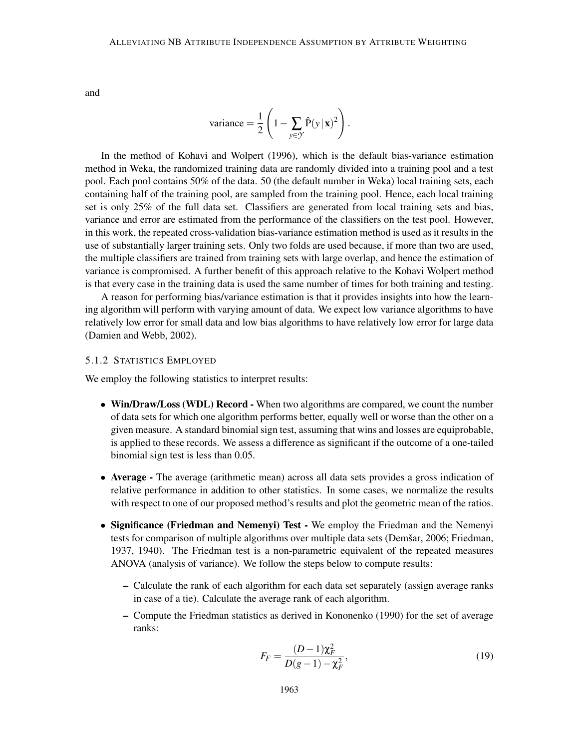and

$$\text{variance} = \frac{1}{2}\left(1 - \sum_{y \in \mathcal{Y}} \hat{\mathrm{P}}(y\,|\,\mathbf{x})^2\right).$$

In the method of Kohavi and Wolpert (1996), which is the default bias-variance estimation method in Weka, the randomized training data are randomly divided into a training pool and a test pool. Each pool contains 50% of the data. 50 (the default number in Weka) local training sets, each containing half of the training pool, are sampled from the training pool. Hence, each local training set is only 25% of the full data set. Classifiers are generated from local training sets and bias, variance and error are estimated from the performance of the classifiers on the test pool. However, in this work, the repeated cross-validation bias-variance estimation method is used as it results in the use of substantially larger training sets. Only two folds are used because, if more than two are used, the multiple classifiers are trained from training sets with large overlap, and hence the estimation of variance is compromised. A further benefit of this approach relative to the Kohavi Wolpert method is that every case in the training data is used the same number of times for both training and testing.

A reason for performing bias/variance estimation is that it provides insights into how the learning algorithm will perform with varying amount of data. We expect low variance algorithms to have relatively low error for small data and low bias algorithms to have relatively low error for large data (Damien and Webb, 2002).

#### 5.1.2 Statistics Employed

We employ the following statistics to interpret results:

- **Win/Draw/Loss (WDL) Record -** When two algorithms are compared, we count the number of data sets for which one algorithm performs better, equally well or worse than the other on a given measure. A standard binomial sign test, assuming that wins and losses are equiprobable, is applied to these records. We assess a difference as significant if the outcome of a one-tailed binomial sign test is less than 0.05.

- **Average -** The average (arithmetic mean) across all data sets provides a gross indication of relative performance in addition to other statistics. In some cases, we normalize the results with respect to one of our proposed method's results and plot the geometric mean of the ratios.

- **Significance (Friedman and Nemenyi) Test -** We employ the Friedman and the Nemenyi tests for comparison of multiple algorithms over multiple data sets (Demšar, 2006; Friedman, 1937, 1940). The Friedman test is a non-parametric equivalent of the repeated measures ANOVA (analysis of variance). We follow the steps below to compute results:

  - Calculate the rank of each algorithm for each data set separately (assign average ranks in case of a tie). Calculate the average rank of each algorithm.

  - Compute the Friedman statistics as derived in Kononenko (1990) for the set of average ranks:

$$F_F = \frac{(D-1)\chi_F^2}{D(g-1) - \chi_F^2}, \tag{19}$$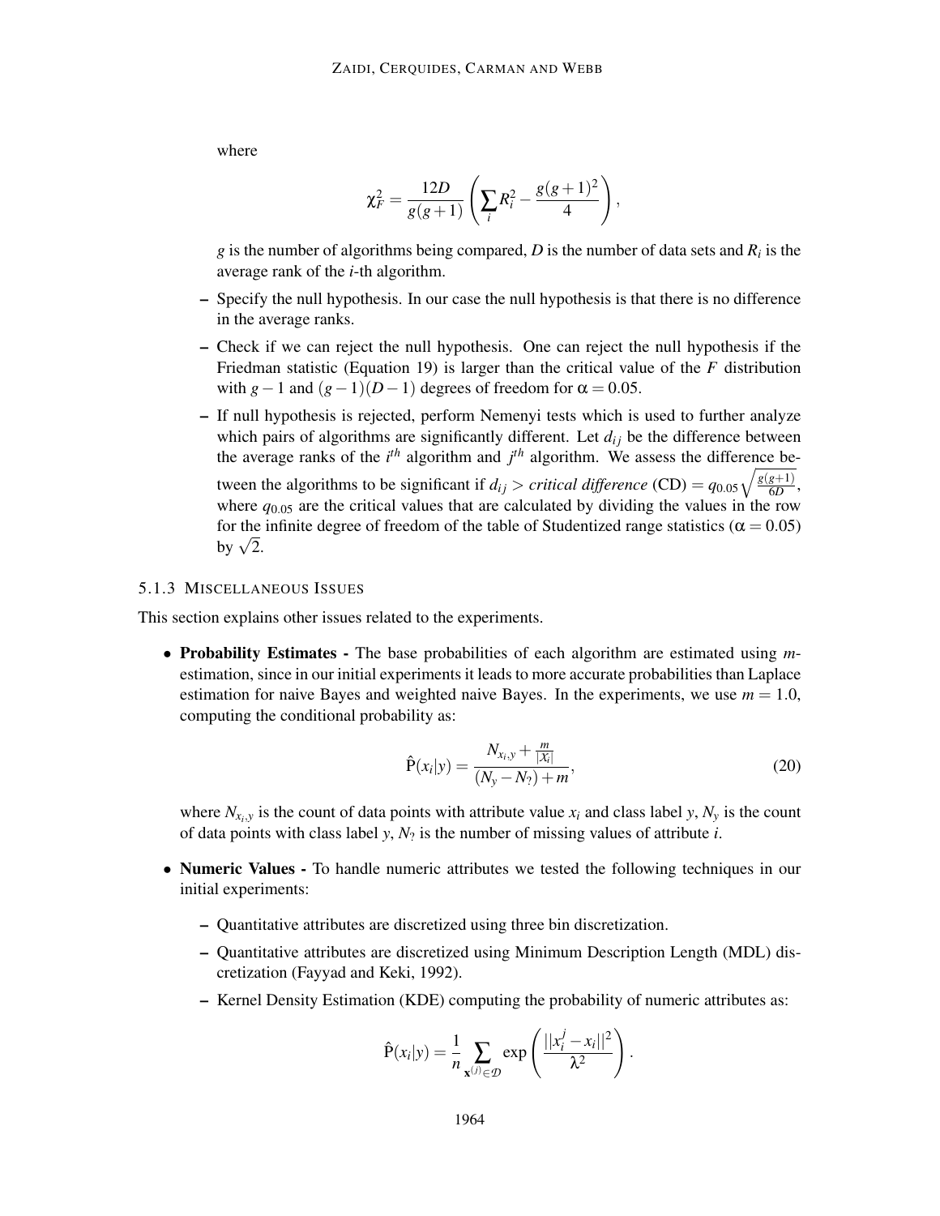where

$$\chi_F^2 = \frac{12D}{g(g+1)} \left( \sum_i R_i^2 - \frac{g(g+1)^2}{4} \right),$$

$g$ is the number of algorithms being compared, $D$ is the number of data sets and $R_i$ is the average rank of the $i$-th algorithm.

- Specify the null hypothesis. In our case the null hypothesis is that there is no difference in the average ranks.
- Check if we can reject the null hypothesis. One can reject the null hypothesis if the Friedman statistic (Equation 19) is larger than the critical value of the $F$ distribution with $g-1$ and $(g-1)(D-1)$ degrees of freedom for $\alpha = 0.05$.
- If null hypothesis is rejected, perform Nemenyi tests which is used to further analyze which pairs of algorithms are significantly different. Let $d_{ij}$ be the difference between the average ranks of the $i^{th}$ algorithm and $j^{th}$ algorithm. We assess the difference between the algorithms to be significant if $d_{ij} >$ *critical difference* (CD) $= q_{0.05}\sqrt{\frac{g(g+1)}{6D}}$, where $q_{0.05}$ are the critical values that are calculated by dividing the values in the row for the infinite degree of freedom of the table of Studentized range statistics ($\alpha = 0.05$) by $\sqrt{2}$.

### 5.1.3 Miscellaneous Issues

This section explains other issues related to the experiments.

- **Probability Estimates -** The base probabilities of each algorithm are estimated using $m$-estimation, since in our initial experiments it leads to more accurate probabilities than Laplace estimation for naive Bayes and weighted naive Bayes. In the experiments, we use $m = 1.0$, computing the conditional probability as:

$$\hat{\mathrm{P}}(x_i|y) = \frac{N_{x_i,y} + \frac{m}{|X_i|}}{(N_y - N_?) + m}, \tag{20}$$

where $N_{x_i,y}$ is the count of data points with attribute value $x_i$ and class label $y$, $N_y$ is the count of data points with class label $y$, $N_?$ is the number of missing values of attribute $i$.

- **Numeric Values -** To handle numeric attributes we tested the following techniques in our initial experiments:
  - Quantitative attributes are discretized using three bin discretization.
  - Quantitative attributes are discretized using Minimum Description Length (MDL) discretization (Fayyad and Keki, 1992).
  - Kernel Density Estimation (KDE) computing the probability of numeric attributes as:

$$\hat{\mathrm{P}}(x_i|y) = \frac{1}{n} \sum_{\mathbf{x}^{(j)} \in \mathcal{D}} \exp\left( \frac{||x_i^j - x_i||^2}{\lambda^2} \right).$$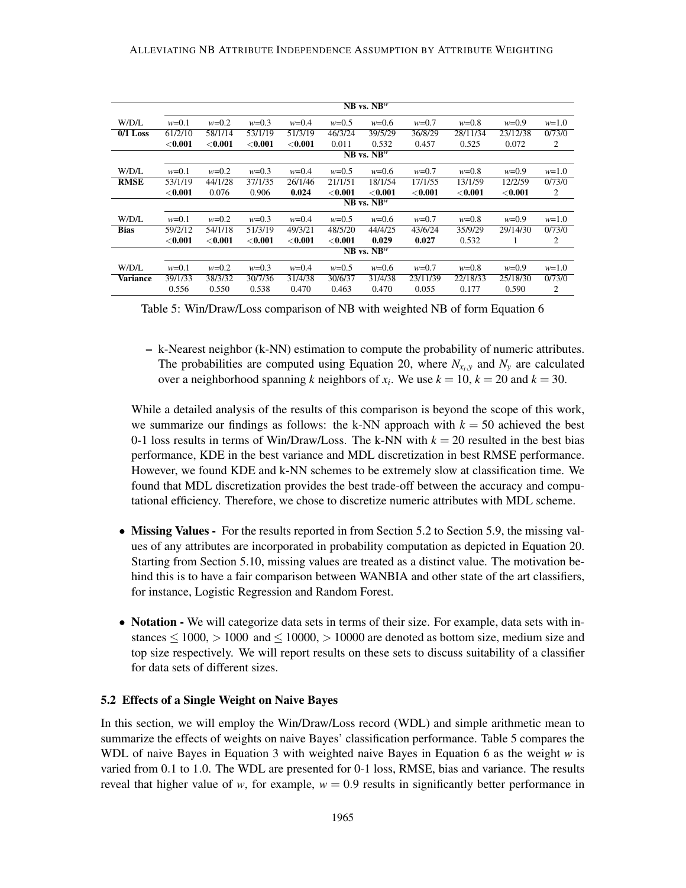| | NB vs. NB$^w$ | | | | | | | | | |
|---|---|---|---|---|---|---|---|---|---|---|
| W/D/L | $w$=0.1 | $w$=0.2 | $w$=0.3 | $w$=0.4 | $w$=0.5 | $w$=0.6 | $w$=0.7 | $w$=0.8 | $w$=0.9 | $w$=1.0 |
| **0/1 Loss** | 61/2/10 | 58/1/14 | 53/1/19 | 51/3/19 | 46/3/24 | 39/5/29 | 36/8/29 | 28/11/34 | 23/12/38 | 0/73/0 |
| | **<0.001** | **<0.001** | **<0.001** | **<0.001** | 0.011 | 0.532 | 0.457 | 0.525 | 0.072 | 2 |
| | NB vs. NB$^w$ | | | | | | | | | |
| W/D/L | $w$=0.1 | $w$=0.2 | $w$=0.3 | $w$=0.4 | $w$=0.5 | $w$=0.6 | $w$=0.7 | $w$=0.8 | $w$=0.9 | $w$=1.0 |
| **RMSE** | 53/1/19 | 44/1/28 | 37/1/35 | 26/1/46 | 21/1/51 | 18/1/54 | 17/1/55 | 13/1/59 | 12/2/59 | 0/73/0 |
| | **<0.001** | 0.076 | 0.906 | **0.024** | **<0.001** | **<0.001** | **<0.001** | **<0.001** | **<0.001** | 2 |
| | NB vs. NB$^w$ | | | | | | | | | |
| W/D/L | $w$=0.1 | $w$=0.2 | $w$=0.3 | $w$=0.4 | $w$=0.5 | $w$=0.6 | $w$=0.7 | $w$=0.8 | $w$=0.9 | $w$=1.0 |
| **Bias** | 59/2/12 | 54/1/18 | 51/3/19 | 49/3/21 | 48/5/20 | 44/4/25 | 43/6/24 | 35/9/29 | 29/14/30 | 0/73/0 |
| | **<0.001** | **<0.001** | **<0.001** | **<0.001** | **<0.001** | **0.029** | **0.027** | 0.532 | 1 | 2 |
| | NB vs. NB$^w$ | | | | | | | | | |
| W/D/L | $w$=0.1 | $w$=0.2 | $w$=0.3 | $w$=0.4 | $w$=0.5 | $w$=0.6 | $w$=0.7 | $w$=0.8 | $w$=0.9 | $w$=1.0 |
| **Variance** | 39/1/33 | 38/3/32 | 30/7/36 | 31/4/38 | 30/6/37 | 31/4/38 | 23/11/39 | 22/18/33 | 25/18/30 | 0/73/0 |
| | 0.556 | 0.550 | 0.538 | 0.470 | 0.463 | 0.470 | 0.055 | 0.177 | 0.590 | 2 |

Table 5: Win/Draw/Loss comparison of NB with weighted NB of form Equation 6

- k-Nearest neighbor (k-NN) estimation to compute the probability of numeric attributes. The probabilities are computed using Equation 20, where $N_{x_i,y}$ and $N_y$ are calculated over a neighborhood spanning $k$ neighbors of $x_i$. We use $k = 10$, $k = 20$ and $k = 30$.

While a detailed analysis of the results of this comparison is beyond the scope of this work, we summarize our findings as follows: the k-NN approach with $k = 50$ achieved the best 0-1 loss results in terms of Win/Draw/Loss. The k-NN with $k = 20$ resulted in the best bias performance, KDE in the best variance and MDL discretization in best RMSE performance. However, we found KDE and k-NN schemes to be extremely slow at classification time. We found that MDL discretization provides the best trade-off between the accuracy and computational efficiency. Therefore, we chose to discretize numeric attributes with MDL scheme.

- **Missing Values -** For the results reported in from Section 5.2 to Section 5.9, the missing values of any attributes are incorporated in probability computation as depicted in Equation 20. Starting from Section 5.10, missing values are treated as a distinct value. The motivation behind this is to have a fair comparison between WANBIA and other state of the art classifiers, for instance, Logistic Regression and Random Forest.

- **Notation -** We will categorize data sets in terms of their size. For example, data sets with instances $\leq 1000$, $> 1000$ and $\leq 10000$, $> 10000$ are denoted as bottom size, medium size and top size respectively. We will report results on these sets to discuss suitability of a classifier for data sets of different sizes.

### 5.2 Effects of a Single Weight on Naive Bayes

In this section, we will employ the Win/Draw/Loss record (WDL) and simple arithmetic mean to summarize the effects of weights on naive Bayes' classification performance. Table 5 compares the WDL of naive Bayes in Equation 3 with weighted naive Bayes in Equation 6 as the weight $w$ is varied from 0.1 to 1.0. The WDL are presented for 0-1 loss, RMSE, bias and variance. The results reveal that higher value of $w$, for example, $w = 0.9$ results in significantly better performance in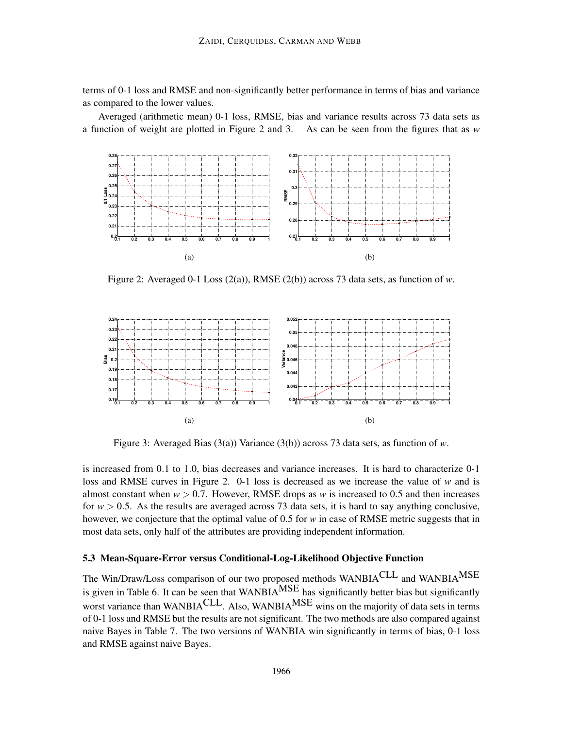terms of 0-1 loss and RMSE and non-significantly better performance in terms of bias and variance as compared to the lower values.

Averaged (arithmetic mean) 0-1 loss, RMSE, bias and variance results across 73 data sets as a function of weight are plotted in Figure 2 and 3. As can be seen from the figures that as $w$ is increased from 0.1 to 1.0, bias decreases and variance increases. It is hard to characterize 0-1 loss and RMSE curves in Figure 2. 0-1 loss is decreased as we increase the value of $w$ and is almost constant when $w > 0.7$. However, RMSE drops as $w$ is increased to 0.5 and then increases for $w > 0.5$. As the results are averaged across 73 data sets, it is hard to say anything conclusive, however, we conjecture that the optimal value of 0.5 for $w$ in case of RMSE metric suggests that in most data sets, only half of the attributes are providing independent information.

Figure 2: Averaged 0-1 Loss (2(a)), RMSE (2(b)) across 73 data sets, as function of $w$.

Figure 3: Averaged Bias (3(a)) Variance (3(b)) across 73 data sets, as function of $w$.

### 5.3 Mean-Square-Error versus Conditional-Log-Likelihood Objective Function

The Win/Draw/Loss comparison of our two proposed methods WANBIA$^{\text{CLL}}$ and WANBIA$^{\text{MSE}}$ is given in Table 6. It can be seen that WANBIA$^{\text{MSE}}$ has significantly better bias but significantly worst variance than WANBIA$^{\text{CLL}}$. Also, WANBIA$^{\text{MSE}}$ wins on the majority of data sets in terms of 0-1 loss and RMSE but the results are not significant. The two methods are also compared against naive Bayes in Table 7. The two versions of WANBIA win significantly in terms of bias, 0-1 loss and RMSE against naive Bayes.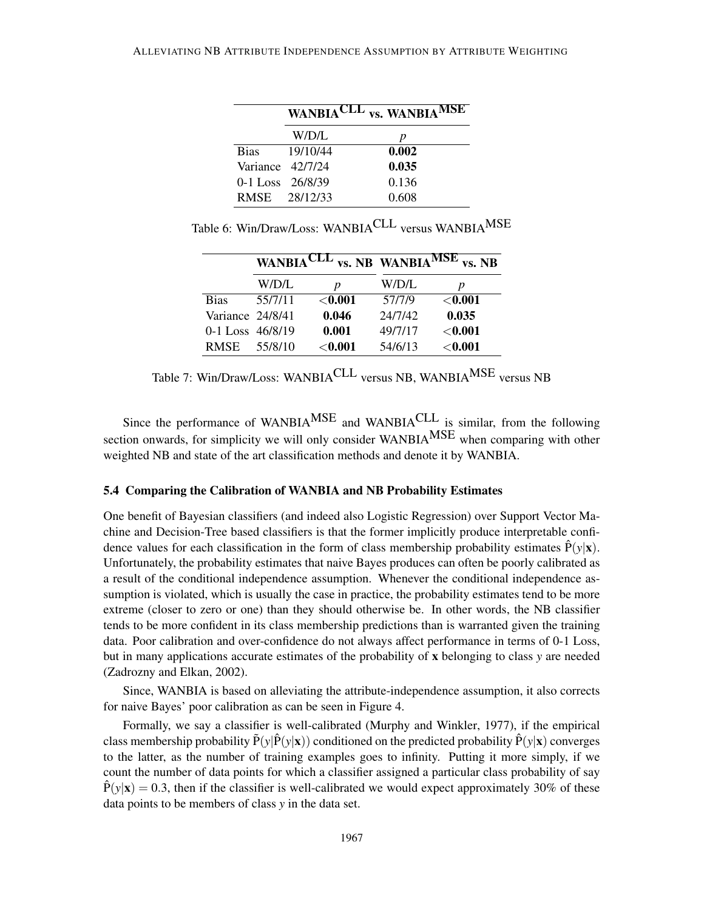| | WANBIA$^{\text{CLL}}$ vs. WANBIA$^{\text{MSE}}$ | |
|---|---|---|
| | W/D/L | $p$ |
| Bias | 19/10/44 | **0.002** |
| Variance | 42/7/24 | **0.035** |
| 0-1 Loss | 26/8/39 | 0.136 |
| RMSE | 28/12/33 | 0.608 |

Table 6: Win/Draw/Loss: WANBIA$^{\text{CLL}}$ versus WANBIA$^{\text{MSE}}$

| | WANBIA$^{\text{CLL}}$ vs. NB | | WANBIA$^{\text{MSE}}$ vs. NB | |
|---|---|---|---|---|
| | W/D/L | $p$ | W/D/L | $p$ |
| Bias | 55/7/11 | **<0.001** | 57/7/9 | **<0.001** |
| Variance | 24/8/41 | **0.046** | 24/7/42 | **0.035** |
| 0-1 Loss | 46/8/19 | **0.001** | 49/7/17 | **<0.001** |
| RMSE | 55/8/10 | **<0.001** | 54/6/13 | **<0.001** |

Table 7: Win/Draw/Loss: WANBIA$^{\text{CLL}}$ versus NB, WANBIA$^{\text{MSE}}$ versus NB

Since the performance of WANBIA$^{\text{MSE}}$ and WANBIA$^{\text{CLL}}$ is similar, from the following section onwards, for simplicity we will only consider WANBIA$^{\text{MSE}}$ when comparing with other weighted NB and state of the art classification methods and denote it by WANBIA.

### 5.4 Comparing the Calibration of WANBIA and NB Probability Estimates

One benefit of Bayesian classifiers (and indeed also Logistic Regression) over Support Vector Machine and Decision-Tree based classifiers is that the former implicitly produce interpretable confidence values for each classification in the form of class membership probability estimates $\hat{\mathrm{P}}(y|\mathbf{x})$. Unfortunately, the probability estimates that naive Bayes produces can often be poorly calibrated as a result of the conditional independence assumption. Whenever the conditional independence assumption is violated, which is usually the case in practice, the probability estimates tend to be more extreme (closer to zero or one) than they should otherwise be. In other words, the NB classifier tends to be more confident in its class membership predictions than is warranted given the training data. Poor calibration and over-confidence do not always affect performance in terms of 0-1 Loss, but in many applications accurate estimates of the probability of $\mathbf{x}$ belonging to class $y$ are needed (Zadrozny and Elkan, 2002).

Since, WANBIA is based on alleviating the attribute-independence assumption, it also corrects for naive Bayes' poor calibration as can be seen in Figure 4.

Formally, we say a classifier is well-calibrated (Murphy and Winkler, 1977), if the empirical class membership probability $\tilde{\mathrm{P}}(y|\hat{\mathrm{P}}(y|\mathbf{x}))$ conditioned on the predicted probability $\hat{\mathrm{P}}(y|\mathbf{x})$ converges to the latter, as the number of training examples goes to infinity. Putting it more simply, if we count the number of data points for which a classifier assigned a particular class probability of say $\hat{\mathrm{P}}(y|\mathbf{x}) = 0.3$, then if the classifier is well-calibrated we would expect approximately 30% of these data points to be members of class $y$ in the data set.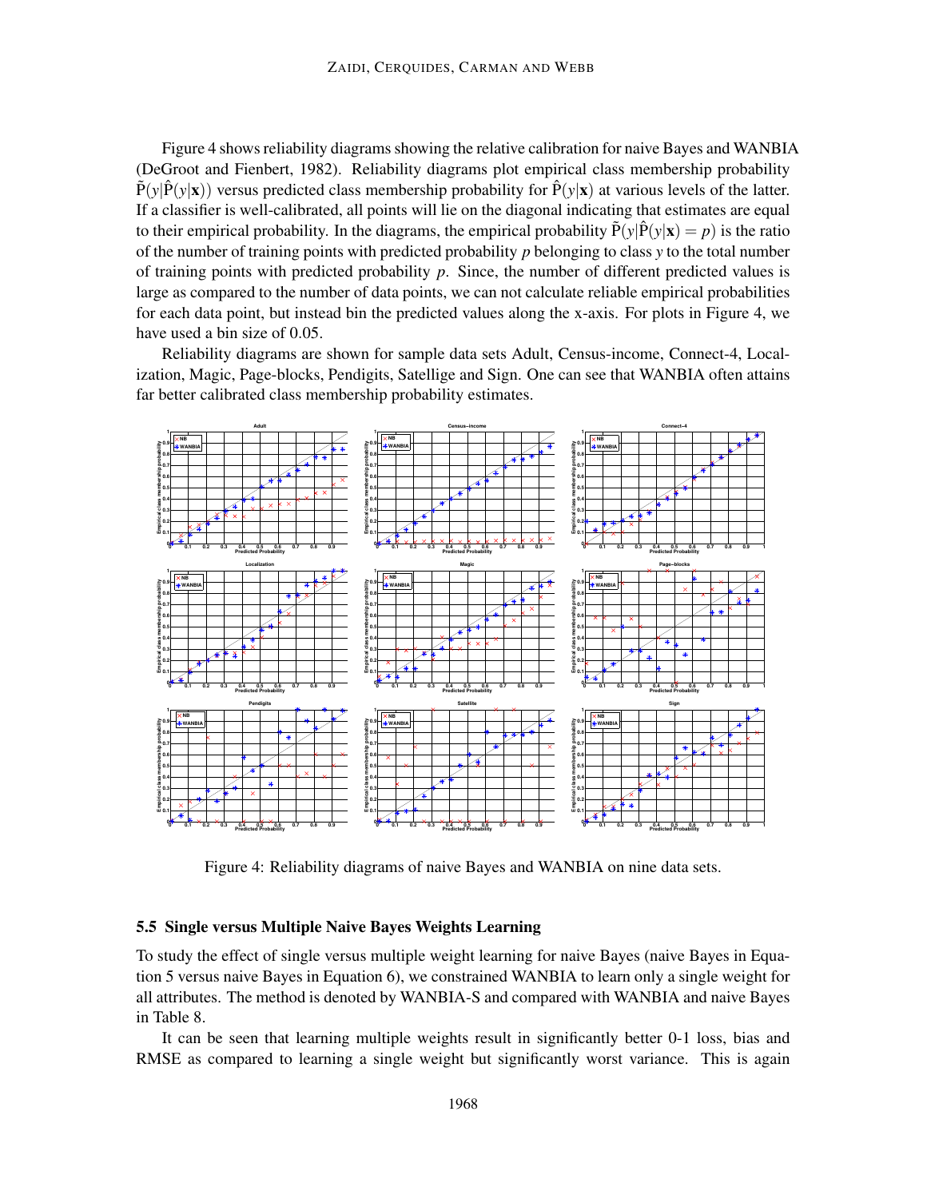Figure 4 shows reliability diagrams showing the relative calibration for naive Bayes and WANBIA (DeGroot and Fienbert, 1982). Reliability diagrams plot empirical class membership probability $\tilde{\mathrm{P}}(y|\hat{\mathrm{P}}(y|\mathbf{x}))$ versus predicted class membership probability for $\hat{\mathrm{P}}(y|\mathbf{x})$ at various levels of the latter. If a classifier is well-calibrated, all points will lie on the diagonal indicating that estimates are equal to their empirical probability. In the diagrams, the empirical probability $\tilde{\mathrm{P}}(y|\hat{\mathrm{P}}(y|\mathbf{x}) = p)$ is the ratio of the number of training points with predicted probability $p$ belonging to class $y$ to the total number of training points with predicted probability $p$. Since, the number of different predicted values is large as compared to the number of data points, we can not calculate reliable empirical probabilities for each data point, but instead bin the predicted values along the x-axis. For plots in Figure 4, we have used a bin size of 0.05.

Reliability diagrams are shown for sample data sets Adult, Census-income, Connect-4, Localization, Magic, Page-blocks, Pendigits, Satellige and Sign. One can see that WANBIA often attains far better calibrated class membership probability estimates.

Figure 4: Reliability diagrams of naive Bayes and WANBIA on nine data sets.

### 5.5 Single versus Multiple Naive Bayes Weights Learning

To study the effect of single versus multiple weight learning for naive Bayes (naive Bayes in Equation 5 versus naive Bayes in Equation 6), we constrained WANBIA to learn only a single weight for all attributes. The method is denoted by WANBIA-S and compared with WANBIA and naive Bayes in Table 8.

It can be seen that learning multiple weights result in significantly better 0-1 loss, bias and RMSE as compared to learning a single weight but significantly worst variance. This is again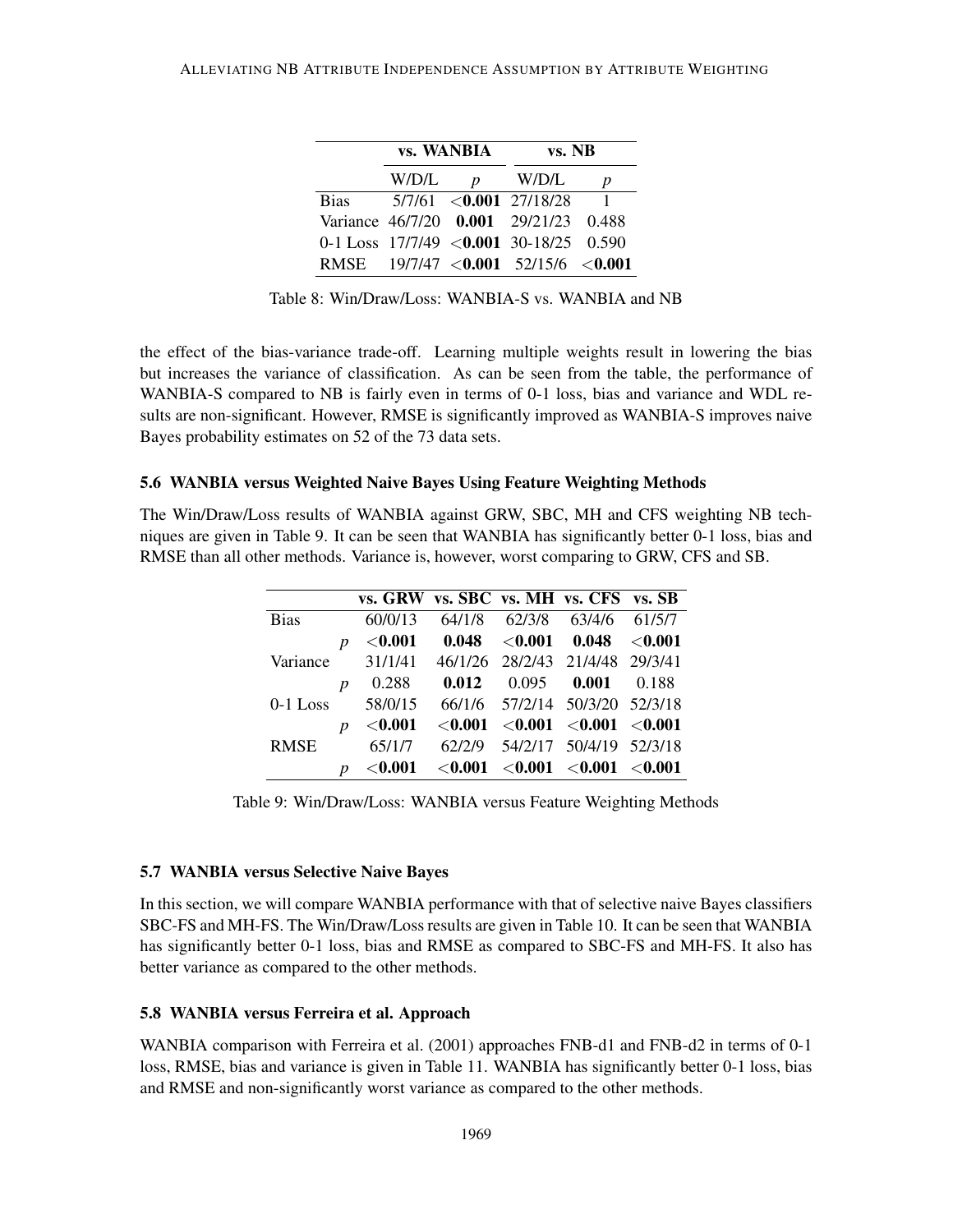| | vs. WANBIA | | vs. NB | |
|---|---|---|---|---|
| | W/D/L | $p$ | W/D/L | $p$ |
| Bias | 5/7/61 | **<0.001** | 27/18/28 | 1 |
| Variance | 46/7/20 | **0.001** | 29/21/23 | 0.488 |
| 0-1 Loss | 17/7/49 | **<0.001** | 30-18/25 | 0.590 |
| RMSE | 19/7/47 | **<0.001** | 52/15/6 | **<0.001** |

Table 8: Win/Draw/Loss: WANBIA-S vs. WANBIA and NB

the effect of the bias-variance trade-off. Learning multiple weights result in lowering the bias but increases the variance of classification. As can be seen from the table, the performance of WANBIA-S compared to NB is fairly even in terms of 0-1 loss, bias and variance and WDL results are non-significant. However, RMSE is significantly improved as WANBIA-S improves naive Bayes probability estimates on 52 of the 73 data sets.

### 5.6 WANBIA versus Weighted Naive Bayes Using Feature Weighting Methods

The Win/Draw/Loss results of WANBIA against GRW, SBC, MH and CFS weighting NB techniques are given in Table 9. It can be seen that WANBIA has significantly better 0-1 loss, bias and RMSE than all other methods. Variance is, however, worst comparing to GRW, CFS and SB.

| | | vs. GRW | vs. SBC | vs. MH | vs. CFS | vs. SB |
|---|---|---|---|---|---|---|
| Bias | | 60/0/13 | 64/1/8 | 62/3/8 | 63/4/6 | 61/5/7 |
| | $p$ | **<0.001** | **0.048** | **<0.001** | **0.048** | **<0.001** |
| Variance | | 31/1/41 | 46/1/26 | 28/2/43 | 21/4/48 | 29/3/41 |
| | $p$ | 0.288 | **0.012** | 0.095 | **0.001** | 0.188 |
| 0-1 Loss | | 58/0/15 | 66/1/6 | 57/2/14 | 50/3/20 | 52/3/18 |
| | $p$ | **<0.001** | **<0.001** | **<0.001** | **<0.001** | **<0.001** |
| RMSE | | 65/1/7 | 62/2/9 | 54/2/17 | 50/4/19 | 52/3/18 |
| | $p$ | **<0.001** | **<0.001** | **<0.001** | **<0.001** | **<0.001** |

Table 9: Win/Draw/Loss: WANBIA versus Feature Weighting Methods

### 5.7 WANBIA versus Selective Naive Bayes

In this section, we will compare WANBIA performance with that of selective naive Bayes classifiers SBC-FS and MH-FS. The Win/Draw/Loss results are given in Table 10. It can be seen that WANBIA has significantly better 0-1 loss, bias and RMSE as compared to SBC-FS and MH-FS. It also has better variance as compared to the other methods.

### 5.8 WANBIA versus Ferreira et al. Approach

WANBIA comparison with Ferreira et al. (2001) approaches FNB-d1 and FNB-d2 in terms of 0-1 loss, RMSE, bias and variance is given in Table 11. WANBIA has significantly better 0-1 loss, bias and RMSE and non-significantly worst variance as compared to the other methods.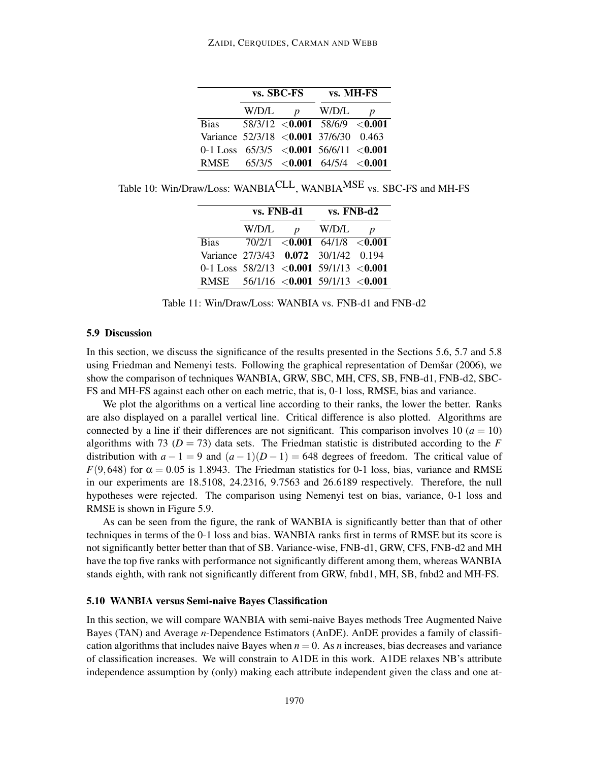| | vs. SBC-FS | | vs. MH-FS | |
|---|---|---|---|---|
| | W/D/L | $p$ | W/D/L | $p$ |
| Bias | 58/3/12 | **<0.001** | 58/6/9 | **<0.001** |
| Variance | 52/3/18 | **<0.001** | 37/6/30 | 0.463 |
| 0-1 Loss | 65/3/5 | **<0.001** | 56/6/11 | **<0.001** |
| RMSE | 65/3/5 | **<0.001** | 64/5/4 | **<0.001** |

Table 10: Win/Draw/Loss: WANBIA$^{\text{CLL}}$, WANBIA$^{\text{MSE}}$ vs. SBC-FS and MH-FS

| | vs. FNB-d1 | | vs. FNB-d2 | |
|---|---|---|---|---|
| | W/D/L | $p$ | W/D/L | $p$ |
| Bias | 70/2/1 | **<0.001** | 64/1/8 | **<0.001** |
| Variance | 27/3/43 | **0.072** | 30/1/42 | 0.194 |
| 0-1 Loss | 58/2/13 | **<0.001** | 59/1/13 | **<0.001** |
| RMSE | 56/1/16 | **<0.001** | 59/1/13 | **<0.001** |

Table 11: Win/Draw/Loss: WANBIA vs. FNB-d1 and FNB-d2

### 5.9 Discussion

In this section, we discuss the significance of the results presented in the Sections 5.6, 5.7 and 5.8 using Friedman and Nemenyi tests. Following the graphical representation of Demšar (2006), we show the comparison of techniques WANBIA, GRW, SBC, MH, CFS, SB, FNB-d1, FNB-d2, SBC-FS and MH-FS against each other on each metric, that is, 0-1 loss, RMSE, bias and variance.

We plot the algorithms on a vertical line according to their ranks, the lower the better. Ranks are also displayed on a parallel vertical line. Critical difference is also plotted. Algorithms are connected by a line if their differences are not significant. This comparison involves 10 ($a = 10$) algorithms with 73 ($D = 73$) data sets. The Friedman statistic is distributed according to the $F$ distribution with $a - 1 = 9$ and $(a-1)(D-1) = 648$ degrees of freedom. The critical value of $F(9, 648)$ for $\alpha = 0.05$ is 1.8943. The Friedman statistics for 0-1 loss, bias, variance and RMSE in our experiments are 18.5108, 24.2316, 9.7563 and 26.6189 respectively. Therefore, the null hypotheses were rejected. The comparison using Nemenyi test on bias, variance, 0-1 loss and RMSE is shown in Figure 5.9.

As can be seen from the figure, the rank of WANBIA is significantly better than that of other techniques in terms of the 0-1 loss and bias. WANBIA ranks first in terms of RMSE but its score is not significantly better better than that of SB. Variance-wise, FNB-d1, GRW, CFS, FNB-d2 and MH have the top five ranks with performance not significantly different among them, whereas WANBIA stands eighth, with rank not significantly different from GRW, fnbd1, MH, SB, fnbd2 and MH-FS.

### 5.10 WANBIA versus Semi-naive Bayes Classification

In this section, we will compare WANBIA with semi-naive Bayes methods Tree Augmented Naive Bayes (TAN) and Average $n$-Dependence Estimators (AnDE). AnDE provides a family of classification algorithms that includes naive Bayes when $n = 0$. As $n$ increases, bias decreases and variance of classification increases. We will constrain to A1DE in this work. A1DE relaxes NB's attribute independence assumption by (only) making each attribute independent given the class and one at-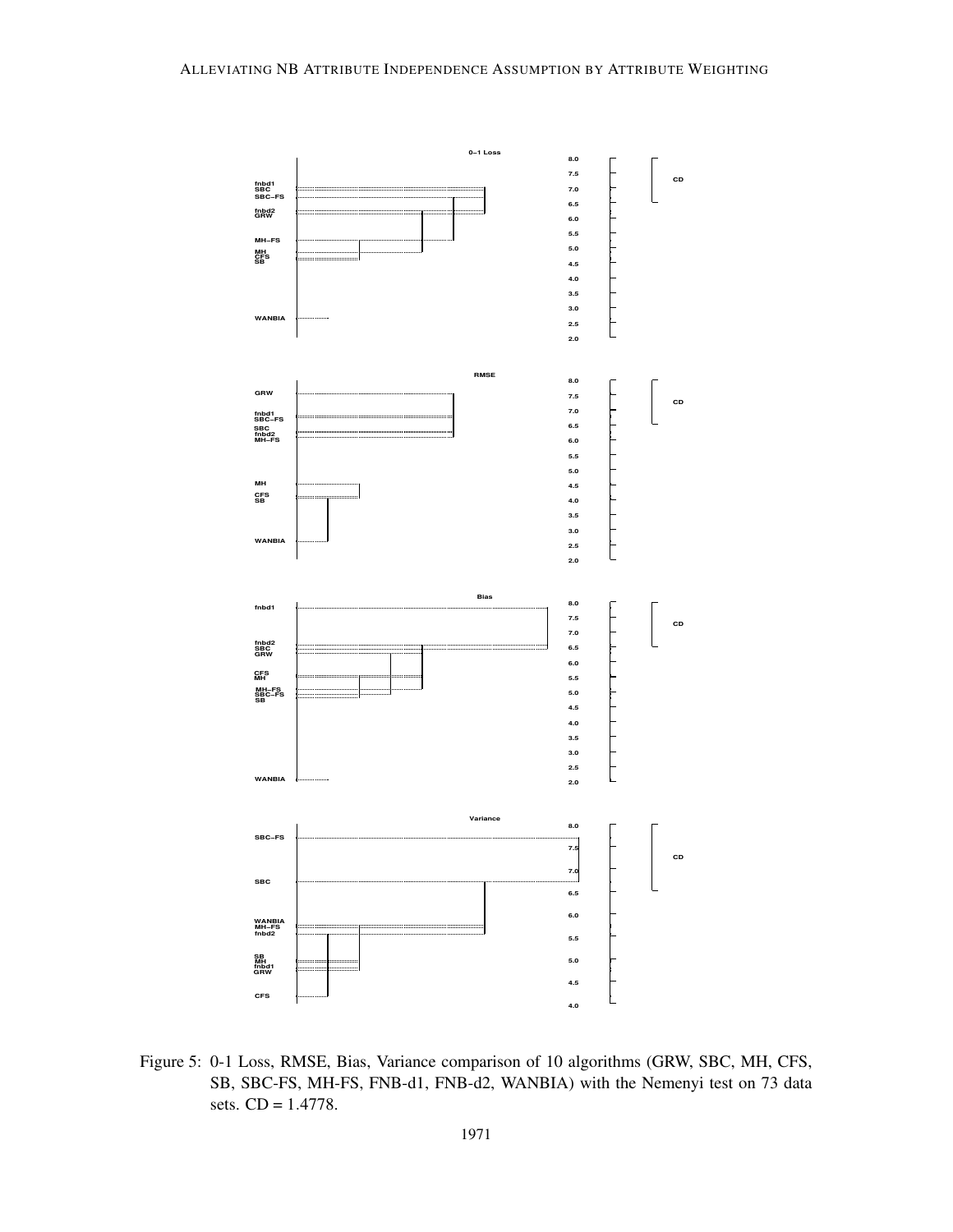Figure 5: 0-1 Loss, RMSE, Bias, Variance comparison of 10 algorithms (GRW, SBC, MH, CFS, SB, SBC-FS, MH-FS, FNB-d1, FNB-d2, WANBIA) with the Nemenyi test on 73 data sets. CD = 1.4778.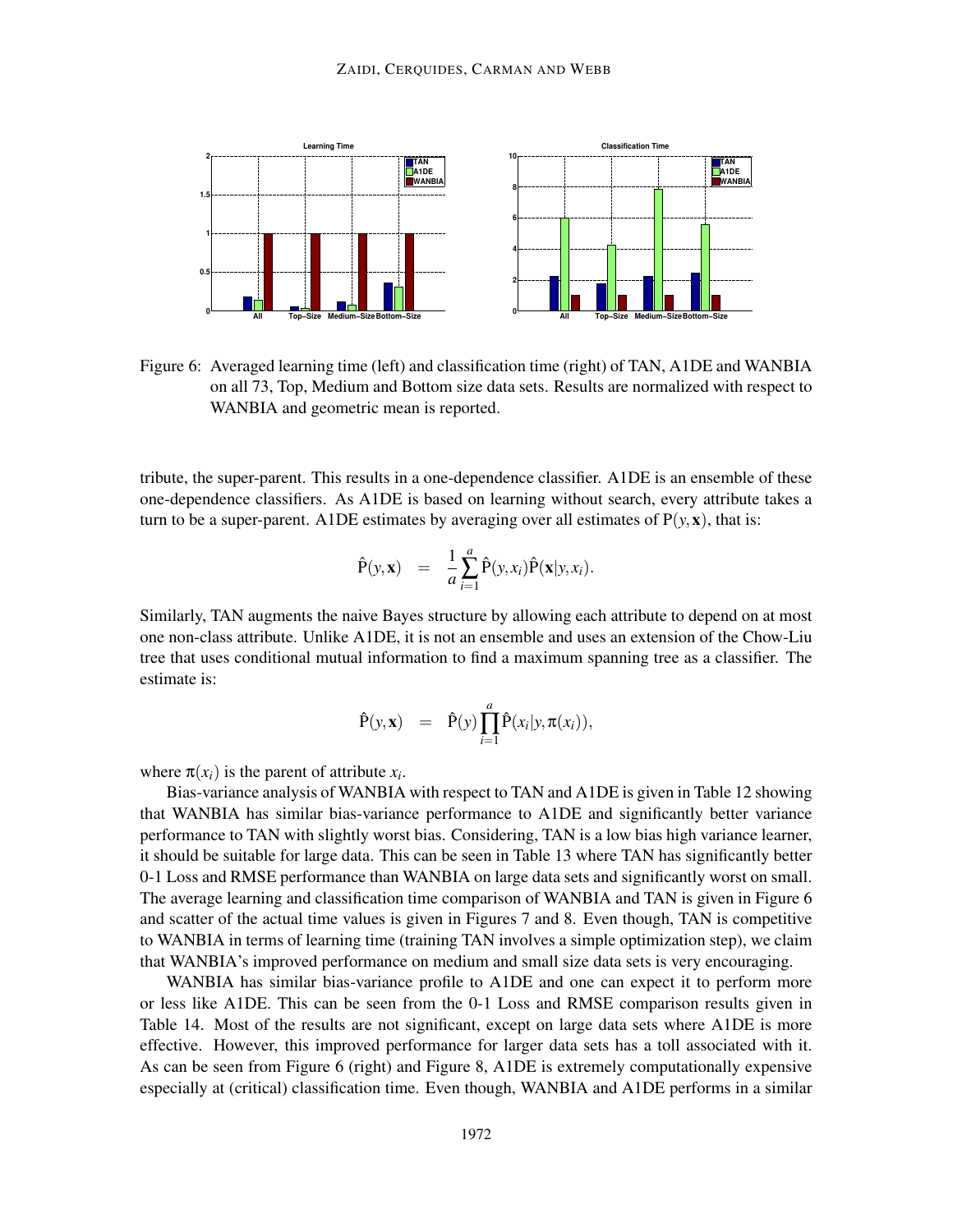Figure 6: Averaged learning time (left) and classification time (right) of TAN, A1DE and WANBIA on all 73, Top, Medium and Bottom size data sets. Results are normalized with respect to WANBIA and geometric mean is reported.

tribute, the super-parent. This results in a one-dependence classifier. A1DE is an ensemble of these one-dependence classifiers. As A1DE is based on learning without search, every attribute takes a turn to be a super-parent. A1DE estimates by averaging over all estimates of $\mathrm{P}(y, \mathbf{x})$, that is:

$$\hat{\mathrm{P}}(y, \mathbf{x}) = \frac{1}{a} \sum_{i=1}^{a} \hat{\mathrm{P}}(y, x_i) \hat{\mathrm{P}}(\mathbf{x}|y, x_i).$$

Similarly, TAN augments the naive Bayes structure by allowing each attribute to depend on at most one non-class attribute. Unlike A1DE, it is not an ensemble and uses an extension of the Chow-Liu tree that uses conditional mutual information to find a maximum spanning tree as a classifier. The estimate is:

$$\hat{\mathrm{P}}(y, \mathbf{x}) = \hat{\mathrm{P}}(y) \prod_{i=1}^{a} \hat{\mathrm{P}}(x_i|y, \pi(x_i)),$$

where $\pi(x_i)$ is the parent of attribute $x_i$.

Bias-variance analysis of WANBIA with respect to TAN and A1DE is given in Table 12 showing that WANBIA has similar bias-variance performance to A1DE and significantly better variance performance to TAN with slightly worst bias. Considering, TAN is a low bias high variance learner, it should be suitable for large data. This can be seen in Table 13 where TAN has significantly better 0-1 Loss and RMSE performance than WANBIA on large data sets and significantly worst on small. The average learning and classification time comparison of WANBIA and TAN is given in Figure 6 and scatter of the actual time values is given in Figures 7 and 8. Even though, TAN is competitive to WANBIA in terms of learning time (training TAN involves a simple optimization step), we claim that WANBIA's improved performance on medium and small size data sets is very encouraging.

WANBIA has similar bias-variance profile to A1DE and one can expect it to perform more or less like A1DE. This can be seen from the 0-1 Loss and RMSE comparison results given in Table 14. Most of the results are not significant, except on large data sets where A1DE is more effective. However, this improved performance for larger data sets has a toll associated with it. As can be seen from Figure 6 (right) and Figure 8, A1DE is extremely computationally expensive especially at (critical) classification time. Even though, WANBIA and A1DE performs in a similar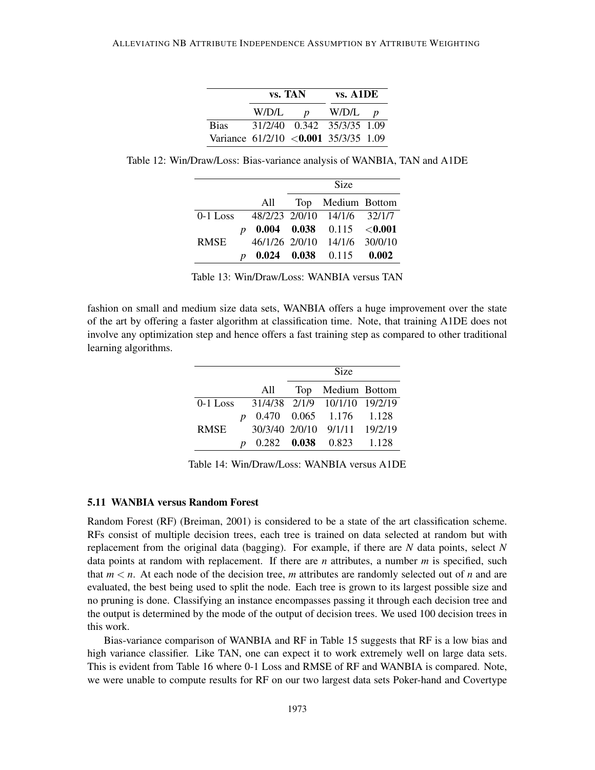| | vs. TAN | | vs. A1DE | |
|---|---|---|---|---|
| | W/D/L | $p$ | W/D/L | $p$ |
| Bias | 31/2/40 | 0.342 | 35/3/35 | 1.09 |
| Variance | 61/2/10 | **<0.001** | 35/3/35 | 1.09 |

Table 12: Win/Draw/Loss: Bias-variance analysis of WANBIA, TAN and A1DE

| | | | Size | | |
|---|---|---|---|---|---|
| | | All | Top | Medium | Bottom |
| 0-1 Loss | | 48/2/23 | 2/0/10 | 14/1/6 | 32/1/7 |
| | $p$ | **0.004** | **0.038** | 0.115 | **<0.001** |
| RMSE | | 46/1/26 | 2/0/10 | 14/1/6 | 30/0/10 |
| | $p$ | **0.024** | **0.038** | 0.115 | **0.002** |

Table 13: Win/Draw/Loss: WANBIA versus TAN

fashion on small and medium size data sets, WANBIA offers a huge improvement over the state of the art by offering a faster algorithm at classification time. Note, that training A1DE does not involve any optimization step and hence offers a fast training step as compared to other traditional learning algorithms.

| | | | Size | | |
|---|---|---|---|---|---|
| | | All | Top | Medium | Bottom |
| 0-1 Loss | | 31/4/38 | 2/1/9 | 10/1/10 | 19/2/19 |
| | $p$ | 0.470 | 0.065 | 1.176 | 1.128 |
| RMSE | | 30/3/40 | 2/0/10 | 9/1/11 | 19/2/19 |
| | $p$ | 0.282 | **0.038** | 0.823 | 1.128 |

Table 14: Win/Draw/Loss: WANBIA versus A1DE

### 5.11 WANBIA versus Random Forest

Random Forest (RF) (Breiman, 2001) is considered to be a state of the art classification scheme. RFs consist of multiple decision trees, each tree is trained on data selected at random but with replacement from the original data (bagging). For example, if there are $N$ data points, select $N$ data points at random with replacement. If there are $n$ attributes, a number $m$ is specified, such that $m < n$. At each node of the decision tree, $m$ attributes are randomly selected out of $n$ and are evaluated, the best being used to split the node. Each tree is grown to its largest possible size and no pruning is done. Classifying an instance encompasses passing it through each decision tree and the output is determined by the mode of the output of decision trees. We used 100 decision trees in this work.

Bias-variance comparison of WANBIA and RF in Table 15 suggests that RF is a low bias and high variance classifier. Like TAN, one can expect it to work extremely well on large data sets. This is evident from Table 16 where 0-1 Loss and RMSE of RF and WANBIA is compared. Note, we were unable to compute results for RF on our two largest data sets Poker-hand and Covertype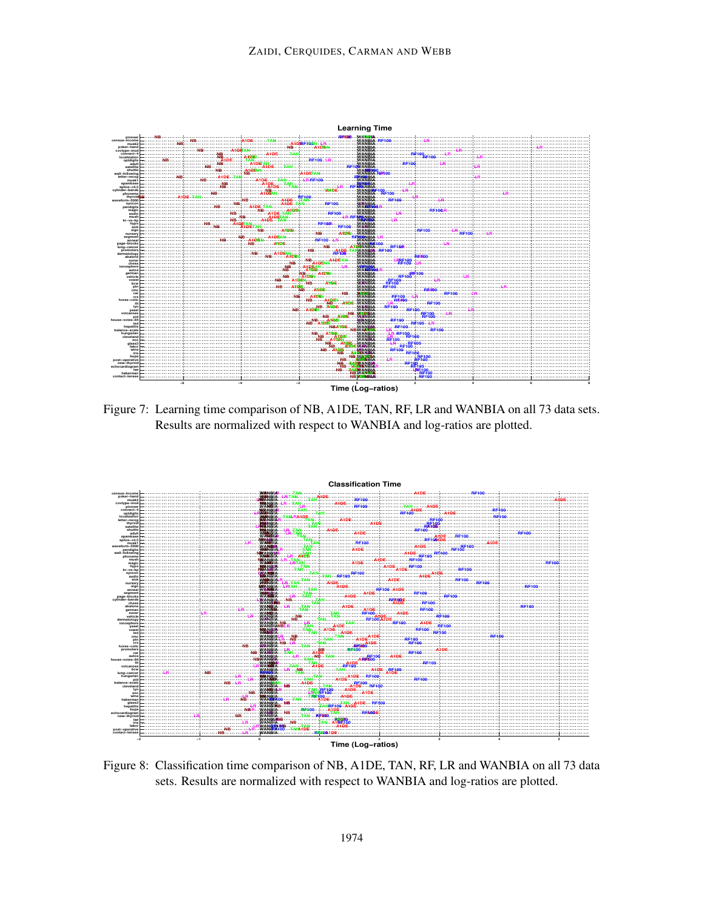Figure 7: Learning time comparison of NB, A1DE, TAN, RF, LR and WANBIA on all 73 data sets. Results are normalized with respect to WANBIA and log-ratios are plotted.

Figure 8: Classification time comparison of NB, A1DE, TAN, RF, LR and WANBIA on all 73 data sets. Results are normalized with respect to WANBIA and log-ratios are plotted.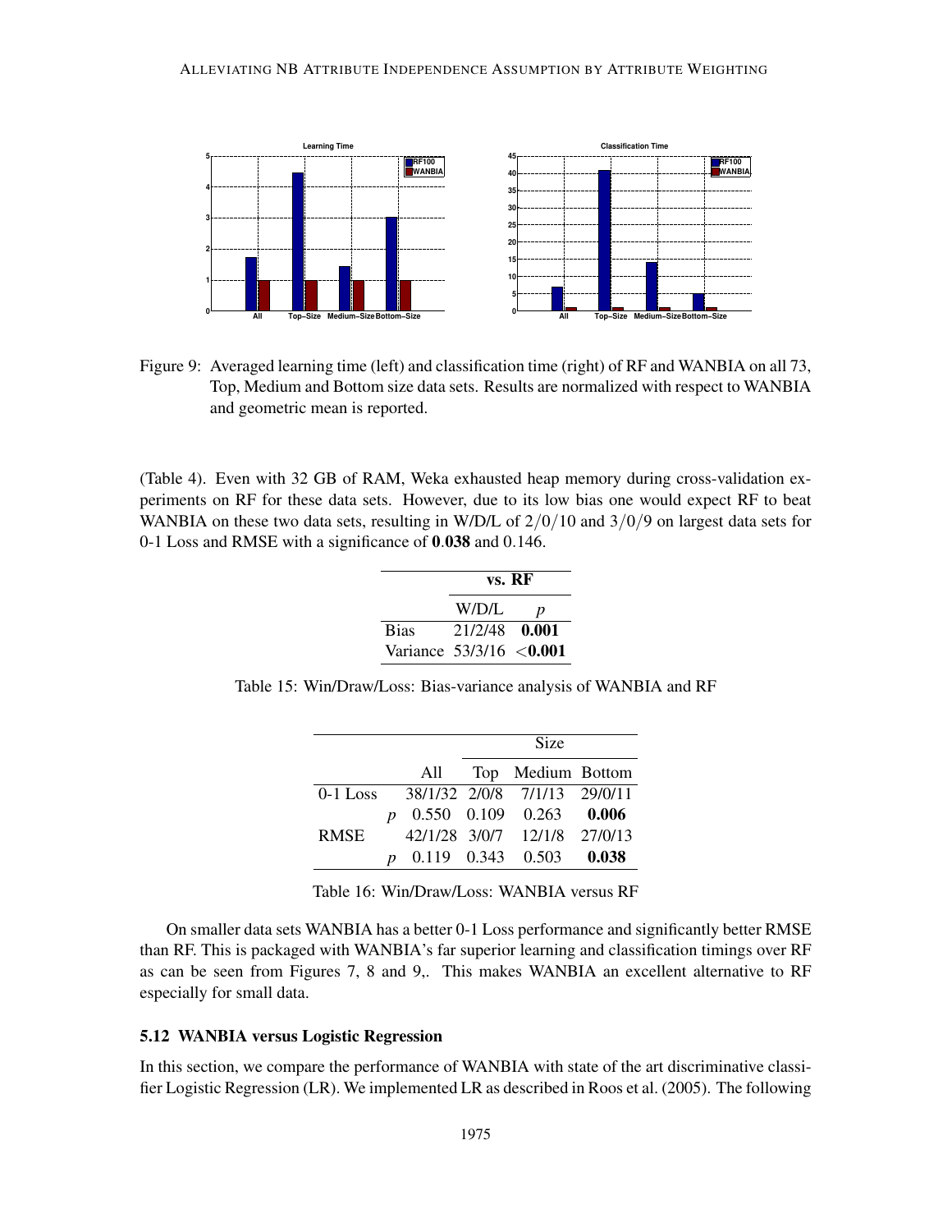Figure 9: Averaged learning time (left) and classification time (right) of RF and WANBIA on all 73, Top, Medium and Bottom size data sets. Results are normalized with respect to WANBIA and geometric mean is reported.

(Table 4). Even with 32 GB of RAM, Weka exhausted heap memory during cross-validation experiments on RF for these data sets. However, due to its low bias one would expect RF to beat WANBIA on these two data sets, resulting in W/D/L of $2/0/10$ and $3/0/9$ on largest data sets for 0-1 Loss and RMSE with a significance of $\mathbf{0.038}$ and $0.146$.

| | vs. RF | |
|---|---|---|
| | W/D/L | $p$ |
| Bias | 21/2/48 | **0.001** |
| Variance | 53/3/16 | **<0.001** |

Table 15: Win/Draw/Loss: Bias-variance analysis of WANBIA and RF

| | | | Size | | |
|---|---|---|---|---|---|
| | | All | Top | Medium | Bottom |
| 0-1 Loss | | 38/1/32 | 2/0/8 | 7/1/13 | 29/0/11 |
| | $p$ | 0.550 | 0.109 | 0.263 | **0.006** |
| RMSE | | 42/1/28 | 3/0/7 | 12/1/8 | 27/0/13 |
| | $p$ | 0.119 | 0.343 | 0.503 | **0.038** |

Table 16: Win/Draw/Loss: WANBIA versus RF

On smaller data sets WANBIA has a better 0-1 Loss performance and significantly better RMSE than RF. This is packaged with WANBIA's far superior learning and classification timings over RF as can be seen from Figures 7, 8 and 9,. This makes WANBIA an excellent alternative to RF especially for small data.

### 5.12 WANBIA versus Logistic Regression

In this section, we compare the performance of WANBIA with state of the art discriminative classifier Logistic Regression (LR). We implemented LR as described in Roos et al. (2005). The following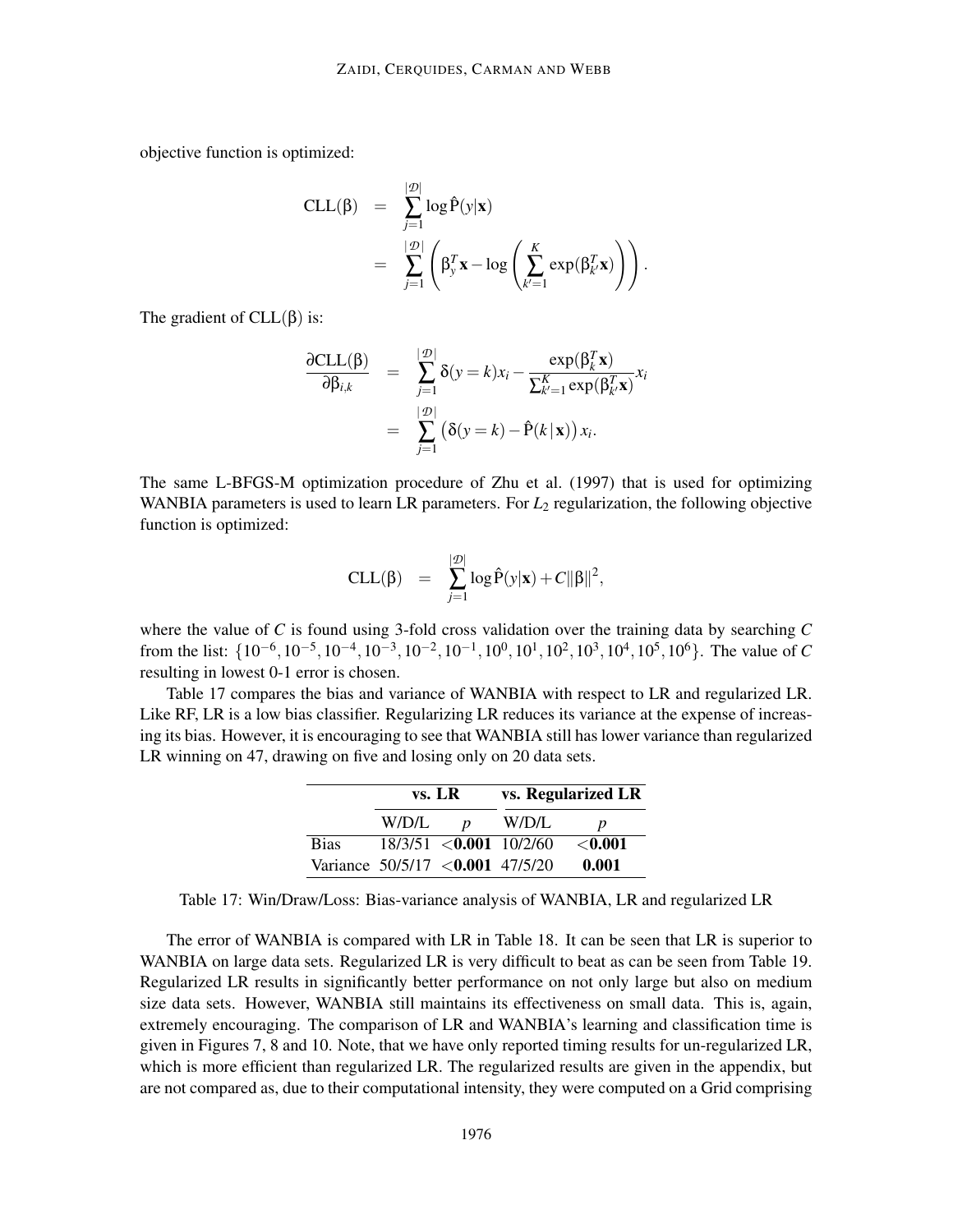objective function is optimized:

$$
\begin{aligned}
\text{CLL}(\beta) &= \sum_{j=1}^{|\mathcal{D}|} \log \hat{\text{P}}(y|\mathbf{x}) \\
&= \sum_{j=1}^{|\mathcal{D}|} \left( \beta_y^T \mathbf{x} - \log \left( \sum_{k'=1}^{K} \exp(\beta_{k'}^T \mathbf{x}) \right) \right).
\end{aligned}
$$

The gradient of $\text{CLL}(\beta)$ is:

$$
\begin{aligned}
\frac{\partial \text{CLL}(\beta)}{\partial \beta_{i,k}} &= \sum_{j=1}^{|\mathcal{D}|} \delta(y=k)x_i - \frac{\exp(\beta_k^T \mathbf{x})}{\sum_{k'=1}^{K} \exp(\beta_{k'}^T \mathbf{x})} x_i \\
&= \sum_{j=1}^{|\mathcal{D}|} \left( \delta(y=k) - \hat{\text{P}}(k\,|\,\mathbf{x}) \right) x_i.
\end{aligned}
$$

The same L-BFGS-M optimization procedure of Zhu et al. (1997) that is used for optimizing WANBIA parameters is used to learn LR parameters. For $L_2$ regularization, the following objective function is optimized:

$$
\text{CLL}(\beta) = \sum_{j=1}^{|\mathcal{D}|} \log \hat{\text{P}}(y|\mathbf{x}) + C\|\beta\|^2,
$$

where the value of $C$ is found using 3-fold cross validation over the training data by searching $C$ from the list: $\{10^{-6}, 10^{-5}, 10^{-4}, 10^{-3}, 10^{-2}, 10^{-1}, 10^{0}, 10^{1}, 10^{2}, 10^{3}, 10^{4}, 10^{5}, 10^{6}\}$. The value of $C$ resulting in lowest 0-1 error is chosen.

Table 17 compares the bias and variance of WANBIA with respect to LR and regularized LR. Like RF, LR is a low bias classifier. Regularizing LR reduces its variance at the expense of increasing its bias. However, it is encouraging to see that WANBIA still has lower variance than regularized LR winning on 47, drawing on five and losing only on 20 data sets.

| | **vs. LR** | | **vs. Regularized LR** | |
|---|---|---|---|---|
| | W/D/L | $p$ | W/D/L | $p$ |
| Bias | 18/3/51 | **<0.001** | 10/2/60 | **<0.001** |
| Variance | 50/5/17 | **<0.001** | 47/5/20 | **0.001** |

Table 17: Win/Draw/Loss: Bias-variance analysis of WANBIA, LR and regularized LR

The error of WANBIA is compared with LR in Table 18. It can be seen that LR is superior to WANBIA on large data sets. Regularized LR is very difficult to beat as can be seen from Table 19. Regularized LR results in significantly better performance on not only large but also on medium size data sets. However, WANBIA still maintains its effectiveness on small data. This is, again, extremely encouraging. The comparison of LR and WANBIA's learning and classification time is given in Figures 7, 8 and 10. Note, that we have only reported timing results for un-regularized LR, which is more efficient than regularized LR. The regularized results are given in the appendix, but are not compared as, due to their computational intensity, they were computed on a Grid comprising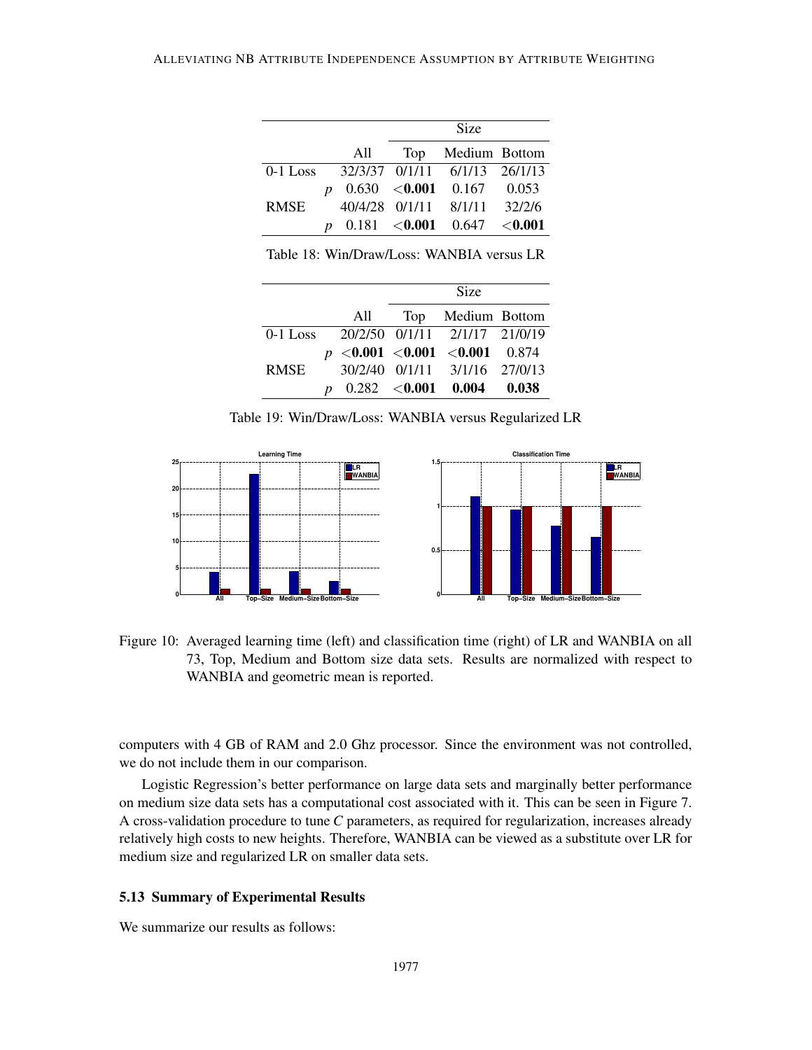|  |  |  | Size |  |  |
|---|---|---|---|---|---|
|  |  | All | Top | Medium | Bottom |
| 0-1 Loss |  | 32/3/37 | 0/1/11 | 6/1/13 | 26/1/13 |
|  | $p$ | 0.630 | **<0.001** | 0.167 | 0.053 |
| RMSE |  | 40/4/28 | 0/1/11 | 8/1/11 | 32/2/6 |
|  | $p$ | 0.181 | **<0.001** | 0.647 | **<0.001** |

Table 18: Win/Draw/Loss: WANBIA versus LR

|  |  |  | Size |  |  |
|---|---|---|---|---|---|
|  |  | All | Top | Medium | Bottom |
| 0-1 Loss |  | 20/2/50 | 0/1/11 | 2/1/17 | 21/0/19 |
|  | $p$ | **<0.001** | **<0.001** | **<0.001** | 0.874 |
| RMSE |  | 30/2/40 | 0/1/11 | 3/1/16 | 27/0/13 |
|  | $p$ | 0.282 | **<0.001** | **0.004** | **0.038** |

Table 19: Win/Draw/Loss: WANBIA versus Regularized LR

Figure 10: Averaged learning time (left) and classification time (right) of LR and WANBIA on all 73, Top, Medium and Bottom size data sets. Results are normalized with respect to WANBIA and geometric mean is reported.

computers with 4 GB of RAM and 2.0 Ghz processor. Since the environment was not controlled, we do not include them in our comparison.

Logistic Regression's better performance on large data sets and marginally better performance on medium size data sets has a computational cost associated with it. This can be seen in Figure 7. A cross-validation procedure to tune $C$ parameters, as required for regularization, increases already relatively high costs to new heights. Therefore, WANBIA can be viewed as a substitute over LR for medium size and regularized LR on smaller data sets.

### 5.13 Summary of Experimental Results

We summarize our results as follows: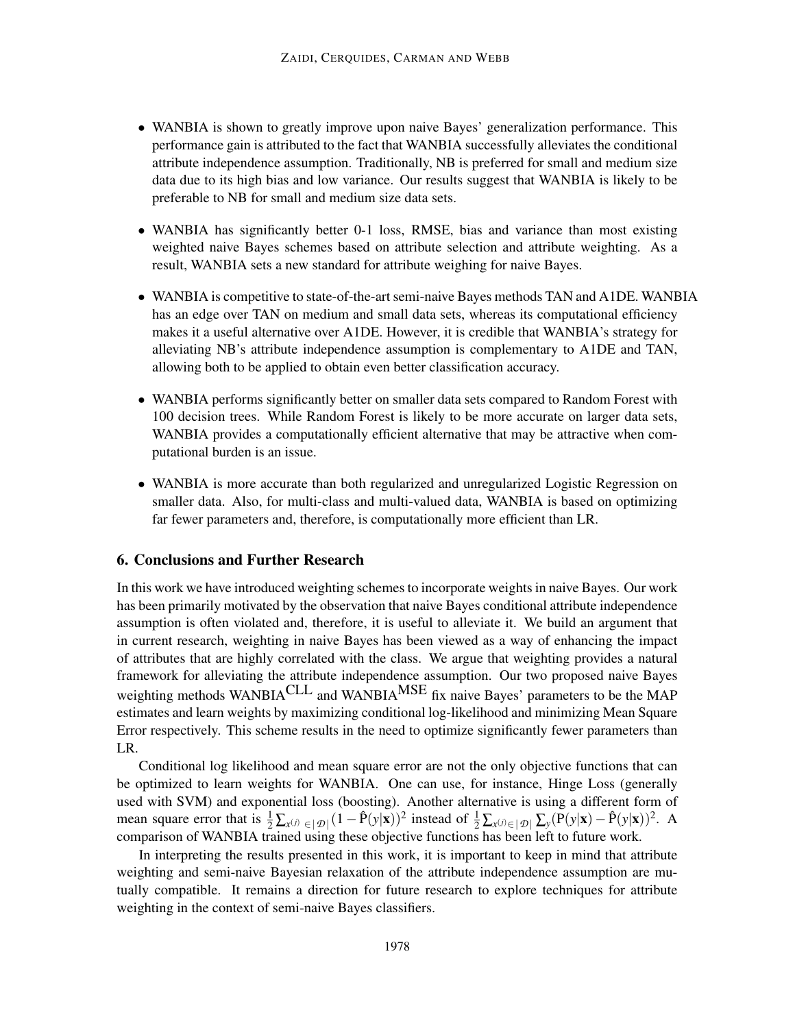- WANBIA is shown to greatly improve upon naive Bayes' generalization performance. This performance gain is attributed to the fact that WANBIA successfully alleviates the conditional attribute independence assumption. Traditionally, NB is preferred for small and medium size data due to its high bias and low variance. Our results suggest that WANBIA is likely to be preferable to NB for small and medium size data sets.

- WANBIA has significantly better 0-1 loss, RMSE, bias and variance than most existing weighted naive Bayes schemes based on attribute selection and attribute weighting. As a result, WANBIA sets a new standard for attribute weighing for naive Bayes.

- WANBIA is competitive to state-of-the-art semi-naive Bayes methods TAN and A1DE. WANBIA has an edge over TAN on medium and small data sets, whereas its computational efficiency makes it a useful alternative over A1DE. However, it is credible that WANBIA's strategy for alleviating NB's attribute independence assumption is complementary to A1DE and TAN, allowing both to be applied to obtain even better classification accuracy.

- WANBIA performs significantly better on smaller data sets compared to Random Forest with 100 decision trees. While Random Forest is likely to be more accurate on larger data sets, WANBIA provides a computationally efficient alternative that may be attractive when computational burden is an issue.

- WANBIA is more accurate than both regularized and unregularized Logistic Regression on smaller data. Also, for multi-class and multi-valued data, WANBIA is based on optimizing far fewer parameters and, therefore, is computationally more efficient than LR.

## 6. Conclusions and Further Research

In this work we have introduced weighting schemes to incorporate weights in naive Bayes. Our work has been primarily motivated by the observation that naive Bayes conditional attribute independence assumption is often violated and, therefore, it is useful to alleviate it. We build an argument that in current research, weighting in naive Bayes has been viewed as a way of enhancing the impact of attributes that are highly correlated with the class. We argue that weighting provides a natural framework for alleviating the attribute independence assumption. Our two proposed naive Bayes weighting methods WANBIA$^{\text{CLL}}$ and WANBIA$^{\text{MSE}}$ fix naive Bayes' parameters to be the MAP estimates and learn weights by maximizing conditional log-likelihood and minimizing Mean Square Error respectively. This scheme results in the need to optimize significantly fewer parameters than LR.

Conditional log likelihood and mean square error are not the only objective functions that can be optimized to learn weights for WANBIA. One can use, for instance, Hinge Loss (generally used with SVM) and exponential loss (boosting). Another alternative is using a different form of mean square error that is $\frac{1}{2}\sum_{x^{(j)} \in |\mathcal{D}|}(1 - \hat{\mathrm{P}}(y|\mathbf{x}))^2$ instead of $\frac{1}{2}\sum_{x^{(j)} \in |\mathcal{D}|}\sum_y(\mathrm{P}(y|\mathbf{x}) - \hat{\mathrm{P}}(y|\mathbf{x}))^2$. A comparison of WANBIA trained using these objective functions has been left to future work.

In interpreting the results presented in this work, it is important to keep in mind that attribute weighting and semi-naive Bayesian relaxation of the attribute independence assumption are mutually compatible. It remains a direction for future research to explore techniques for attribute weighting in the context of semi-naive Bayes classifiers.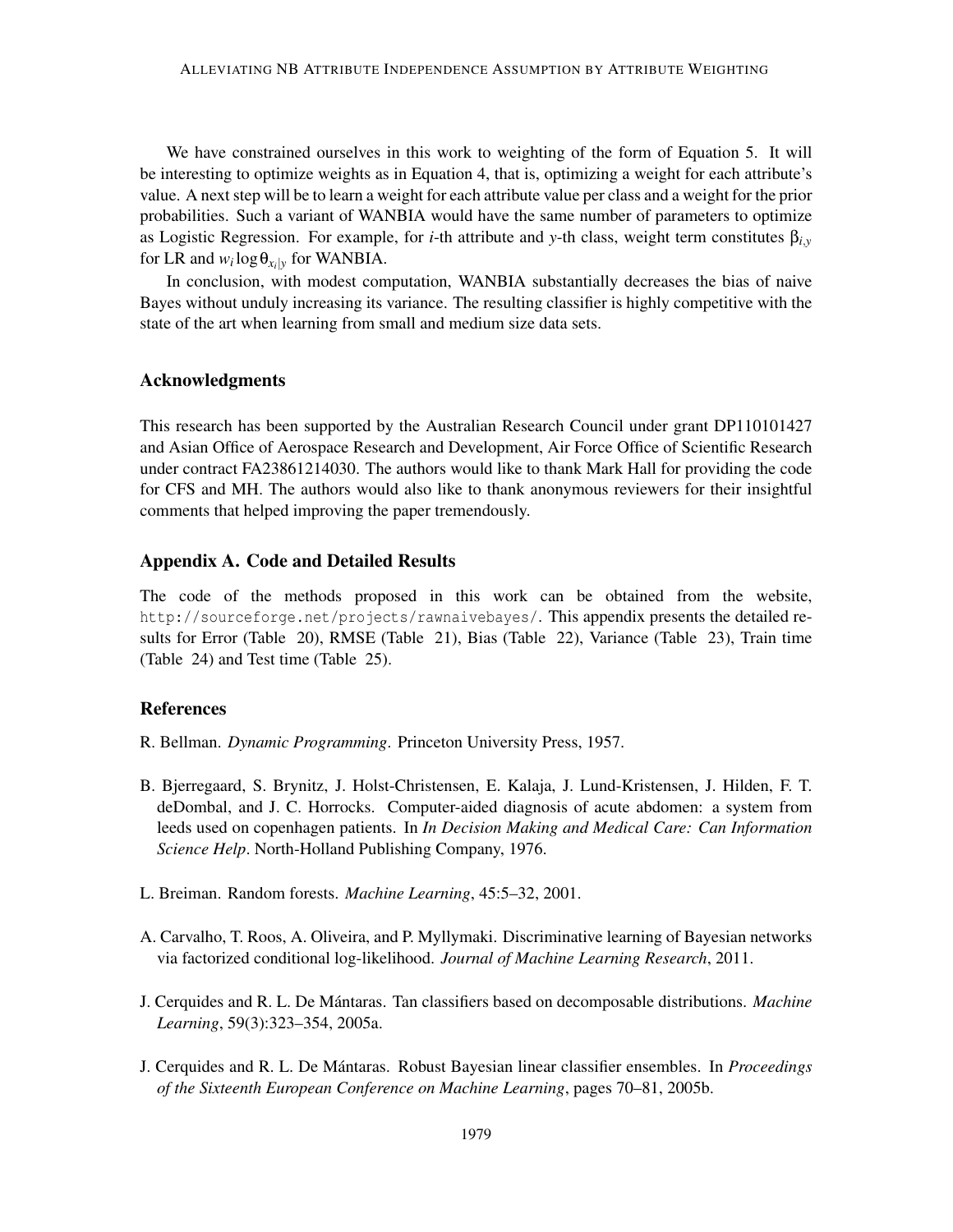We have constrained ourselves in this work to weighting of the form of Equation 5. It will be interesting to optimize weights as in Equation 4, that is, optimizing a weight for each attribute's value. A next step will be to learn a weight for each attribute value per class and a weight for the prior probabilities. Such a variant of WANBIA would have the same number of parameters to optimize as Logistic Regression. For example, for $i$-th attribute and $y$-th class, weight term constitutes $\beta_{i,y}$ for LR and $w_i \log \theta_{x_i|y}$ for WANBIA.

In conclusion, with modest computation, WANBIA substantially decreases the bias of naive Bayes without unduly increasing its variance. The resulting classifier is highly competitive with the state of the art when learning from small and medium size data sets.

## Acknowledgments

This research has been supported by the Australian Research Council under grant DP110101427 and Asian Office of Aerospace Research and Development, Air Force Office of Scientific Research under contract FA23861214030. The authors would like to thank Mark Hall for providing the code for CFS and MH. The authors would also like to thank anonymous reviewers for their insightful comments that helped improving the paper tremendously.

## Appendix A. Code and Detailed Results

The code of the methods proposed in this work can be obtained from the website, `http://sourceforge.net/projects/rawnaivebayes/`. This appendix presents the detailed results for Error (Table 20), RMSE (Table 21), Bias (Table 22), Variance (Table 23), Train time (Table 24) and Test time (Table 25).

## References

R. Bellman. *Dynamic Programming*. Princeton University Press, 1957.

B. Bjerregaard, S. Brynitz, J. Holst-Christensen, E. Kalaja, J. Lund-Kristensen, J. Hilden, F. T. deDombal, and J. C. Horrocks. Computer-aided diagnosis of acute abdomen: a system from leeds used on copenhagen patients. In *In Decision Making and Medical Care: Can Information Science Help*. North-Holland Publishing Company, 1976.

L. Breiman. Random forests. *Machine Learning*, 45:5–32, 2001.

A. Carvalho, T. Roos, A. Oliveira, and P. Myllymaki. Discriminative learning of Bayesian networks via factorized conditional log-likelihood. *Journal of Machine Learning Research*, 2011.

J. Cerquides and R. L. De Mántaras. Tan classifiers based on decomposable distributions. *Machine Learning*, 59(3):323–354, 2005a.

J. Cerquides and R. L. De Mántaras. Robust Bayesian linear classifier ensembles. In *Proceedings of the Sixteenth European Conference on Machine Learning*, pages 70–81, 2005b.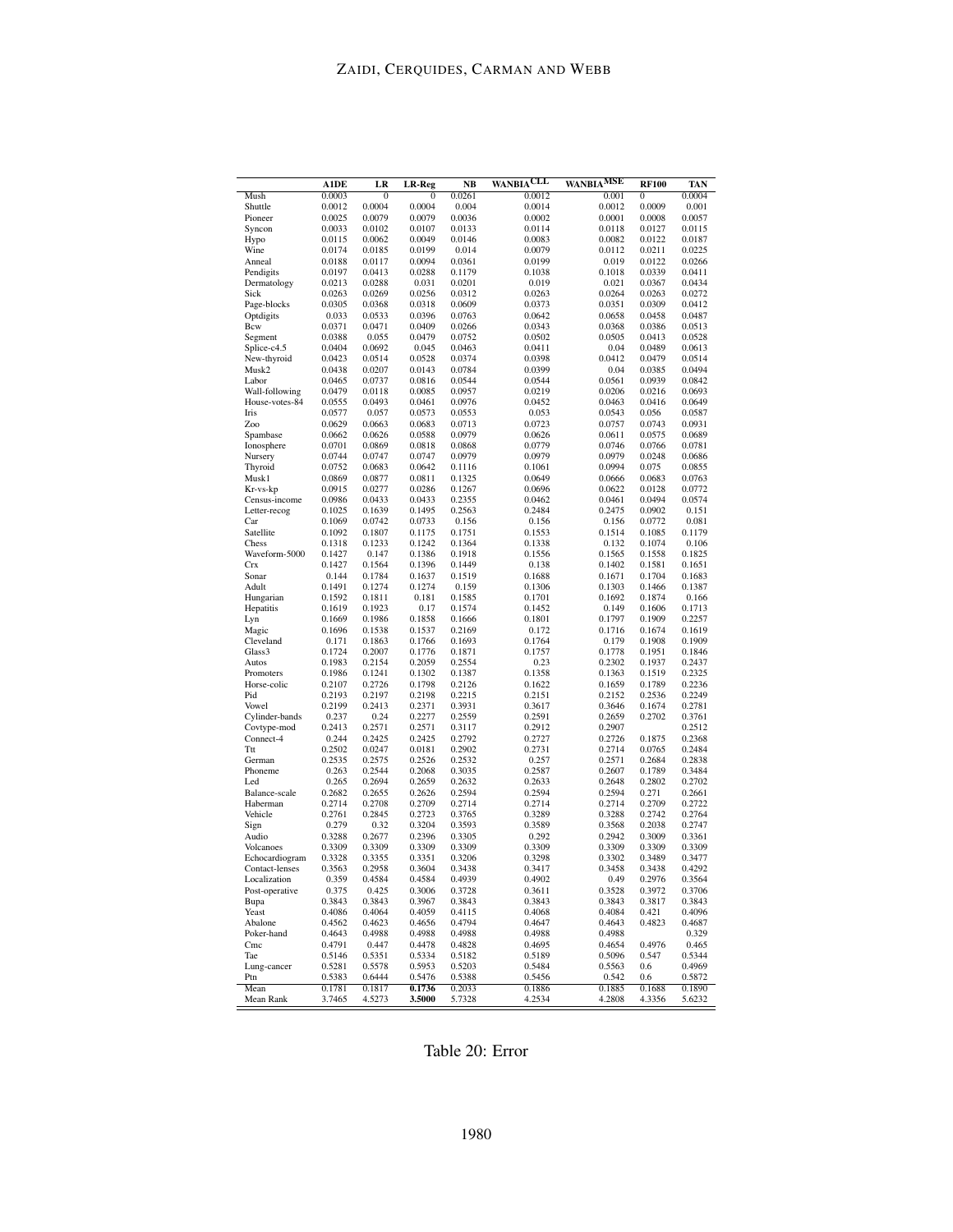| | A1DE | LR | LR-Reg | NB | WANBIA$^{CLL}$ | WANBIA$^{MSE}$ | RF100 | TAN |
|---|---|---|---|---|---|---|---|---|
| Mush | 0.0003 | 0 | 0 | 0.0261 | 0.0012 | 0.001 | 0 | 0.0004 |
| Shuttle | 0.0012 | 0.0004 | 0.0004 | 0.004 | 0.0014 | 0.0012 | 0.0009 | 0.001 |
| Pioneer | 0.0025 | 0.0079 | 0.0079 | 0.0036 | 0.0002 | 0.0001 | 0.0008 | 0.0057 |
| Syncon | 0.0033 | 0.0102 | 0.0107 | 0.0133 | 0.0114 | 0.0118 | 0.0127 | 0.0115 |
| Hypo | 0.0115 | 0.0062 | 0.0049 | 0.0146 | 0.0083 | 0.0082 | 0.0122 | 0.0187 |
| Wine | 0.0174 | 0.0185 | 0.0199 | 0.014 | 0.0079 | 0.0112 | 0.0211 | 0.0225 |
| Anneal | 0.0188 | 0.0117 | 0.0094 | 0.0361 | 0.0199 | 0.019 | 0.0122 | 0.0266 |
| Pendigits | 0.0197 | 0.0413 | 0.0288 | 0.1179 | 0.1038 | 0.1018 | 0.0339 | 0.0411 |
| Dermatology | 0.0213 | 0.0288 | 0.031 | 0.0201 | 0.019 | 0.021 | 0.0367 | 0.0434 |
| Sick | 0.0263 | 0.0269 | 0.0256 | 0.0312 | 0.0263 | 0.0264 | 0.0263 | 0.0272 |
| Page-blocks | 0.0305 | 0.0368 | 0.0318 | 0.0609 | 0.0373 | 0.0351 | 0.0309 | 0.0412 |
| Optdigits | 0.033 | 0.0533 | 0.0396 | 0.0763 | 0.0642 | 0.0658 | 0.0458 | 0.0487 |
| Bcw | 0.0371 | 0.0471 | 0.0409 | 0.0266 | 0.0343 | 0.0368 | 0.0386 | 0.0513 |
| Segment | 0.0388 | 0.055 | 0.0479 | 0.0752 | 0.0502 | 0.0505 | 0.0413 | 0.0528 |
| Splice-c4.5 | 0.0404 | 0.0692 | 0.045 | 0.0463 | 0.0411 | 0.04 | 0.0489 | 0.0613 |
| New-thyroid | 0.0423 | 0.0514 | 0.0528 | 0.0374 | 0.0398 | 0.0412 | 0.0479 | 0.0514 |
| Musk2 | 0.0438 | 0.0207 | 0.0143 | 0.0784 | 0.0399 | 0.04 | 0.0385 | 0.0494 |
| Labor | 0.0465 | 0.0737 | 0.0816 | 0.0544 | 0.0544 | 0.0561 | 0.0939 | 0.0842 |
| Wall-following | 0.0479 | 0.0118 | 0.0085 | 0.0957 | 0.0219 | 0.0206 | 0.0216 | 0.0693 |
| House-votes-84 | 0.0555 | 0.0493 | 0.0461 | 0.0976 | 0.0452 | 0.0463 | 0.0416 | 0.0649 |
| Iris | 0.0577 | 0.057 | 0.0573 | 0.0553 | 0.053 | 0.0543 | 0.056 | 0.0587 |
| Zoo | 0.0629 | 0.0663 | 0.0683 | 0.0713 | 0.0723 | 0.0757 | 0.0743 | 0.0931 |
| Spambase | 0.0662 | 0.0626 | 0.0588 | 0.0979 | 0.0626 | 0.0611 | 0.0575 | 0.0689 |
| Ionosphere | 0.0701 | 0.0869 | 0.0818 | 0.0868 | 0.0779 | 0.0746 | 0.0766 | 0.0781 |
| Nursery | 0.0744 | 0.0747 | 0.0747 | 0.0979 | 0.0979 | 0.0979 | 0.0248 | 0.0686 |
| Thyroid | 0.0752 | 0.0683 | 0.0642 | 0.1116 | 0.1061 | 0.0994 | 0.075 | 0.0855 |
| Musk1 | 0.0869 | 0.0877 | 0.0811 | 0.1325 | 0.0649 | 0.0666 | 0.0683 | 0.0763 |
| Kr-vs-kp | 0.0915 | 0.0277 | 0.0286 | 0.1267 | 0.0696 | 0.0622 | 0.0128 | 0.0772 |
| Census-income | 0.0986 | 0.0433 | 0.0433 | 0.2355 | 0.0462 | 0.0461 | 0.0494 | 0.0574 |
| Letter-recog | 0.1025 | 0.1639 | 0.1495 | 0.2563 | 0.2484 | 0.2475 | 0.0902 | 0.151 |
| Car | 0.1069 | 0.0742 | 0.0733 | 0.156 | 0.156 | 0.156 | 0.0772 | 0.081 |
| Satellite | 0.1092 | 0.1807 | 0.1175 | 0.1751 | 0.1553 | 0.1514 | 0.1085 | 0.1179 |
| Chess | 0.1318 | 0.1233 | 0.1242 | 0.1364 | 0.1338 | 0.132 | 0.1074 | 0.106 |
| Waveform-5000 | 0.1427 | 0.147 | 0.1386 | 0.1918 | 0.1556 | 0.1565 | 0.1558 | 0.1825 |
| Crx | 0.1427 | 0.1564 | 0.1396 | 0.1449 | 0.138 | 0.1402 | 0.1581 | 0.1651 |
| Sonar | 0.144 | 0.1784 | 0.1637 | 0.1519 | 0.1688 | 0.1671 | 0.1704 | 0.1683 |
| Adult | 0.1491 | 0.1274 | 0.1274 | 0.159 | 0.1306 | 0.1303 | 0.1466 | 0.1387 |
| Hungarian | 0.1592 | 0.1811 | 0.181 | 0.1585 | 0.1701 | 0.1692 | 0.1874 | 0.166 |
| Hepatitis | 0.1619 | 0.1923 | 0.17 | 0.1574 | 0.1452 | 0.149 | 0.1606 | 0.1713 |
| Lyn | 0.1669 | 0.1986 | 0.1858 | 0.1666 | 0.1801 | 0.1797 | 0.1909 | 0.2257 |
| Magic | 0.1696 | 0.1538 | 0.1537 | 0.2169 | 0.172 | 0.1716 | 0.1674 | 0.1619 |
| Cleveland | 0.171 | 0.1863 | 0.1766 | 0.1693 | 0.1764 | 0.179 | 0.1908 | 0.1909 |
| Glass3 | 0.1724 | 0.2007 | 0.1776 | 0.1871 | 0.1757 | 0.1778 | 0.1951 | 0.1846 |
| Autos | 0.1983 | 0.2154 | 0.2059 | 0.2554 | 0.23 | 0.2302 | 0.1937 | 0.2437 |
| Promoters | 0.1986 | 0.1241 | 0.1302 | 0.1387 | 0.1358 | 0.1363 | 0.1519 | 0.2325 |
| Horse-colic | 0.2107 | 0.2726 | 0.1798 | 0.2126 | 0.1622 | 0.1659 | 0.1789 | 0.2236 |
| Pid | 0.2193 | 0.2197 | 0.2198 | 0.2215 | 0.2151 | 0.2152 | 0.2536 | 0.2249 |
| Vowel | 0.2199 | 0.2413 | 0.2371 | 0.3931 | 0.3617 | 0.3646 | 0.1674 | 0.2781 |
| Cylinder-bands | 0.237 | 0.24 | 0.2277 | 0.2559 | 0.2591 | 0.2659 | 0.2702 | 0.3761 |
| Covtype-mod | 0.2413 | 0.2571 | 0.2571 | 0.3117 | 0.2912 | 0.2907 | | 0.2512 |
| Connect-4 | 0.244 | 0.2425 | 0.2425 | 0.2792 | 0.2727 | 0.2726 | 0.1875 | 0.2368 |
| Ttt | 0.2502 | 0.0247 | 0.0181 | 0.2902 | 0.2731 | 0.2714 | 0.0765 | 0.2484 |
| German | 0.2535 | 0.2575 | 0.2526 | 0.2532 | 0.257 | 0.2571 | 0.2684 | 0.2838 |
| Phoneme | 0.263 | 0.2544 | 0.2068 | 0.3035 | 0.2587 | 0.2607 | 0.1789 | 0.3484 |
| Led | 0.265 | 0.2694 | 0.2659 | 0.2632 | 0.2633 | 0.2648 | 0.2802 | 0.2702 |
| Balance-scale | 0.2682 | 0.2655 | 0.2626 | 0.2594 | 0.2594 | 0.2594 | 0.271 | 0.2661 |
| Haberman | 0.2714 | 0.2708 | 0.2709 | 0.2714 | 0.2714 | 0.2714 | 0.2709 | 0.2722 |
| Vehicle | 0.2761 | 0.2845 | 0.2723 | 0.3765 | 0.3289 | 0.3288 | 0.2742 | 0.2764 |
| Sign | 0.279 | 0.32 | 0.3204 | 0.3593 | 0.3589 | 0.3568 | 0.2038 | 0.2747 |
| Audio | 0.3288 | 0.2677 | 0.2396 | 0.3305 | 0.292 | 0.2942 | 0.3009 | 0.3361 |
| Volcanoes | 0.3309 | 0.3309 | 0.3309 | 0.3309 | 0.3309 | 0.3309 | 0.3309 | 0.3309 |
| Echocardiogram | 0.3328 | 0.3355 | 0.3351 | 0.3206 | 0.3298 | 0.3302 | 0.3489 | 0.3477 |
| Contact-lenses | 0.3563 | 0.2958 | 0.3604 | 0.3438 | 0.3417 | 0.3458 | 0.3438 | 0.4292 |
| Localization | 0.359 | 0.4584 | 0.4584 | 0.4939 | 0.4902 | 0.49 | 0.2976 | 0.3564 |
| Post-operative | 0.375 | 0.425 | 0.3006 | 0.3728 | 0.3611 | 0.3528 | 0.3972 | 0.3706 |
| Bupa | 0.3843 | 0.3843 | 0.3967 | 0.3843 | 0.3843 | 0.3843 | 0.3817 | 0.3843 |
| Yeast | 0.4086 | 0.4064 | 0.4059 | 0.4115 | 0.4068 | 0.4084 | 0.421 | 0.4096 |
| Abalone | 0.4562 | 0.4623 | 0.4656 | 0.4794 | 0.4647 | 0.4643 | 0.4823 | 0.4687 |
| Poker-hand | 0.4643 | 0.4988 | 0.4988 | 0.4988 | 0.4988 | 0.4988 | | 0.329 |
| Cmc | 0.4791 | 0.447 | 0.4478 | 0.4828 | 0.4695 | 0.4654 | 0.4976 | 0.465 |
| Tae | 0.5146 | 0.5351 | 0.5334 | 0.5182 | 0.5189 | 0.5096 | 0.547 | 0.5344 |
| Lung-cancer | 0.5281 | 0.5578 | 0.5953 | 0.5203 | 0.5484 | 0.5563 | 0.6 | 0.4969 |
| Ptn | 0.5383 | 0.6444 | 0.5476 | 0.5388 | 0.5456 | 0.542 | 0.6 | 0.5872 |
| Mean | 0.1781 | 0.1817 | **0.1736** | 0.2033 | 0.1886 | 0.1885 | 0.1688 | 0.1890 |
| Mean Rank | 3.7465 | 4.5273 | **3.5000** | 5.7328 | 4.2534 | 4.2808 | 4.3356 | 5.6232 |

Table 20: Error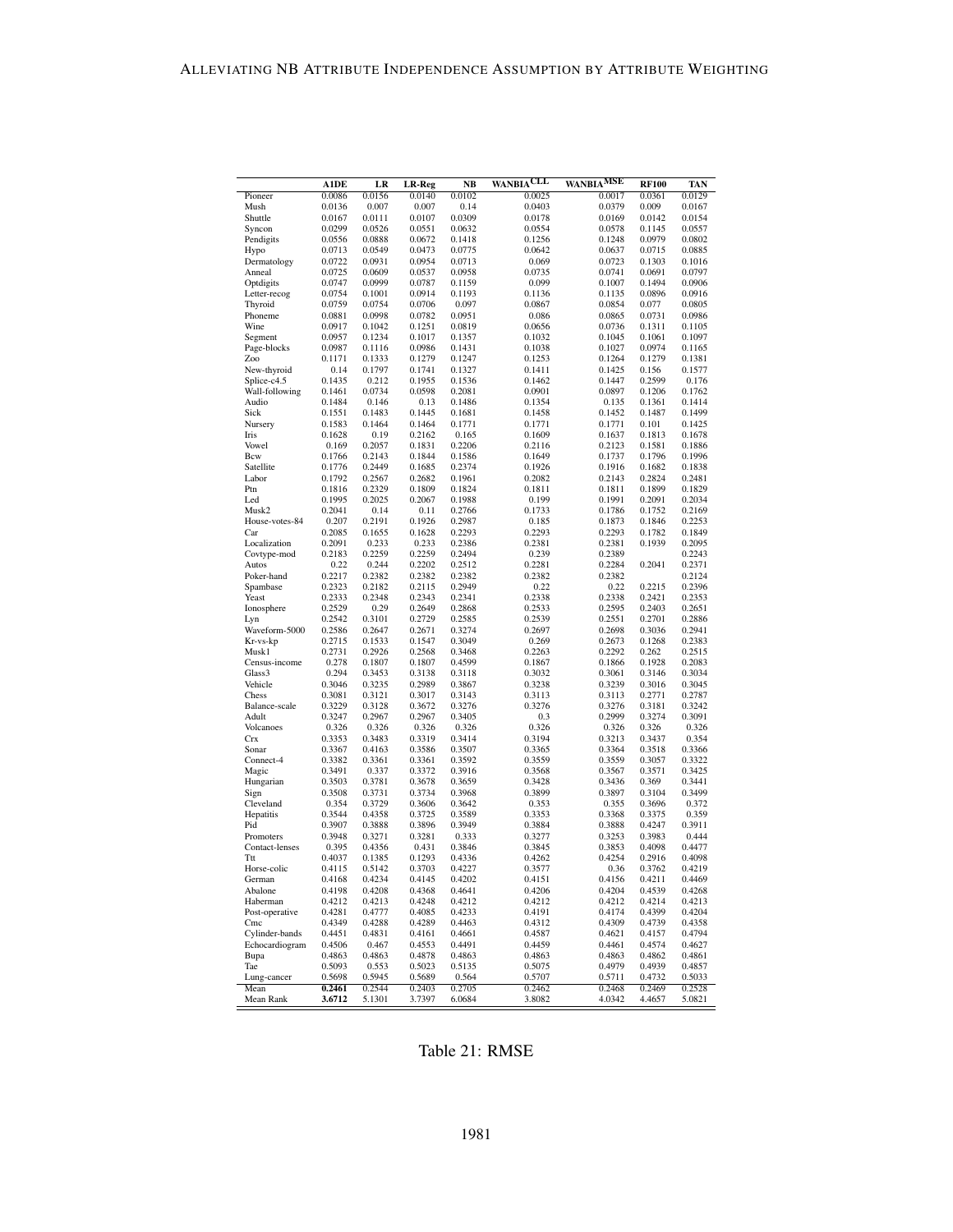| | A1DE | LR | LR-Reg | NB | WANBIA$^{CLL}$ | WANBIA$^{MSE}$ | RF100 | TAN |
|---|---|---|---|---|---|---|---|---|
| Pioneer | 0.0086 | 0.0156 | 0.0140 | 0.0102 | 0.0025 | 0.0017 | 0.0361 | 0.0129 |
| Mush | 0.0136 | 0.007 | 0.007 | 0.14 | 0.0403 | 0.0379 | 0.009 | 0.0167 |
| Shuttle | 0.0167 | 0.0111 | 0.0107 | 0.0309 | 0.0178 | 0.0169 | 0.0142 | 0.0154 |
| Syncon | 0.0299 | 0.0526 | 0.0551 | 0.0632 | 0.0554 | 0.0578 | 0.1145 | 0.0557 |
| Pendigits | 0.0556 | 0.0888 | 0.0672 | 0.1418 | 0.1256 | 0.1248 | 0.0979 | 0.0802 |
| Hypo | 0.0713 | 0.0549 | 0.0473 | 0.0775 | 0.0642 | 0.0637 | 0.0715 | 0.0885 |
| Dermatology | 0.0722 | 0.0931 | 0.0954 | 0.0713 | 0.069 | 0.0723 | 0.1303 | 0.1016 |
| Anneal | 0.0725 | 0.0609 | 0.0537 | 0.0958 | 0.0735 | 0.0741 | 0.0691 | 0.0797 |
| Optdigits | 0.0747 | 0.0999 | 0.0787 | 0.1159 | 0.099 | 0.1007 | 0.1494 | 0.0906 |
| Letter-recog | 0.0754 | 0.1001 | 0.0914 | 0.1193 | 0.1136 | 0.1135 | 0.0896 | 0.0916 |
| Thyroid | 0.0759 | 0.0754 | 0.0706 | 0.097 | 0.0867 | 0.0854 | 0.077 | 0.0805 |
| Phoneme | 0.0881 | 0.0998 | 0.0782 | 0.0951 | 0.086 | 0.0865 | 0.0731 | 0.0986 |
| Wine | 0.0917 | 0.1042 | 0.1251 | 0.0819 | 0.0656 | 0.0736 | 0.1311 | 0.1105 |
| Segment | 0.0957 | 0.1234 | 0.1017 | 0.1357 | 0.1032 | 0.1045 | 0.1061 | 0.1097 |
| Page-blocks | 0.0987 | 0.1116 | 0.0986 | 0.1431 | 0.1038 | 0.1027 | 0.0974 | 0.1165 |
| Zoo | 0.1171 | 0.1333 | 0.1279 | 0.1247 | 0.1253 | 0.1264 | 0.1279 | 0.1381 |
| New-thyroid | 0.14 | 0.1797 | 0.1741 | 0.1327 | 0.1411 | 0.1425 | 0.156 | 0.1577 |
| Splice-c4.5 | 0.1435 | 0.212 | 0.1955 | 0.1536 | 0.1462 | 0.1447 | 0.2599 | 0.176 |
| Wall-following | 0.1461 | 0.0734 | 0.0598 | 0.2081 | 0.0901 | 0.0897 | 0.1206 | 0.1762 |
| Audio | 0.1484 | 0.146 | 0.13 | 0.1486 | 0.1354 | 0.135 | 0.1361 | 0.1414 |
| Sick | 0.1551 | 0.1483 | 0.1445 | 0.1681 | 0.1458 | 0.1452 | 0.1487 | 0.1499 |
| Nursery | 0.1583 | 0.1464 | 0.1464 | 0.1771 | 0.1771 | 0.1771 | 0.101 | 0.1425 |
| Iris | 0.1628 | 0.19 | 0.2162 | 0.165 | 0.1609 | 0.1637 | 0.1813 | 0.1678 |
| Vowel | 0.169 | 0.2057 | 0.1831 | 0.2206 | 0.2116 | 0.2123 | 0.1581 | 0.1886 |
| Bcw | 0.1766 | 0.2143 | 0.1844 | 0.1586 | 0.1649 | 0.1737 | 0.1796 | 0.1996 |
| Satellite | 0.1776 | 0.2449 | 0.1685 | 0.2374 | 0.1926 | 0.1916 | 0.1682 | 0.1838 |
| Labor | 0.1792 | 0.2567 | 0.2682 | 0.1961 | 0.2082 | 0.2143 | 0.2824 | 0.2481 |
| Ptn | 0.1816 | 0.2329 | 0.1809 | 0.1824 | 0.1811 | 0.1811 | 0.1899 | 0.1829 |
| Led | 0.1995 | 0.2025 | 0.2067 | 0.1988 | 0.199 | 0.1991 | 0.2091 | 0.2034 |
| Musk2 | 0.2041 | 0.14 | 0.11 | 0.2766 | 0.1733 | 0.1786 | 0.1752 | 0.2169 |
| House-votes-84 | 0.207 | 0.2191 | 0.1926 | 0.2987 | 0.185 | 0.1873 | 0.1846 | 0.2253 |
| Car | 0.2085 | 0.1655 | 0.1628 | 0.2293 | 0.2293 | 0.2293 | 0.1782 | 0.1849 |
| Localization | 0.2091 | 0.233 | 0.233 | 0.2386 | 0.2381 | 0.2381 | 0.1939 | 0.2095 |
| Covtype-mod | 0.2183 | 0.2259 | 0.2259 | 0.2494 | 0.239 | 0.2389 | | 0.2243 |
| Autos | 0.22 | 0.244 | 0.2202 | 0.2512 | 0.2281 | 0.2284 | 0.2041 | 0.2371 |
| Poker-hand | 0.2217 | 0.2382 | 0.2382 | 0.2382 | 0.2382 | 0.2382 | | 0.2124 |
| Spambase | 0.2323 | 0.2182 | 0.2115 | 0.2949 | 0.22 | 0.22 | 0.2215 | 0.2396 |
| Yeast | 0.2333 | 0.2348 | 0.2343 | 0.2341 | 0.2338 | 0.2338 | 0.2421 | 0.2353 |
| Ionosphere | 0.2529 | 0.29 | 0.2649 | 0.2868 | 0.2533 | 0.2595 | 0.2403 | 0.2651 |
| Lyn | 0.2542 | 0.3101 | 0.2729 | 0.2585 | 0.2539 | 0.2551 | 0.2701 | 0.2886 |
| Waveform-5000 | 0.2586 | 0.2647 | 0.2671 | 0.3274 | 0.2697 | 0.2698 | 0.3036 | 0.2941 |
| Kr-vs-kp | 0.2715 | 0.1533 | 0.1547 | 0.3049 | 0.269 | 0.2673 | 0.1268 | 0.2383 |
| Musk1 | 0.2731 | 0.2926 | 0.2568 | 0.3468 | 0.2263 | 0.2292 | 0.262 | 0.2515 |
| Census-income | 0.278 | 0.1807 | 0.1807 | 0.4599 | 0.1867 | 0.1866 | 0.1928 | 0.2083 |
| Glass3 | 0.294 | 0.3453 | 0.3138 | 0.3118 | 0.3032 | 0.3061 | 0.3146 | 0.3034 |
| Vehicle | 0.3046 | 0.3235 | 0.2989 | 0.3867 | 0.3238 | 0.3239 | 0.3016 | 0.3045 |
| Chess | 0.3081 | 0.3121 | 0.3017 | 0.3143 | 0.3113 | 0.3113 | 0.2771 | 0.2787 |
| Balance-scale | 0.3229 | 0.3128 | 0.3672 | 0.3276 | 0.3276 | 0.3276 | 0.3181 | 0.3242 |
| Adult | 0.3247 | 0.2967 | 0.2967 | 0.3405 | 0.3 | 0.2999 | 0.3274 | 0.3091 |
| Volcanoes | 0.326 | 0.326 | 0.326 | 0.326 | 0.326 | 0.326 | 0.326 | 0.326 |
| Crx | 0.3353 | 0.3483 | 0.3319 | 0.3414 | 0.3194 | 0.3213 | 0.3437 | 0.354 |
| Sonar | 0.3367 | 0.4163 | 0.3586 | 0.3507 | 0.3365 | 0.3364 | 0.3518 | 0.3366 |
| Connect-4 | 0.3382 | 0.3361 | 0.3361 | 0.3592 | 0.3559 | 0.3559 | 0.3057 | 0.3322 |
| Magic | 0.3491 | 0.337 | 0.3372 | 0.3916 | 0.3568 | 0.3567 | 0.3571 | 0.3425 |
| Hungarian | 0.3503 | 0.3781 | 0.3678 | 0.3659 | 0.3428 | 0.3436 | 0.369 | 0.3441 |
| Sign | 0.3508 | 0.3731 | 0.3734 | 0.3968 | 0.3899 | 0.3897 | 0.3104 | 0.3499 |
| Cleveland | 0.354 | 0.3729 | 0.3606 | 0.3642 | 0.353 | 0.355 | 0.3696 | 0.372 |
| Hepatitis | 0.3544 | 0.4358 | 0.3725 | 0.3589 | 0.3353 | 0.3368 | 0.3375 | 0.359 |
| Pid | 0.3907 | 0.3888 | 0.3896 | 0.3949 | 0.3884 | 0.3888 | 0.4247 | 0.3911 |
| Promoters | 0.3948 | 0.3271 | 0.3281 | 0.333 | 0.3277 | 0.3253 | 0.3983 | 0.444 |
| Contact-lenses | 0.395 | 0.4356 | 0.431 | 0.3846 | 0.3845 | 0.3853 | 0.4098 | 0.4477 |
| Ttt | 0.4037 | 0.1385 | 0.1293 | 0.4336 | 0.4262 | 0.4254 | 0.2916 | 0.4098 |
| Horse-colic | 0.4115 | 0.5142 | 0.3703 | 0.4227 | 0.3577 | 0.36 | 0.3762 | 0.4219 |
| German | 0.4168 | 0.4234 | 0.4145 | 0.4202 | 0.4151 | 0.4156 | 0.4211 | 0.4469 |
| Abalone | 0.4198 | 0.4208 | 0.4368 | 0.4641 | 0.4206 | 0.4204 | 0.4539 | 0.4268 |
| Haberman | 0.4212 | 0.4213 | 0.4248 | 0.4212 | 0.4212 | 0.4212 | 0.4214 | 0.4213 |
| Post-operative | 0.4281 | 0.4777 | 0.4085 | 0.4233 | 0.4191 | 0.4174 | 0.4399 | 0.4204 |
| Cmc | 0.4349 | 0.4288 | 0.4289 | 0.4463 | 0.4312 | 0.4309 | 0.4739 | 0.4358 |
| Cylinder-bands | 0.4451 | 0.4831 | 0.4161 | 0.4661 | 0.4587 | 0.4621 | 0.4157 | 0.4794 |
| Echocardiogram | 0.4506 | 0.467 | 0.4553 | 0.4491 | 0.4459 | 0.4461 | 0.4574 | 0.4627 |
| Bupa | 0.4863 | 0.4863 | 0.4878 | 0.4863 | 0.4863 | 0.4863 | 0.4862 | 0.4861 |
| Tae | 0.5093 | 0.553 | 0.5023 | 0.5135 | 0.5075 | 0.4979 | 0.4939 | 0.4857 |
| Lung-cancer | 0.5698 | 0.5945 | 0.5689 | 0.564 | 0.5707 | 0.5711 | 0.4732 | 0.5033 |
| Mean | **0.2461** | 0.2544 | 0.2403 | 0.2705 | 0.2462 | 0.2468 | 0.2469 | 0.2528 |
| Mean Rank | **3.6712** | 5.1301 | 3.7397 | 6.0684 | 3.8082 | 4.0342 | 4.4657 | 5.0821 |

Table 21: RMSE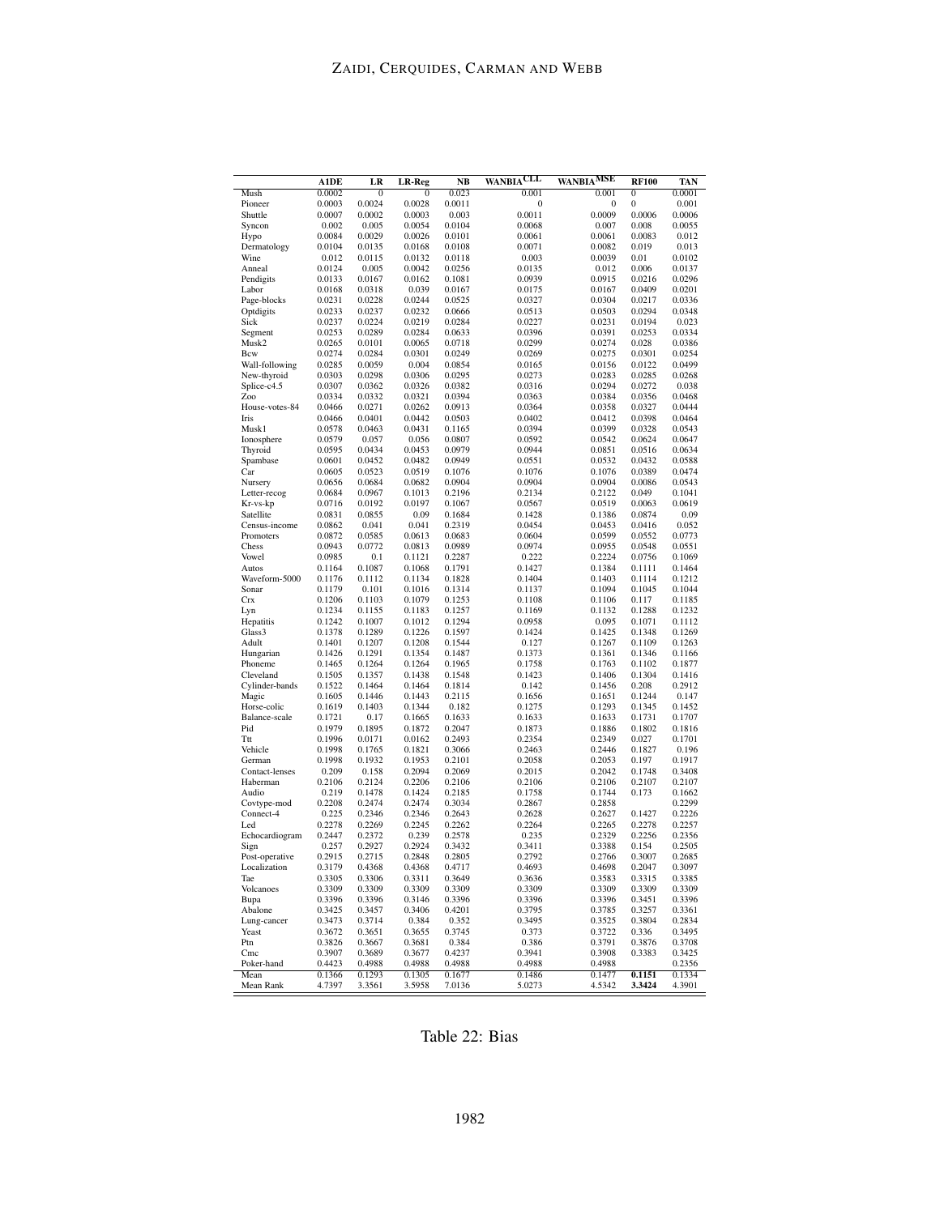| | A1DE | LR | LR-Reg | NB | WANBIA$^{CLL}$ | WANBIA$^{MSE}$ | RF100 | TAN |
|---|---|---|---|---|---|---|---|---|
| Mush | 0.0002 | 0 | 0 | 0.023 | 0.001 | 0.001 | 0 | 0.0001 |
| Pioneer | 0.0003 | 0.0024 | 0.0028 | 0.0011 | 0 | 0 | 0 | 0.001 |
| Shuttle | 0.0007 | 0.0002 | 0.0003 | 0.003 | 0.0011 | 0.0009 | 0.0006 | 0.0006 |
| Syncon | 0.002 | 0.005 | 0.0054 | 0.0104 | 0.0068 | 0.007 | 0.008 | 0.0055 |
| Hypo | 0.0084 | 0.0029 | 0.0026 | 0.0101 | 0.0061 | 0.0061 | 0.0083 | 0.012 |
| Dermatology | 0.0104 | 0.0135 | 0.0168 | 0.0108 | 0.0071 | 0.0082 | 0.019 | 0.013 |
| Wine | 0.012 | 0.0115 | 0.0132 | 0.0118 | 0.003 | 0.0039 | 0.01 | 0.0102 |
| Anneal | 0.0124 | 0.005 | 0.0042 | 0.0256 | 0.0135 | 0.012 | 0.006 | 0.0137 |
| Pendigits | 0.0133 | 0.0167 | 0.0162 | 0.1081 | 0.0939 | 0.0915 | 0.0216 | 0.0296 |
| Labor | 0.0168 | 0.0318 | 0.039 | 0.0167 | 0.0175 | 0.0167 | 0.0409 | 0.0201 |
| Page-blocks | 0.0231 | 0.0228 | 0.0244 | 0.0525 | 0.0327 | 0.0304 | 0.0217 | 0.0336 |
| Optdigits | 0.0233 | 0.0237 | 0.0232 | 0.0666 | 0.0513 | 0.0503 | 0.0294 | 0.0348 |
| Sick | 0.0237 | 0.0224 | 0.0219 | 0.0284 | 0.0227 | 0.0231 | 0.0194 | 0.023 |
| Segment | 0.0253 | 0.0289 | 0.0284 | 0.0633 | 0.0396 | 0.0391 | 0.0253 | 0.0334 |
| Musk2 | 0.0265 | 0.0101 | 0.0065 | 0.0718 | 0.0299 | 0.0274 | 0.028 | 0.0386 |
| Bcw | 0.0274 | 0.0284 | 0.0301 | 0.0249 | 0.0269 | 0.0275 | 0.0301 | 0.0254 |
| Wall-following | 0.0285 | 0.0059 | 0.004 | 0.0854 | 0.0165 | 0.0156 | 0.0122 | 0.0499 |
| New-thyroid | 0.0303 | 0.0298 | 0.0306 | 0.0295 | 0.0273 | 0.0283 | 0.0285 | 0.0268 |
| Splice-c4.5 | 0.0307 | 0.0362 | 0.0326 | 0.0382 | 0.0316 | 0.0294 | 0.0272 | 0.038 |
| Zoo | 0.0334 | 0.0332 | 0.0321 | 0.0394 | 0.0363 | 0.0384 | 0.0356 | 0.0468 |
| House-votes-84 | 0.0466 | 0.0271 | 0.0262 | 0.0913 | 0.0364 | 0.0358 | 0.0327 | 0.0444 |
| Iris | 0.0466 | 0.0401 | 0.0442 | 0.0503 | 0.0402 | 0.0412 | 0.0398 | 0.0464 |
| Musk1 | 0.0578 | 0.0463 | 0.0431 | 0.1165 | 0.0394 | 0.0399 | 0.0328 | 0.0543 |
| Ionosphere | 0.0579 | 0.057 | 0.056 | 0.0807 | 0.0592 | 0.0542 | 0.0624 | 0.0647 |
| Thyroid | 0.0595 | 0.0434 | 0.0453 | 0.0979 | 0.0944 | 0.0851 | 0.0516 | 0.0634 |
| Spambase | 0.0601 | 0.0452 | 0.0482 | 0.0949 | 0.0551 | 0.0532 | 0.0432 | 0.0588 |
| Car | 0.0605 | 0.0523 | 0.0519 | 0.1076 | 0.1076 | 0.1076 | 0.0389 | 0.0474 |
| Nursery | 0.0656 | 0.0684 | 0.0682 | 0.0904 | 0.0904 | 0.0904 | 0.0086 | 0.0543 |
| Letter-recog | 0.0684 | 0.0967 | 0.1013 | 0.2196 | 0.2134 | 0.2122 | 0.049 | 0.1041 |
| Kr-vs-kp | 0.0716 | 0.0192 | 0.0197 | 0.1067 | 0.0567 | 0.0519 | 0.0063 | 0.0619 |
| Satellite | 0.0831 | 0.0855 | 0.09 | 0.1684 | 0.1428 | 0.1386 | 0.0874 | 0.09 |
| Census-income | 0.0862 | 0.041 | 0.041 | 0.2319 | 0.0454 | 0.0453 | 0.0416 | 0.052 |
| Promoters | 0.0872 | 0.0585 | 0.0613 | 0.0683 | 0.0604 | 0.0599 | 0.0552 | 0.0773 |
| Chess | 0.0943 | 0.0772 | 0.0813 | 0.0989 | 0.0974 | 0.0955 | 0.0548 | 0.0551 |
| Vowel | 0.0985 | 0.1 | 0.1121 | 0.2287 | 0.222 | 0.2224 | 0.0756 | 0.1069 |
| Autos | 0.1164 | 0.1087 | 0.1068 | 0.1791 | 0.1427 | 0.1384 | 0.1111 | 0.1464 |
| Waveform-5000 | 0.1176 | 0.1112 | 0.1134 | 0.1828 | 0.1404 | 0.1403 | 0.1114 | 0.1212 |
| Sonar | 0.1179 | 0.101 | 0.1016 | 0.1314 | 0.1137 | 0.1094 | 0.1045 | 0.1044 |
| Crx | 0.1206 | 0.1103 | 0.1079 | 0.1253 | 0.1108 | 0.1106 | 0.117 | 0.1185 |
| Lyn | 0.1234 | 0.1155 | 0.1183 | 0.1257 | 0.1169 | 0.1132 | 0.1288 | 0.1232 |
| Hepatitis | 0.1242 | 0.1007 | 0.1012 | 0.1294 | 0.0958 | 0.095 | 0.1071 | 0.1112 |
| Glass3 | 0.1378 | 0.1289 | 0.1226 | 0.1597 | 0.1424 | 0.1425 | 0.1348 | 0.1269 |
| Adult | 0.1401 | 0.1207 | 0.1208 | 0.1544 | 0.127 | 0.1267 | 0.1109 | 0.1263 |
| Hungarian | 0.1426 | 0.1291 | 0.1354 | 0.1487 | 0.1373 | 0.1361 | 0.1346 | 0.1166 |
| Phoneme | 0.1465 | 0.1264 | 0.1264 | 0.1965 | 0.1758 | 0.1763 | 0.1102 | 0.1877 |
| Cleveland | 0.1505 | 0.1357 | 0.1438 | 0.1548 | 0.1423 | 0.1406 | 0.1304 | 0.1416 |
| Cylinder-bands | 0.1522 | 0.1464 | 0.1464 | 0.1814 | 0.142 | 0.1456 | 0.208 | 0.2912 |
| Magic | 0.1605 | 0.1446 | 0.1443 | 0.2115 | 0.1656 | 0.1651 | 0.1244 | 0.147 |
| Horse-colic | 0.1619 | 0.1403 | 0.1344 | 0.182 | 0.1275 | 0.1293 | 0.1345 | 0.1452 |
| Balance-scale | 0.1721 | 0.17 | 0.1665 | 0.1633 | 0.1633 | 0.1633 | 0.1731 | 0.1707 |
| Pid | 0.1979 | 0.1895 | 0.1872 | 0.2047 | 0.1873 | 0.1886 | 0.1802 | 0.1816 |
| Ttt | 0.1996 | 0.0171 | 0.0162 | 0.2493 | 0.2354 | 0.2349 | 0.027 | 0.1701 |
| Vehicle | 0.1998 | 0.1765 | 0.1821 | 0.3066 | 0.2463 | 0.2446 | 0.1827 | 0.196 |
| German | 0.1998 | 0.1932 | 0.1953 | 0.2101 | 0.2058 | 0.2053 | 0.197 | 0.1917 |
| Contact-lenses | 0.209 | 0.158 | 0.2094 | 0.2069 | 0.2015 | 0.2042 | 0.1748 | 0.3408 |
| Haberman | 0.2106 | 0.2124 | 0.2206 | 0.2106 | 0.2106 | 0.2106 | 0.2107 | 0.2107 |
| Audio | 0.219 | 0.1478 | 0.1424 | 0.2185 | 0.1758 | 0.1744 | 0.173 | 0.1662 |
| Covtype-mod | 0.2208 | 0.2474 | 0.2474 | 0.3034 | 0.2867 | 0.2858 | | 0.2299 |
| Connect-4 | 0.225 | 0.2346 | 0.2346 | 0.2643 | 0.2628 | 0.2627 | 0.1427 | 0.2226 |
| Led | 0.2278 | 0.2269 | 0.2245 | 0.2262 | 0.2264 | 0.2265 | 0.2278 | 0.2257 |
| Echocardiogram | 0.2447 | 0.2372 | 0.239 | 0.2578 | 0.235 | 0.2329 | 0.2256 | 0.2356 |
| Sign | 0.257 | 0.2927 | 0.2924 | 0.3432 | 0.3411 | 0.3388 | 0.154 | 0.2505 |
| Post-operative | 0.2915 | 0.2715 | 0.2848 | 0.2805 | 0.2792 | 0.2766 | 0.3007 | 0.2685 |
| Localization | 0.3179 | 0.4368 | 0.4368 | 0.4717 | 0.4693 | 0.4698 | 0.2047 | 0.3097 |
| Tae | 0.3305 | 0.3306 | 0.3311 | 0.3649 | 0.3636 | 0.3583 | 0.3315 | 0.3385 |
| Volcanoes | 0.3309 | 0.3309 | 0.3309 | 0.3309 | 0.3309 | 0.3309 | 0.3309 | 0.3309 |
| Bupa | 0.3396 | 0.3396 | 0.3146 | 0.3396 | 0.3396 | 0.3396 | 0.3451 | 0.3396 |
| Abalone | 0.3425 | 0.3457 | 0.3406 | 0.4201 | 0.3795 | 0.3785 | 0.3257 | 0.3361 |
| Lung-cancer | 0.3473 | 0.3714 | 0.384 | 0.352 | 0.3495 | 0.3525 | 0.3804 | 0.2834 |
| Yeast | 0.3672 | 0.3651 | 0.3655 | 0.3745 | 0.373 | 0.3722 | 0.336 | 0.3495 |
| Ptn | 0.3826 | 0.3667 | 0.3681 | 0.384 | 0.386 | 0.3791 | 0.3876 | 0.3708 |
| Cmc | 0.3907 | 0.3689 | 0.3677 | 0.4237 | 0.3941 | 0.3908 | 0.3383 | 0.3425 |
| Poker-hand | 0.4423 | 0.4988 | 0.4988 | 0.4988 | 0.4988 | 0.4988 | | 0.2356 |
| Mean | 0.1366 | 0.1293 | 0.1305 | 0.1677 | 0.1486 | 0.1477 | **0.1151** | 0.1334 |
| Mean Rank | 4.7397 | 3.3561 | 3.5958 | 7.0136 | 5.0273 | 4.5342 | **3.3424** | 4.3901 |

Table 22: Bias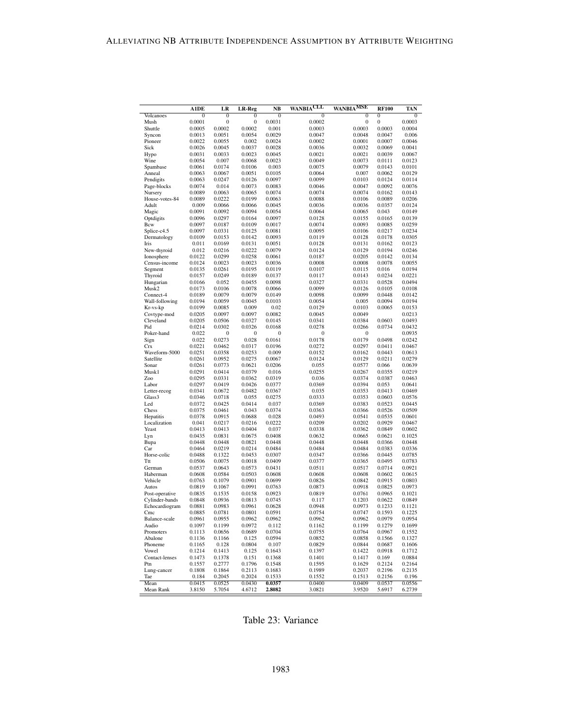| | A1DE | LR | LR-Reg | NB | WANBIA$^{CLL}$ | WANBIA$^{MSE}$ | RF100 | TAN |
|---|---|---|---|---|---|---|---|---|
| Volcanoes | 0 | 0 | 0 | 0 | 0 | 0 | 0 | 0 |
| Mush | 0.0001 | 0 | 0 | 0.0031 | 0.0002 | 0 | 0 | 0.0003 |
| Shuttle | 0.0005 | 0.0002 | 0.0002 | 0.001 | 0.0003 | 0.0003 | 0.0003 | 0.0004 |
| Syncon | 0.0013 | 0.0051 | 0.0054 | 0.0029 | 0.0047 | 0.0048 | 0.0047 | 0.006 |
| Pioneer | 0.0022 | 0.0055 | 0.002 | 0.0024 | 0.0002 | 0.0001 | 0.0007 | 0.0046 |
| Sick | 0.0026 | 0.0045 | 0.0037 | 0.0028 | 0.0036 | 0.0032 | 0.0069 | 0.0041 |
| Hypo | 0.0031 | 0.0033 | 0.0023 | 0.0045 | 0.0021 | 0.0021 | 0.0039 | 0.0067 |
| Wine | 0.0054 | 0.007 | 0.0068 | 0.0023 | 0.0049 | 0.0073 | 0.0111 | 0.0123 |
| Spambase | 0.0061 | 0.0174 | 0.0106 | 0.003 | 0.0075 | 0.0079 | 0.0143 | 0.0101 |
| Anneal | 0.0063 | 0.0067 | 0.0051 | 0.0105 | 0.0064 | 0.007 | 0.0062 | 0.0129 |
| Pendigits | 0.0063 | 0.0247 | 0.0126 | 0.0097 | 0.0099 | 0.0103 | 0.0124 | 0.0114 |
| Page-blocks | 0.0074 | 0.014 | 0.0073 | 0.0083 | 0.0046 | 0.0047 | 0.0092 | 0.0076 |
| Nursery | 0.0089 | 0.0063 | 0.0065 | 0.0074 | 0.0074 | 0.0074 | 0.0162 | 0.0143 |
| House-votes-84 | 0.0089 | 0.0222 | 0.0199 | 0.0063 | 0.0088 | 0.0106 | 0.0089 | 0.0206 |
| Adult | 0.009 | 0.0066 | 0.0066 | 0.0045 | 0.0036 | 0.0036 | 0.0357 | 0.0124 |
| Magic | 0.0091 | 0.0092 | 0.0094 | 0.0054 | 0.0064 | 0.0065 | 0.043 | 0.0149 |
| Optdigits | 0.0096 | 0.0297 | 0.0164 | 0.0097 | 0.0128 | 0.0155 | 0.0165 | 0.0139 |
| Bcw | 0.0097 | 0.0187 | 0.0109 | 0.0017 | 0.0074 | 0.0093 | 0.0085 | 0.0259 |
| Splice-c4.5 | 0.0097 | 0.0331 | 0.0125 | 0.0081 | 0.0095 | 0.0106 | 0.0217 | 0.0234 |
| Dermatology | 0.0109 | 0.0153 | 0.0142 | 0.0093 | 0.0119 | 0.0128 | 0.0178 | 0.0305 |
| Iris | 0.011 | 0.0169 | 0.0131 | 0.0051 | 0.0128 | 0.0131 | 0.0162 | 0.0123 |
| New-thyroid | 0.012 | 0.0216 | 0.0222 | 0.0079 | 0.0124 | 0.0129 | 0.0194 | 0.0246 |
| Ionosphere | 0.0122 | 0.0299 | 0.0258 | 0.0061 | 0.0187 | 0.0205 | 0.0142 | 0.0134 |
| Census-income | 0.0124 | 0.0023 | 0.0023 | 0.0036 | 0.0008 | 0.0008 | 0.0078 | 0.0055 |
| Segment | 0.0135 | 0.0261 | 0.0195 | 0.0119 | 0.0107 | 0.0115 | 0.016 | 0.0194 |
| Thyroid | 0.0157 | 0.0249 | 0.0189 | 0.0137 | 0.0117 | 0.0143 | 0.0234 | 0.0221 |
| Hungarian | 0.0166 | 0.052 | 0.0455 | 0.0098 | 0.0327 | 0.0331 | 0.0528 | 0.0494 |
| Musk2 | 0.0173 | 0.0106 | 0.0078 | 0.0066 | 0.0099 | 0.0126 | 0.0105 | 0.0108 |
| Connect-4 | 0.0189 | 0.0079 | 0.0079 | 0.0149 | 0.0098 | 0.0099 | 0.0448 | 0.0142 |
| Wall-following | 0.0194 | 0.0059 | 0.0045 | 0.0103 | 0.0054 | 0.005 | 0.0094 | 0.0194 |
| Kr-vs-kp | 0.0199 | 0.0085 | 0.009 | 0.02 | 0.0129 | 0.0103 | 0.0065 | 0.0153 |
| Covtype-mod | 0.0205 | 0.0097 | 0.0097 | 0.0082 | 0.0045 | 0.0049 | | 0.0213 |
| Cleveland | 0.0205 | 0.0506 | 0.0327 | 0.0145 | 0.0341 | 0.0384 | 0.0603 | 0.0493 |
| Pid | 0.0214 | 0.0302 | 0.0326 | 0.0168 | 0.0278 | 0.0266 | 0.0734 | 0.0432 |
| Poker-hand | 0.022 | 0 | 0 | 0 | 0 | 0 | | 0.0935 |
| Sign | 0.022 | 0.0273 | 0.028 | 0.0161 | 0.0178 | 0.0179 | 0.0498 | 0.0242 |
| Crx | 0.0221 | 0.0462 | 0.0317 | 0.0196 | 0.0272 | 0.0297 | 0.0411 | 0.0467 |
| Waveform-5000 | 0.0251 | 0.0358 | 0.0253 | 0.009 | 0.0152 | 0.0162 | 0.0443 | 0.0613 |
| Satellite | 0.0261 | 0.0952 | 0.0275 | 0.0067 | 0.0124 | 0.0129 | 0.0211 | 0.0279 |
| Sonar | 0.0261 | 0.0773 | 0.0621 | 0.0206 | 0.055 | 0.0577 | 0.066 | 0.0639 |
| Musk1 | 0.0291 | 0.0414 | 0.0379 | 0.016 | 0.0255 | 0.0267 | 0.0355 | 0.0219 |
| Zoo | 0.0295 | 0.0331 | 0.0362 | 0.0319 | 0.036 | 0.0374 | 0.0387 | 0.0463 |
| Labor | 0.0297 | 0.0419 | 0.0426 | 0.0377 | 0.0369 | 0.0394 | 0.053 | 0.0641 |
| Letter-recog | 0.0341 | 0.0672 | 0.0482 | 0.0367 | 0.035 | 0.0353 | 0.0413 | 0.0469 |
| Glass3 | 0.0346 | 0.0718 | 0.055 | 0.0275 | 0.0333 | 0.0353 | 0.0603 | 0.0576 |
| Led | 0.0372 | 0.0425 | 0.0414 | 0.037 | 0.0369 | 0.0383 | 0.0523 | 0.0445 |
| Chess | 0.0375 | 0.0461 | 0.043 | 0.0374 | 0.0363 | 0.0366 | 0.0526 | 0.0509 |
| Hepatitis | 0.0378 | 0.0915 | 0.0688 | 0.028 | 0.0493 | 0.0541 | 0.0535 | 0.0601 |
| Localization | 0.041 | 0.0217 | 0.0216 | 0.0222 | 0.0209 | 0.0202 | 0.0929 | 0.0467 |
| Yeast | 0.0413 | 0.0413 | 0.0404 | 0.037 | 0.0338 | 0.0362 | 0.0849 | 0.0602 |
| Lyn | 0.0435 | 0.0831 | 0.0675 | 0.0408 | 0.0632 | 0.0665 | 0.0621 | 0.1025 |
| Bupa | 0.0448 | 0.0448 | 0.0821 | 0.0448 | 0.0448 | 0.0448 | 0.0366 | 0.0448 |
| Car | 0.0464 | 0.0219 | 0.0214 | 0.0484 | 0.0484 | 0.0484 | 0.0383 | 0.0336 |
| Horse-colic | 0.0488 | 0.1322 | 0.0453 | 0.0307 | 0.0347 | 0.0366 | 0.0445 | 0.0785 |
| Ttt | 0.0506 | 0.0075 | 0.0018 | 0.0409 | 0.0377 | 0.0365 | 0.0495 | 0.0783 |
| German | 0.0537 | 0.0643 | 0.0573 | 0.0431 | 0.0511 | 0.0517 | 0.0714 | 0.0921 |
| Haberman | 0.0608 | 0.0584 | 0.0503 | 0.0608 | 0.0608 | 0.0608 | 0.0602 | 0.0615 |
| Vehicle | 0.0763 | 0.1079 | 0.0901 | 0.0699 | 0.0826 | 0.0842 | 0.0915 | 0.0803 |
| Autos | 0.0819 | 0.1067 | 0.0991 | 0.0763 | 0.0873 | 0.0918 | 0.0825 | 0.0973 |
| Post-operative | 0.0835 | 0.1535 | 0.0158 | 0.0923 | 0.0819 | 0.0761 | 0.0965 | 0.1021 |
| Cylinder-bands | 0.0848 | 0.0936 | 0.0813 | 0.0745 | 0.117 | 0.1203 | 0.0622 | 0.0849 |
| Echocardiogram | 0.0881 | 0.0983 | 0.0961 | 0.0628 | 0.0948 | 0.0973 | 0.1233 | 0.1121 |
| Cmc | 0.0885 | 0.0781 | 0.0801 | 0.0591 | 0.0754 | 0.0747 | 0.1593 | 0.1225 |
| Balance-scale | 0.0961 | 0.0955 | 0.0962 | 0.0962 | 0.0962 | 0.0962 | 0.0979 | 0.0954 |
| Audio | 0.1097 | 0.1199 | 0.0972 | 0.112 | 0.1162 | 0.1199 | 0.1279 | 0.1699 |
| Promoters | 0.1113 | 0.0656 | 0.0689 | 0.0704 | 0.0755 | 0.0764 | 0.0967 | 0.1552 |
| Abalone | 0.1136 | 0.1166 | 0.125 | 0.0594 | 0.0852 | 0.0858 | 0.1566 | 0.1327 |
| Phoneme | 0.1165 | 0.128 | 0.0804 | 0.107 | 0.0829 | 0.0844 | 0.0687 | 0.1606 |
| Vowel | 0.1214 | 0.1413 | 0.125 | 0.1643 | 0.1397 | 0.1422 | 0.0918 | 0.1712 |
| Contact-lenses | 0.1473 | 0.1378 | 0.151 | 0.1368 | 0.1401 | 0.1417 | 0.169 | 0.0884 |
| Ptn | 0.1557 | 0.2777 | 0.1796 | 0.1548 | 0.1595 | 0.1629 | 0.2124 | 0.2164 |
| Lung-cancer | 0.1808 | 0.1864 | 0.2113 | 0.1683 | 0.1989 | 0.2037 | 0.2196 | 0.2135 |
| Tae | 0.184 | 0.2045 | 0.2024 | 0.1533 | 0.1552 | 0.1513 | 0.2156 | 0.196 |
| Mean | 0.0415 | 0.0525 | 0.0430 | **0.0357** | 0.0400 | 0.0409 | 0.0537 | 0.0556 |
| Mean Rank | 3.8150 | 5.7054 | 4.6712 | **2.8082** | 3.0821 | 3.9520 | 5.6917 | 6.2739 |

Table 23: Variance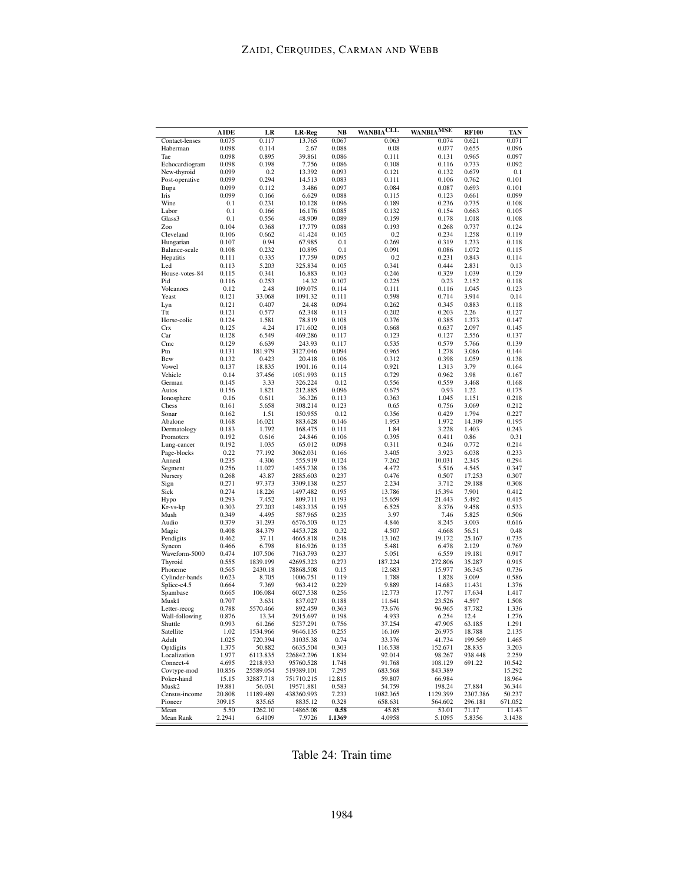| | A1DE | LR | LR-Reg | NB | WANBIA$^{CLL}$ | WANBIA$^{MSE}$ | RF100 | TAN |
|---|---|---|---|---|---|---|---|---|
| Contact-lenses | 0.075 | 0.117 | 13.765 | 0.067 | 0.063 | 0.074 | 0.621 | 0.071 |
| Haberman | 0.098 | 0.114 | 2.67 | 0.088 | 0.08 | 0.077 | 0.655 | 0.096 |
| Tae | 0.098 | 0.895 | 39.861 | 0.086 | 0.111 | 0.131 | 0.965 | 0.097 |
| Echocardiogram | 0.098 | 0.198 | 7.756 | 0.086 | 0.108 | 0.116 | 0.733 | 0.092 |
| New-thyroid | 0.099 | 0.2 | 13.392 | 0.093 | 0.121 | 0.132 | 0.679 | 0.1 |
| Post-operative | 0.099 | 0.294 | 14.513 | 0.083 | 0.111 | 0.106 | 0.762 | 0.101 |
| Bupa | 0.099 | 0.112 | 3.486 | 0.097 | 0.084 | 0.087 | 0.693 | 0.101 |
| Iris | 0.099 | 0.166 | 6.629 | 0.088 | 0.115 | 0.123 | 0.661 | 0.099 |
| Wine | 0.1 | 0.231 | 10.128 | 0.096 | 0.189 | 0.236 | 0.735 | 0.108 |
| Labor | 0.1 | 0.166 | 16.176 | 0.085 | 0.132 | 0.154 | 0.663 | 0.105 |
| Glass3 | 0.1 | 0.556 | 48.909 | 0.089 | 0.159 | 0.178 | 1.018 | 0.108 |
| Zoo | 0.104 | 0.368 | 17.779 | 0.088 | 0.193 | 0.268 | 0.737 | 0.124 |
| Cleveland | 0.106 | 0.662 | 41.424 | 0.105 | 0.2 | 0.234 | 1.258 | 0.119 |
| Hungarian | 0.107 | 0.94 | 67.985 | 0.1 | 0.269 | 0.319 | 1.233 | 0.118 |
| Balance-scale | 0.108 | 0.232 | 10.895 | 0.1 | 0.091 | 0.086 | 1.072 | 0.115 |
| Hepatitis | 0.111 | 0.335 | 17.759 | 0.095 | 0.2 | 0.231 | 0.843 | 0.114 |
| Led | 0.113 | 5.203 | 325.834 | 0.105 | 0.341 | 0.444 | 2.831 | 0.13 |
| House-votes-84 | 0.115 | 0.341 | 16.883 | 0.103 | 0.246 | 0.329 | 1.039 | 0.129 |
| Pid | 0.116 | 0.253 | 14.32 | 0.107 | 0.225 | 0.23 | 2.152 | 0.118 |
| Volcanoes | 0.12 | 2.48 | 109.075 | 0.114 | 0.111 | 0.116 | 1.045 | 0.123 |
| Yeast | 0.121 | 33.068 | 1091.32 | 0.111 | 0.598 | 0.714 | 3.914 | 0.14 |
| Lyn | 0.121 | 0.407 | 24.48 | 0.094 | 0.262 | 0.345 | 0.883 | 0.118 |
| Ttt | 0.121 | 0.577 | 62.348 | 0.113 | 0.202 | 0.203 | 2.26 | 0.127 |
| Horse-colic | 0.124 | 1.581 | 78.819 | 0.108 | 0.376 | 0.385 | 1.373 | 0.147 |
| Crx | 0.125 | 4.24 | 171.602 | 0.108 | 0.668 | 0.637 | 2.097 | 0.145 |
| Car | 0.128 | 6.549 | 469.286 | 0.117 | 0.123 | 0.127 | 2.556 | 0.137 |
| Cmc | 0.129 | 6.639 | 243.93 | 0.117 | 0.535 | 0.579 | 5.766 | 0.139 |
| Ptn | 0.131 | 181.979 | 3127.046 | 0.094 | 0.965 | 1.278 | 3.086 | 0.144 |
| Bcw | 0.132 | 0.423 | 20.418 | 0.106 | 0.312 | 0.398 | 1.059 | 0.138 |
| Vowel | 0.137 | 18.835 | 1901.16 | 0.114 | 0.921 | 1.313 | 3.79 | 0.164 |
| Vehicle | 0.14 | 37.456 | 1051.993 | 0.115 | 0.729 | 0.962 | 3.98 | 0.167 |
| German | 0.145 | 3.33 | 326.224 | 0.12 | 0.556 | 0.559 | 3.468 | 0.168 |
| Autos | 0.156 | 1.821 | 212.885 | 0.096 | 0.675 | 0.93 | 1.22 | 0.175 |
| Ionosphere | 0.16 | 0.611 | 36.326 | 0.113 | 0.363 | 1.045 | 1.151 | 0.218 |
| Chess | 0.161 | 5.658 | 308.214 | 0.123 | 0.65 | 0.756 | 3.069 | 0.212 |
| Sonar | 0.162 | 1.51 | 150.955 | 0.12 | 0.356 | 0.429 | 1.794 | 0.227 |
| Abalone | 0.168 | 16.021 | 883.628 | 0.146 | 1.953 | 1.972 | 14.309 | 0.195 |
| Dermatology | 0.183 | 1.792 | 168.475 | 0.111 | 1.84 | 3.228 | 1.403 | 0.243 |
| Promoters | 0.192 | 0.616 | 24.846 | 0.106 | 0.395 | 0.411 | 0.86 | 0.31 |
| Lung-cancer | 0.192 | 1.035 | 65.012 | 0.098 | 0.311 | 0.246 | 0.772 | 0.214 |
| Page-blocks | 0.22 | 77.192 | 3062.031 | 0.166 | 3.405 | 3.923 | 6.038 | 0.233 |
| Anneal | 0.235 | 4.306 | 555.919 | 0.124 | 7.262 | 10.031 | 2.345 | 0.294 |
| Segment | 0.256 | 11.027 | 1455.738 | 0.136 | 4.472 | 5.516 | 4.545 | 0.347 |
| Nursery | 0.268 | 43.87 | 2885.603 | 0.237 | 0.476 | 0.507 | 17.253 | 0.307 |
| Sign | 0.271 | 97.373 | 3309.138 | 0.257 | 2.234 | 3.712 | 29.188 | 0.308 |
| Sick | 0.274 | 18.226 | 1497.482 | 0.195 | 13.786 | 15.394 | 7.901 | 0.412 |
| Hypo | 0.293 | 7.452 | 809.711 | 0.193 | 15.659 | 21.443 | 5.492 | 0.415 |
| Kr-vs-kp | 0.303 | 27.203 | 1483.335 | 0.195 | 6.525 | 8.376 | 9.458 | 0.533 |
| Mush | 0.349 | 4.495 | 587.965 | 0.235 | 3.97 | 7.46 | 5.825 | 0.506 |
| Audio | 0.379 | 31.293 | 6576.503 | 0.125 | 4.846 | 8.245 | 3.003 | 0.616 |
| Magic | 0.408 | 84.379 | 4453.728 | 0.32 | 4.507 | 4.668 | 56.51 | 0.48 |
| Pendigits | 0.462 | 37.11 | 4665.818 | 0.248 | 13.162 | 19.172 | 25.167 | 0.735 |
| Syncon | 0.466 | 6.798 | 816.926 | 0.135 | 5.481 | 6.478 | 2.129 | 0.769 |
| Waveform-5000 | 0.474 | 107.506 | 7163.793 | 0.237 | 5.051 | 6.559 | 19.181 | 0.917 |
| Thyroid | 0.555 | 1839.199 | 42695.323 | 0.273 | 187.224 | 272.806 | 35.287 | 0.915 |
| Phoneme | 0.565 | 2430.18 | 78868.508 | 0.15 | 12.683 | 15.977 | 36.345 | 0.736 |
| Cylinder-bands | 0.623 | 8.705 | 1006.751 | 0.119 | 1.788 | 1.828 | 3.009 | 0.586 |
| Splice-c4.5 | 0.664 | 7.369 | 963.412 | 0.229 | 9.889 | 14.683 | 11.431 | 1.376 |
| Spambase | 0.665 | 106.084 | 6027.538 | 0.256 | 12.773 | 17.797 | 17.634 | 1.417 |
| Musk1 | 0.707 | 3.631 | 837.027 | 0.188 | 11.641 | 23.526 | 4.597 | 1.508 |
| Letter-recog | 0.788 | 5570.466 | 892.459 | 0.363 | 73.676 | 96.965 | 87.782 | 1.336 |
| Wall-following | 0.876 | 13.34 | 2915.697 | 0.198 | 4.933 | 6.254 | 12.4 | 1.276 |
| Shuttle | 0.993 | 61.266 | 5237.291 | 0.756 | 37.254 | 47.905 | 63.185 | 1.291 |
| Satellite | 1.02 | 1534.966 | 9646.135 | 0.255 | 16.169 | 26.975 | 18.788 | 2.135 |
| Adult | 1.025 | 720.394 | 31035.38 | 0.74 | 33.376 | 41.734 | 199.569 | 1.465 |
| Optdigits | 1.375 | 50.882 | 6635.504 | 0.303 | 116.538 | 152.671 | 28.835 | 3.203 |
| Localization | 1.977 | 6113.835 | 226842.296 | 1.834 | 92.014 | 98.267 | 938.448 | 2.259 |
| Connect-4 | 4.695 | 2218.933 | 95760.528 | 1.748 | 91.768 | 108.129 | 691.22 | 10.542 |
| Covtype-mod | 10.856 | 25589.054 | 519389.101 | 7.295 | 683.568 | 843.389 | | 15.292 |
| Poker-hand | 15.15 | 32887.718 | 751710.215 | 12.815 | 59.807 | 66.984 | | 18.964 |
| Musk2 | 19.881 | 56.031 | 19571.881 | 0.583 | 54.759 | 198.24 | 27.884 | 36.344 |
| Census-income | 20.808 | 11189.489 | 438360.993 | 7.233 | 1082.365 | 1129.399 | 2307.386 | 50.237 |
| Pioneer | 309.15 | 835.65 | 8835.12 | 0.328 | 658.631 | 564.602 | 296.181 | 671.052 |
| Mean | 5.50 | 1262.10 | 14865.08 | **0.58** | 45.85 | 53.01 | 71.17 | 11.43 |
| Mean Rank | 2.2941 | 6.4109 | 7.9726 | **1.1369** | 4.0958 | 5.1095 | 5.8356 | 3.1438 |

Table 24: Train time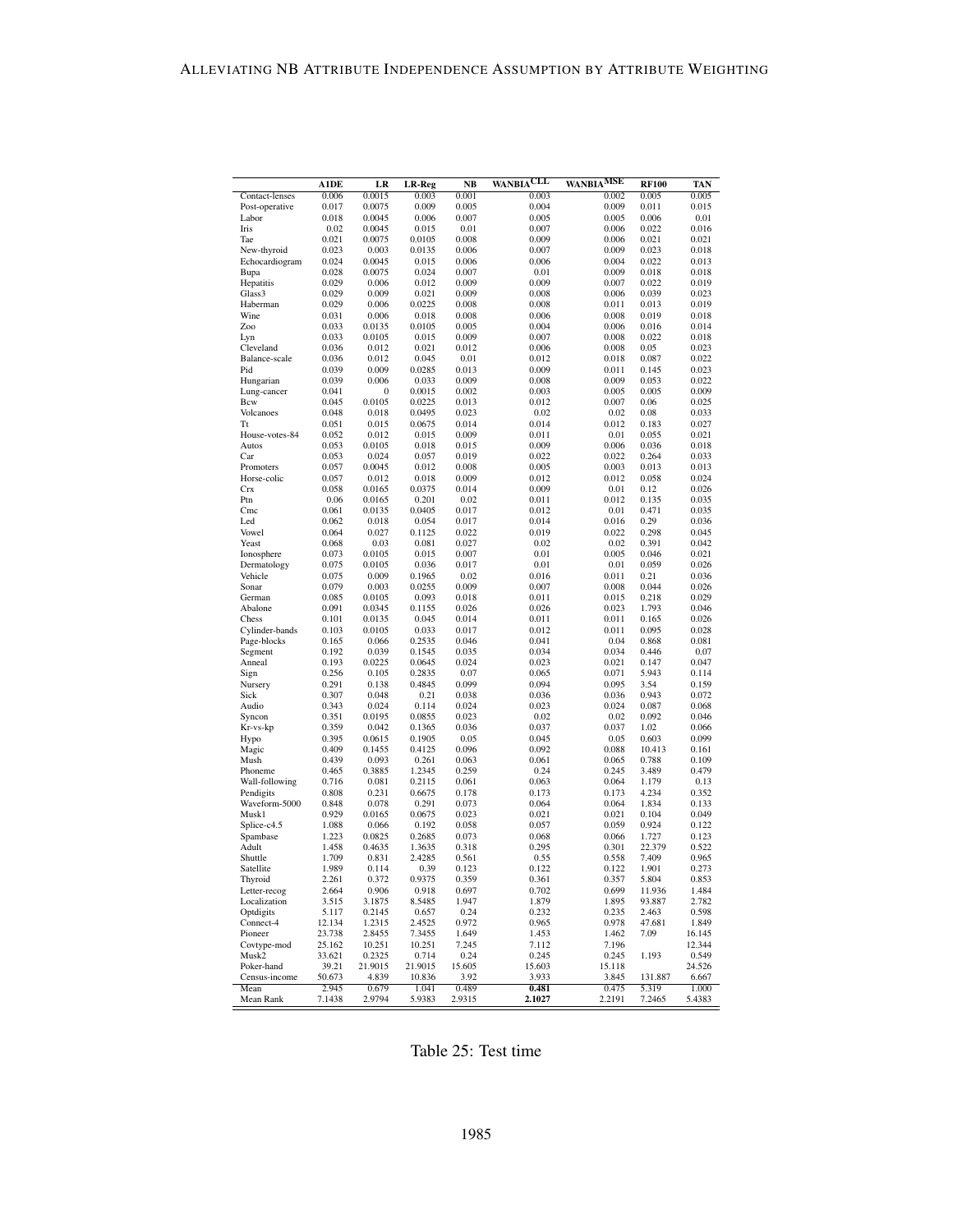| | A1DE | LR | LR-Reg | NB | WANBIA$^{CLL}$ | WANBIA$^{MSE}$ | RF100 | TAN |
|---|---|---|---|---|---|---|---|---|
| Contact-lenses | 0.006 | 0.0015 | 0.003 | 0.001 | 0.003 | 0.002 | 0.005 | 0.005 |
| Post-operative | 0.017 | 0.0075 | 0.009 | 0.005 | 0.004 | 0.009 | 0.011 | 0.015 |
| Labor | 0.018 | 0.0045 | 0.006 | 0.007 | 0.005 | 0.005 | 0.006 | 0.01 |
| Iris | 0.02 | 0.0045 | 0.015 | 0.01 | 0.007 | 0.006 | 0.022 | 0.016 |
| Tae | 0.021 | 0.0075 | 0.0105 | 0.008 | 0.009 | 0.006 | 0.021 | 0.021 |
| New-thyroid | 0.023 | 0.003 | 0.0135 | 0.006 | 0.007 | 0.009 | 0.023 | 0.018 |
| Echocardiogram | 0.024 | 0.0045 | 0.015 | 0.006 | 0.006 | 0.004 | 0.022 | 0.013 |
| Bupa | 0.028 | 0.0075 | 0.024 | 0.007 | 0.01 | 0.009 | 0.018 | 0.018 |
| Hepatitis | 0.029 | 0.006 | 0.012 | 0.009 | 0.009 | 0.007 | 0.022 | 0.019 |
| Glass3 | 0.029 | 0.009 | 0.021 | 0.009 | 0.008 | 0.006 | 0.039 | 0.023 |
| Haberman | 0.029 | 0.006 | 0.0225 | 0.008 | 0.008 | 0.011 | 0.013 | 0.019 |
| Wine | 0.031 | 0.006 | 0.018 | 0.008 | 0.006 | 0.008 | 0.019 | 0.018 |
| Zoo | 0.033 | 0.0135 | 0.0105 | 0.005 | 0.004 | 0.006 | 0.016 | 0.014 |
| Lyn | 0.033 | 0.0105 | 0.015 | 0.009 | 0.007 | 0.008 | 0.022 | 0.018 |
| Cleveland | 0.036 | 0.012 | 0.021 | 0.012 | 0.006 | 0.008 | 0.05 | 0.023 |
| Balance-scale | 0.036 | 0.012 | 0.045 | 0.01 | 0.012 | 0.018 | 0.087 | 0.022 |
| Pid | 0.039 | 0.009 | 0.0285 | 0.013 | 0.009 | 0.011 | 0.145 | 0.023 |
| Hungarian | 0.039 | 0.006 | 0.033 | 0.009 | 0.008 | 0.009 | 0.053 | 0.022 |
| Lung-cancer | 0.041 | 0 | 0.0015 | 0.002 | 0.003 | 0.005 | 0.005 | 0.009 |
| Bcw | 0.045 | 0.0105 | 0.0225 | 0.013 | 0.012 | 0.007 | 0.06 | 0.025 |
| Volcanoes | 0.048 | 0.018 | 0.0495 | 0.023 | 0.02 | 0.02 | 0.08 | 0.033 |
| Tt | 0.051 | 0.015 | 0.0675 | 0.014 | 0.014 | 0.012 | 0.183 | 0.027 |
| House-votes-84 | 0.052 | 0.012 | 0.015 | 0.009 | 0.011 | 0.01 | 0.055 | 0.021 |
| Autos | 0.053 | 0.0105 | 0.018 | 0.015 | 0.009 | 0.006 | 0.036 | 0.018 |
| Car | 0.053 | 0.024 | 0.057 | 0.019 | 0.022 | 0.022 | 0.264 | 0.033 |
| Promoters | 0.057 | 0.0045 | 0.012 | 0.008 | 0.005 | 0.003 | 0.013 | 0.013 |
| Horse-colic | 0.057 | 0.012 | 0.018 | 0.009 | 0.012 | 0.012 | 0.058 | 0.024 |
| Crx | 0.058 | 0.0165 | 0.0375 | 0.014 | 0.009 | 0.01 | 0.12 | 0.026 |
| Ptn | 0.06 | 0.0165 | 0.201 | 0.02 | 0.011 | 0.012 | 0.135 | 0.035 |
| Cmc | 0.061 | 0.0135 | 0.0405 | 0.017 | 0.012 | 0.01 | 0.471 | 0.035 |
| Led | 0.062 | 0.018 | 0.054 | 0.017 | 0.014 | 0.016 | 0.29 | 0.036 |
| Vowel | 0.064 | 0.027 | 0.1125 | 0.022 | 0.019 | 0.022 | 0.298 | 0.045 |
| Yeast | 0.068 | 0.03 | 0.081 | 0.027 | 0.02 | 0.02 | 0.391 | 0.042 |
| Ionosphere | 0.073 | 0.0105 | 0.015 | 0.007 | 0.01 | 0.005 | 0.046 | 0.021 |
| Dermatology | 0.075 | 0.0105 | 0.036 | 0.017 | 0.01 | 0.01 | 0.059 | 0.026 |
| Vehicle | 0.075 | 0.009 | 0.1965 | 0.02 | 0.016 | 0.011 | 0.21 | 0.036 |
| Sonar | 0.079 | 0.003 | 0.0255 | 0.009 | 0.007 | 0.008 | 0.044 | 0.026 |
| German | 0.085 | 0.0105 | 0.093 | 0.018 | 0.011 | 0.015 | 0.218 | 0.029 |
| Abalone | 0.091 | 0.0345 | 0.1155 | 0.026 | 0.026 | 0.023 | 1.793 | 0.046 |
| Chess | 0.101 | 0.0135 | 0.045 | 0.014 | 0.011 | 0.011 | 0.165 | 0.026 |
| Cylinder-bands | 0.103 | 0.0105 | 0.033 | 0.017 | 0.012 | 0.011 | 0.095 | 0.028 |
| Page-blocks | 0.165 | 0.066 | 0.2535 | 0.046 | 0.041 | 0.04 | 0.868 | 0.081 |
| Segment | 0.192 | 0.039 | 0.1545 | 0.035 | 0.034 | 0.034 | 0.446 | 0.07 |
| Anneal | 0.193 | 0.0225 | 0.0645 | 0.024 | 0.023 | 0.021 | 0.147 | 0.047 |
| Sign | 0.256 | 0.105 | 0.2835 | 0.07 | 0.065 | 0.071 | 5.943 | 0.114 |
| Nursery | 0.291 | 0.138 | 0.4845 | 0.099 | 0.094 | 0.095 | 3.54 | 0.159 |
| Sick | 0.307 | 0.048 | 0.21 | 0.038 | 0.036 | 0.036 | 0.943 | 0.072 |
| Audio | 0.343 | 0.024 | 0.114 | 0.024 | 0.023 | 0.024 | 0.087 | 0.068 |
| Syncon | 0.351 | 0.0195 | 0.0855 | 0.023 | 0.02 | 0.02 | 0.092 | 0.046 |
| Kr-vs-kp | 0.359 | 0.042 | 0.1365 | 0.036 | 0.037 | 0.037 | 1.02 | 0.066 |
| Hypo | 0.395 | 0.0615 | 0.1905 | 0.05 | 0.045 | 0.05 | 0.603 | 0.099 |
| Magic | 0.409 | 0.1455 | 0.4125 | 0.096 | 0.092 | 0.088 | 10.413 | 0.161 |
| Mush | 0.439 | 0.093 | 0.261 | 0.063 | 0.061 | 0.065 | 0.788 | 0.109 |
| Phoneme | 0.465 | 0.3885 | 1.2345 | 0.259 | 0.24 | 0.245 | 3.489 | 0.479 |
| Wall-following | 0.716 | 0.081 | 0.2115 | 0.061 | 0.063 | 0.064 | 1.179 | 0.13 |
| Pendigits | 0.808 | 0.231 | 0.6675 | 0.178 | 0.173 | 0.173 | 4.234 | 0.352 |
| Waveform-5000 | 0.848 | 0.078 | 0.291 | 0.073 | 0.064 | 0.064 | 1.834 | 0.133 |
| Musk1 | 0.929 | 0.0165 | 0.0675 | 0.023 | 0.021 | 0.021 | 0.104 | 0.049 |
| Splice-c4.5 | 1.088 | 0.066 | 0.192 | 0.058 | 0.057 | 0.059 | 0.924 | 0.122 |
| Spambase | 1.223 | 0.0825 | 0.2685 | 0.073 | 0.068 | 0.066 | 1.727 | 0.123 |
| Adult | 1.458 | 0.4635 | 1.3635 | 0.318 | 0.295 | 0.301 | 22.379 | 0.522 |
| Shuttle | 1.709 | 0.831 | 2.4285 | 0.561 | 0.55 | 0.558 | 7.409 | 0.965 |
| Satellite | 1.989 | 0.114 | 0.39 | 0.123 | 0.122 | 0.122 | 1.901 | 0.273 |
| Thyroid | 2.261 | 0.372 | 0.9375 | 0.359 | 0.361 | 0.357 | 5.804 | 0.853 |
| Letter-recog | 2.664 | 0.906 | 0.918 | 0.697 | 0.702 | 0.699 | 11.936 | 1.484 |
| Localization | 3.515 | 3.1875 | 8.5485 | 1.947 | 1.879 | 1.895 | 93.887 | 2.782 |
| Optdigits | 5.117 | 0.2145 | 0.657 | 0.24 | 0.232 | 0.235 | 2.463 | 0.598 |
| Connect-4 | 12.134 | 1.2315 | 2.4525 | 0.972 | 0.965 | 0.978 | 47.681 | 1.849 |
| Pioneer | 23.738 | 2.8455 | 7.3455 | 1.649 | 1.453 | 1.462 | 7.09 | 16.145 |
| Covtype-mod | 25.162 | 10.251 | 10.251 | 7.245 | 7.112 | 7.196 | | 12.344 |
| Musk2 | 33.621 | 0.2325 | 0.714 | 0.24 | 0.245 | 0.245 | 1.193 | 0.549 |
| Poker-hand | 39.21 | 21.9015 | 21.9015 | 15.605 | 15.603 | 15.118 | | 24.526 |
| Census-income | 50.673 | 4.839 | 10.836 | 3.92 | 3.933 | 3.845 | 131.887 | 6.667 |
| Mean | 2.945 | 0.679 | 1.041 | 0.489 | **0.481** | 0.475 | 5.319 | 1.000 |
| Mean Rank | 7.1438 | 2.9794 | 5.9383 | 2.9315 | **2.1027** | 2.2191 | 7.2465 | 5.4383 |

Table 25: Test time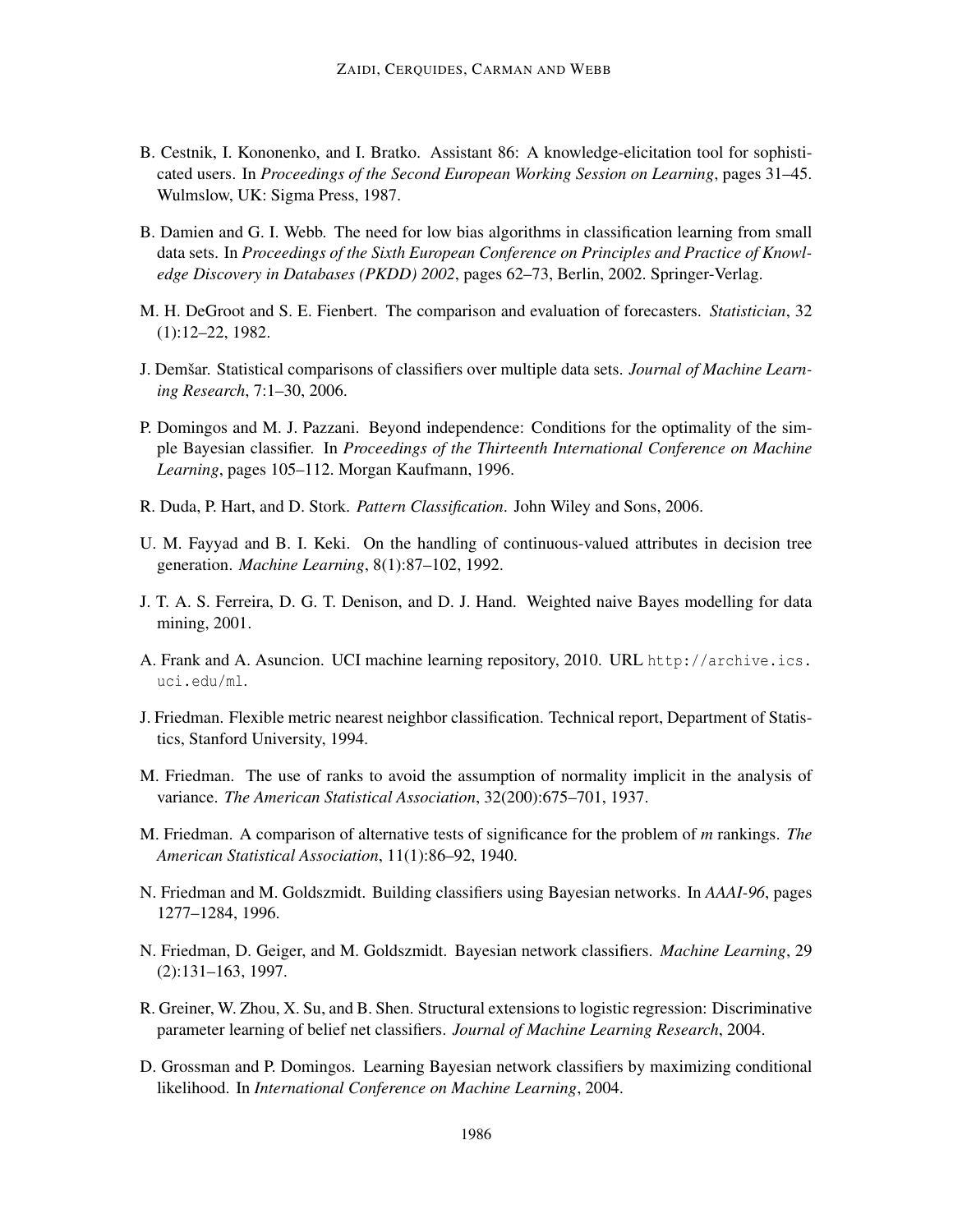B. Cestnik, I. Kononenko, and I. Bratko. Assistant 86: A knowledge-elicitation tool for sophisticated users. In *Proceedings of the Second European Working Session on Learning*, pages 31–45. Wulmslow, UK: Sigma Press, 1987.

B. Damien and G. I. Webb. The need for low bias algorithms in classification learning from small data sets. In *Proceedings of the Sixth European Conference on Principles and Practice of Knowledge Discovery in Databases (PKDD) 2002*, pages 62–73, Berlin, 2002. Springer-Verlag.

M. H. DeGroot and S. E. Fienbert. The comparison and evaluation of forecasters. *Statistician*, 32 (1):12–22, 1982.

J. Demšar. Statistical comparisons of classifiers over multiple data sets. *Journal of Machine Learning Research*, 7:1–30, 2006.

P. Domingos and M. J. Pazzani. Beyond independence: Conditions for the optimality of the simple Bayesian classifier. In *Proceedings of the Thirteenth International Conference on Machine Learning*, pages 105–112. Morgan Kaufmann, 1996.

R. Duda, P. Hart, and D. Stork. *Pattern Classification*. John Wiley and Sons, 2006.

U. M. Fayyad and B. I. Keki. On the handling of continuous-valued attributes in decision tree generation. *Machine Learning*, 8(1):87–102, 1992.

J. T. A. S. Ferreira, D. G. T. Denison, and D. J. Hand. Weighted naive Bayes modelling for data mining, 2001.

A. Frank and A. Asuncion. UCI machine learning repository, 2010. URL http://archive.ics.uci.edu/ml.

J. Friedman. Flexible metric nearest neighbor classification. Technical report, Department of Statistics, Stanford University, 1994.

M. Friedman. The use of ranks to avoid the assumption of normality implicit in the analysis of variance. *The American Statistical Association*, 32(200):675–701, 1937.

M. Friedman. A comparison of alternative tests of significance for the problem of *m* rankings. *The American Statistical Association*, 11(1):86–92, 1940.

N. Friedman and M. Goldszmidt. Building classifiers using Bayesian networks. In *AAAI-96*, pages 1277–1284, 1996.

N. Friedman, D. Geiger, and M. Goldszmidt. Bayesian network classifiers. *Machine Learning*, 29 (2):131–163, 1997.

R. Greiner, W. Zhou, X. Su, and B. Shen. Structural extensions to logistic regression: Discriminative parameter learning of belief net classifiers. *Journal of Machine Learning Research*, 2004.

D. Grossman and P. Domingos. Learning Bayesian network classifiers by maximizing conditional likelihood. In *International Conference on Machine Learning*, 2004.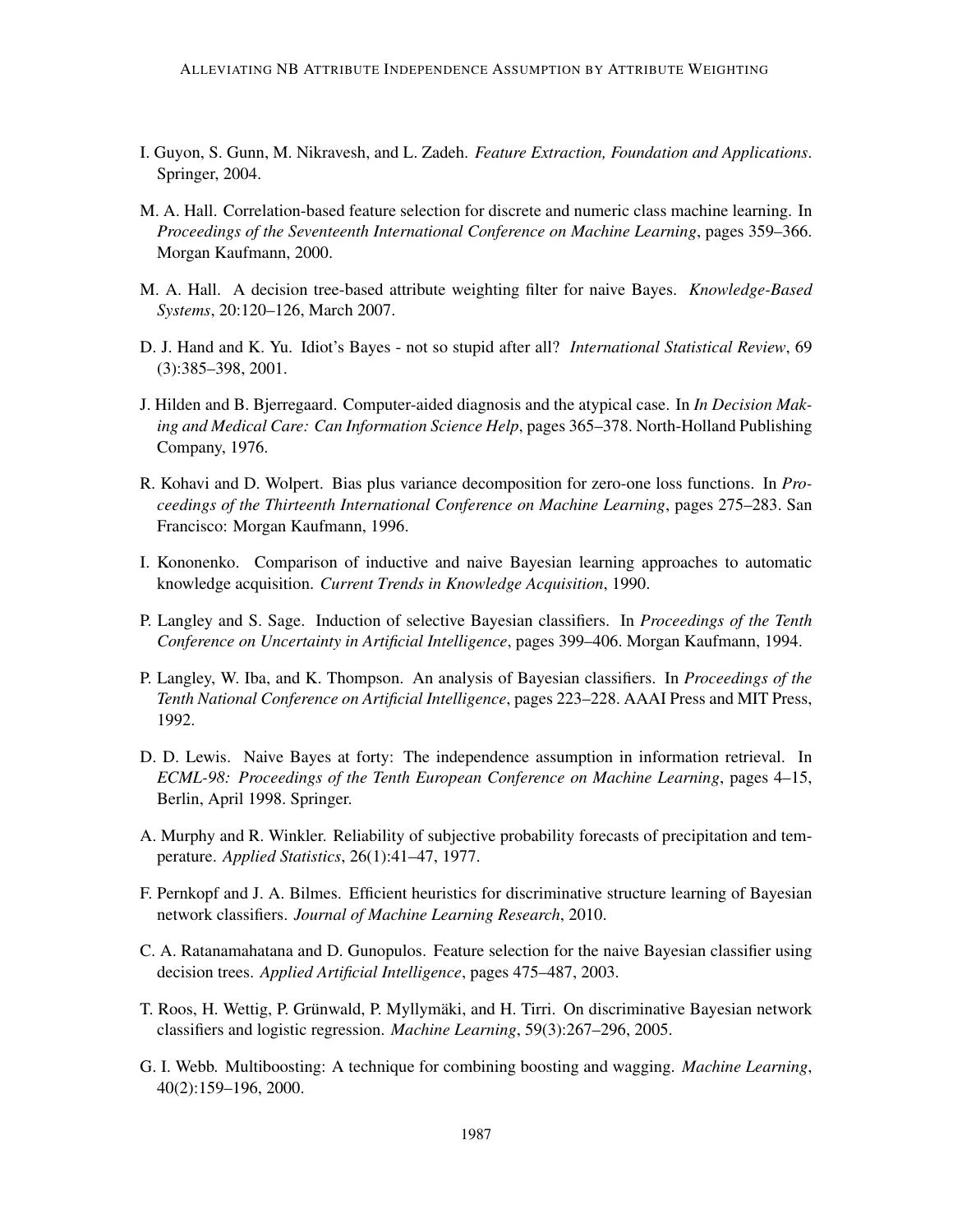I. Guyon, S. Gunn, M. Nikravesh, and L. Zadeh. *Feature Extraction, Foundation and Applications*. Springer, 2004.

M. A. Hall. Correlation-based feature selection for discrete and numeric class machine learning. In *Proceedings of the Seventeenth International Conference on Machine Learning*, pages 359–366. Morgan Kaufmann, 2000.

M. A. Hall. A decision tree-based attribute weighting filter for naive Bayes. *Knowledge-Based Systems*, 20:120–126, March 2007.

D. J. Hand and K. Yu. Idiot's Bayes - not so stupid after all? *International Statistical Review*, 69 (3):385–398, 2001.

J. Hilden and B. Bjerregaard. Computer-aided diagnosis and the atypical case. In *In Decision Making and Medical Care: Can Information Science Help*, pages 365–378. North-Holland Publishing Company, 1976.

R. Kohavi and D. Wolpert. Bias plus variance decomposition for zero-one loss functions. In *Proceedings of the Thirteenth International Conference on Machine Learning*, pages 275–283. San Francisco: Morgan Kaufmann, 1996.

I. Kononenko. Comparison of inductive and naive Bayesian learning approaches to automatic knowledge acquisition. *Current Trends in Knowledge Acquisition*, 1990.

P. Langley and S. Sage. Induction of selective Bayesian classifiers. In *Proceedings of the Tenth Conference on Uncertainty in Artificial Intelligence*, pages 399–406. Morgan Kaufmann, 1994.

P. Langley, W. Iba, and K. Thompson. An analysis of Bayesian classifiers. In *Proceedings of the Tenth National Conference on Artificial Intelligence*, pages 223–228. AAAI Press and MIT Press, 1992.

D. D. Lewis. Naive Bayes at forty: The independence assumption in information retrieval. In *ECML-98: Proceedings of the Tenth European Conference on Machine Learning*, pages 4–15, Berlin, April 1998. Springer.

A. Murphy and R. Winkler. Reliability of subjective probability forecasts of precipitation and temperature. *Applied Statistics*, 26(1):41–47, 1977.

F. Pernkopf and J. A. Bilmes. Efficient heuristics for discriminative structure learning of Bayesian network classifiers. *Journal of Machine Learning Research*, 2010.

C. A. Ratanamahatana and D. Gunopulos. Feature selection for the naive Bayesian classifier using decision trees. *Applied Artificial Intelligence*, pages 475–487, 2003.

T. Roos, H. Wettig, P. Grünwald, P. Myllymäki, and H. Tirri. On discriminative Bayesian network classifiers and logistic regression. *Machine Learning*, 59(3):267–296, 2005.

G. I. Webb. Multiboosting: A technique for combining boosting and wagging. *Machine Learning*, 40(2):159–196, 2000.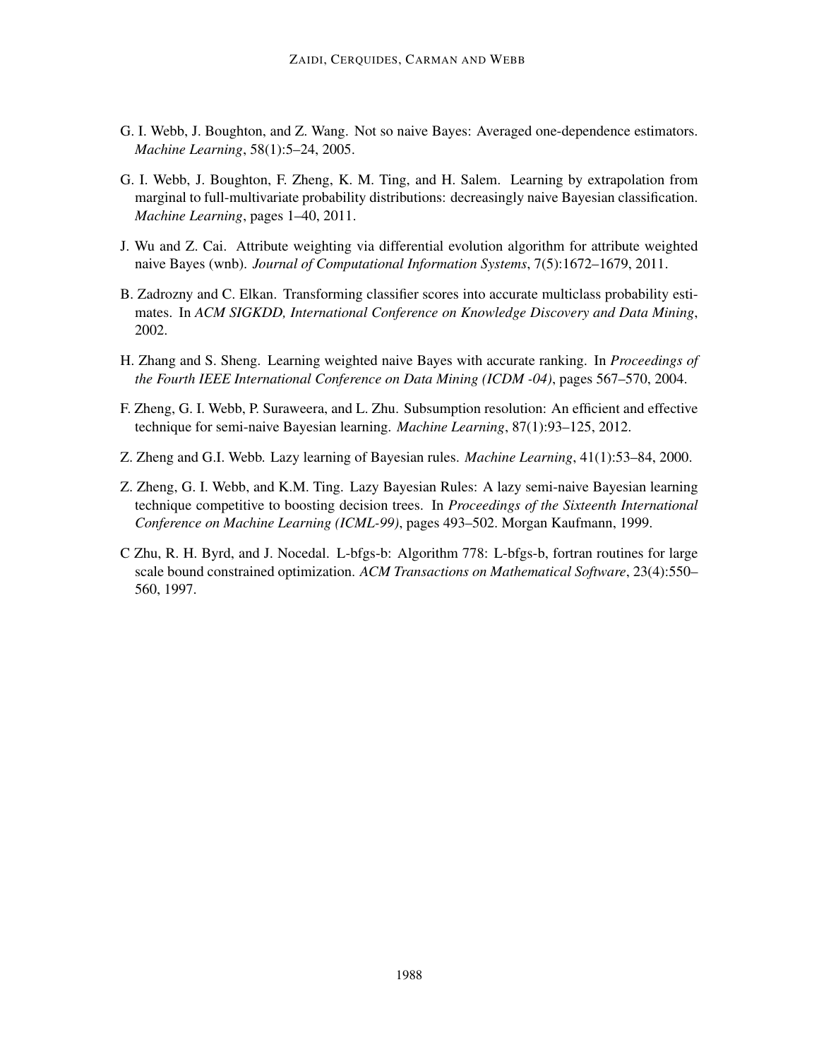G. I. Webb, J. Boughton, and Z. Wang. Not so naive Bayes: Averaged one-dependence estimators. *Machine Learning*, 58(1):5–24, 2005.

G. I. Webb, J. Boughton, F. Zheng, K. M. Ting, and H. Salem. Learning by extrapolation from marginal to full-multivariate probability distributions: decreasingly naive Bayesian classification. *Machine Learning*, pages 1–40, 2011.

J. Wu and Z. Cai. Attribute weighting via differential evolution algorithm for attribute weighted naive Bayes (wnb). *Journal of Computational Information Systems*, 7(5):1672–1679, 2011.

B. Zadrozny and C. Elkan. Transforming classifier scores into accurate multiclass probability estimates. In *ACM SIGKDD, International Conference on Knowledge Discovery and Data Mining*, 2002.

H. Zhang and S. Sheng. Learning weighted naive Bayes with accurate ranking. In *Proceedings of the Fourth IEEE International Conference on Data Mining (ICDM -04)*, pages 567–570, 2004.

F. Zheng, G. I. Webb, P. Suraweera, and L. Zhu. Subsumption resolution: An efficient and effective technique for semi-naive Bayesian learning. *Machine Learning*, 87(1):93–125, 2012.

Z. Zheng and G.I. Webb. Lazy learning of Bayesian rules. *Machine Learning*, 41(1):53–84, 2000.

Z. Zheng, G. I. Webb, and K.M. Ting. Lazy Bayesian Rules: A lazy semi-naive Bayesian learning technique competitive to boosting decision trees. In *Proceedings of the Sixteenth International Conference on Machine Learning (ICML-99)*, pages 493–502. Morgan Kaufmann, 1999.

C Zhu, R. H. Byrd, and J. Nocedal. L-bfgs-b: Algorithm 778: L-bfgs-b, fortran routines for large scale bound constrained optimization. *ACM Transactions on Mathematical Software*, 23(4):550–560, 1997.